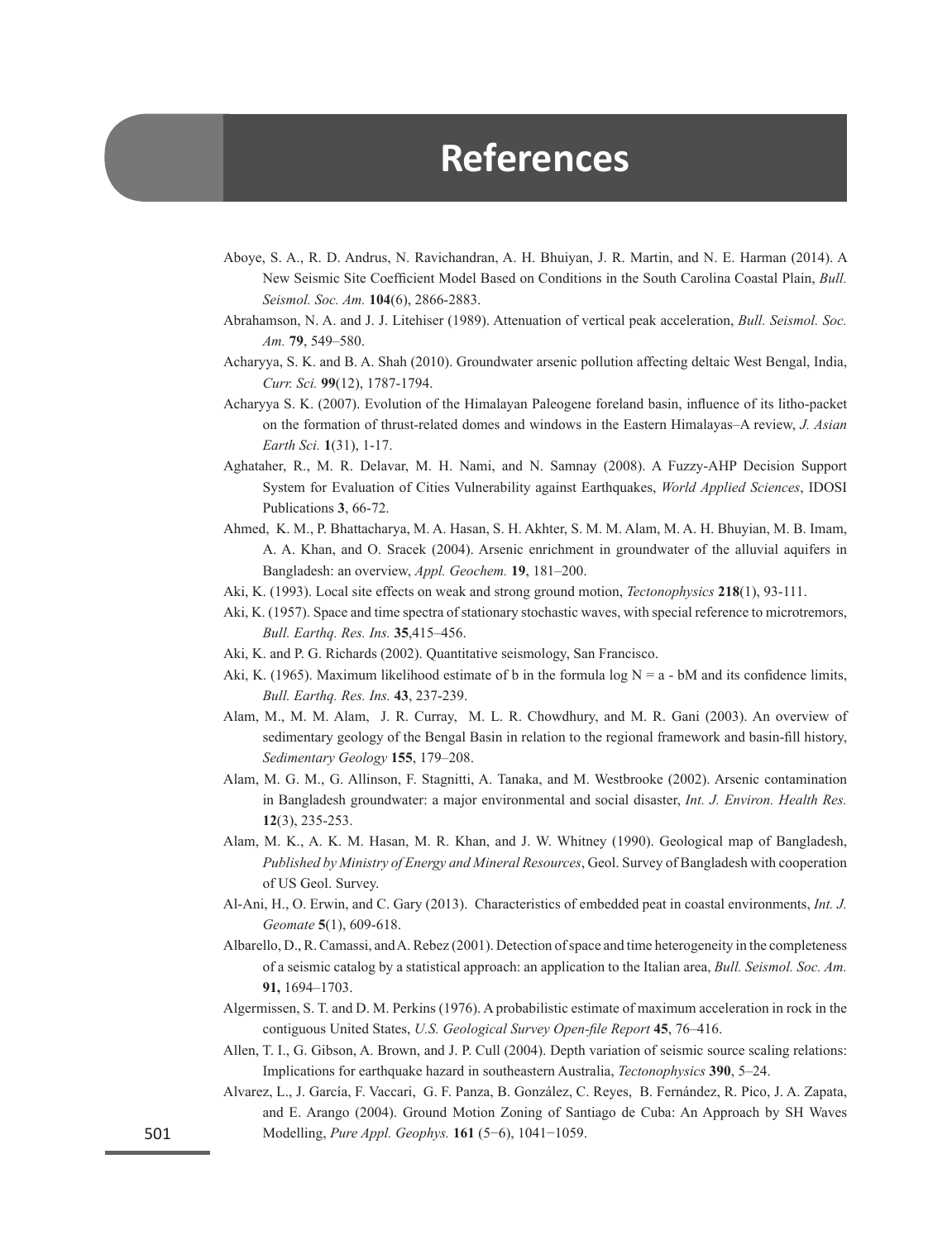# References

Aboye, S. A., R. D. Andrus, N. Ravichandran, A. H. Bhuiyan, J. R. Martin, and N. E. Harman (2014). A New Seismic Site Coefficient Model Based on Conditions in the South Carolina Coastal Plain, *Bull. Seismol. Soc. Am.* **104**(6), 2866-2883.

Abrahamson, N. A. and J. J. Litehiser (1989). Attenuation of vertical peak acceleration, *Bull. Seismol. Soc. Am.* **79**, 549–580.

Acharyya, S. K. and B. A. Shah (2010). Groundwater arsenic pollution affecting deltaic West Bengal, India, *Curr. Sci.* **99**(12), 1787-1794.

Acharyya S. K. (2007). Evolution of the Himalayan Paleogene foreland basin, influence of its litho-packet on the formation of thrust-related domes and windows in the Eastern Himalayas–A review, *J. Asian Earth Sci.* **1**(31), 1-17.

Aghataher, R., M. R. Delavar, M. H. Nami, and N. Samnay (2008). A Fuzzy-AHP Decision Support System for Evaluation of Cities Vulnerability against Earthquakes, *World Applied Sciences*, IDOSI Publications **3**, 66-72.

Ahmed, K. M., P. Bhattacharya, M. A. Hasan, S. H. Akhter, S. M. M. Alam, M. A. H. Bhuyian, M. B. Imam, A. A. Khan, and O. Sracek (2004). Arsenic enrichment in groundwater of the alluvial aquifers in Bangladesh: an overview, *Appl. Geochem.* **19**, 181–200.

Aki, K. (1993). Local site effects on weak and strong ground motion, *Tectonophysics* **218**(1), 93-111.

Aki, K. (1957). Space and time spectra of stationary stochastic waves, with special reference to microtremors, *Bull. Earthq. Res. Ins.* **35**,415–456.

Aki, K. and P. G. Richards (2002). Quantitative seismology, San Francisco.

Aki, K. (1965). Maximum likelihood estimate of b in the formula log N = a - bM and its confidence limits, *Bull. Earthq. Res. Ins.* **43**, 237-239.

Alam, M., M. M. Alam, J. R. Curray, M. L. R. Chowdhury, and M. R. Gani (2003). An overview of sedimentary geology of the Bengal Basin in relation to the regional framework and basin-fill history, *Sedimentary Geology* **155**, 179–208.

Alam, M. G. M., G. Allinson, F. Stagnitti, A. Tanaka, and M. Westbrooke (2002). Arsenic contamination in Bangladesh groundwater: a major environmental and social disaster, *Int. J. Environ. Health Res.* **12**(3), 235-253.

Alam, M. K., A. K. M. Hasan, M. R. Khan, and J. W. Whitney (1990). Geological map of Bangladesh, *Published by Ministry of Energy and Mineral Resources*, Geol. Survey of Bangladesh with cooperation of US Geol. Survey.

Al-Ani, H., O. Erwin, and C. Gary (2013). Characteristics of embedded peat in coastal environments, *Int. J. Geomate* **5**(1), 609-618.

Albarello, D., R. Camassi, and A. Rebez (2001). Detection of space and time heterogeneity in the completeness of a seismic catalog by a statistical approach: an application to the Italian area, *Bull. Seismol. Soc. Am.* **91,** 1694–1703.

Algermissen, S. T. and D. M. Perkins (1976). A probabilistic estimate of maximum acceleration in rock in the contiguous United States, *U.S. Geological Survey Open-file Report* **45**, 76–416.

Allen, T. I., G. Gibson, A. Brown, and J. P. Cull (2004). Depth variation of seismic source scaling relations: Implications for earthquake hazard in southeastern Australia, *Tectonophysics* **390**, 5–24.

Alvarez, L., J. García, F. Vaccari, G. F. Panza, B. González, C. Reyes, B. Fernández, R. Pico, J. A. Zapata, and E. Arango (2004). Ground Motion Zoning of Santiago de Cuba: An Approach by SH Waves Modelling, *Pure Appl. Geophys.* **161** (5−6), 1041−1059.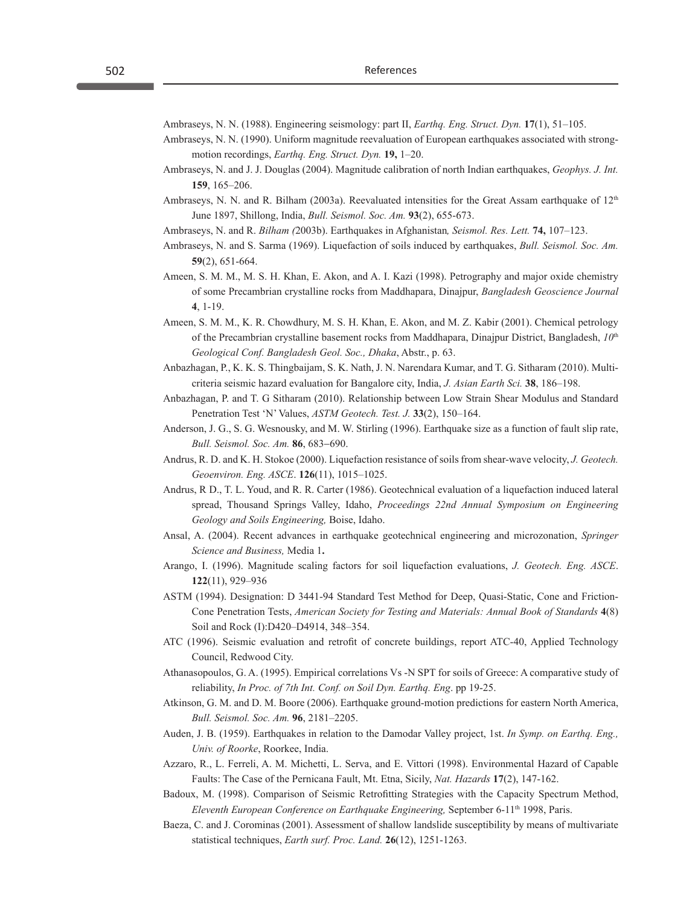Ambraseys, N. N. (1988). Engineering seismology: part II, *Earthq. Eng. Struct. Dyn.* **17**(1), 51–105.

Ambraseys, N. N. (1990). Uniform magnitude reevaluation of European earthquakes associated with strong-motion recordings, *Earthq. Eng. Struct. Dyn.* **19,** 1–20.

Ambraseys, N. and J. J. Douglas (2004). Magnitude calibration of north Indian earthquakes, *Geophys. J. Int.* **159**, 165–206.

Ambraseys, N. N. and R. Bilham (2003a). Reevaluated intensities for the Great Assam earthquake of 12th June 1897, Shillong, India, *Bull. Seismol. Soc. Am.* **93**(2), 655-673.

Ambraseys, N. and R. *Bilham (*2003b). Earthquakes in Afghanistan*, Seismol. Res. Lett.* **74,** 107–123.

Ambraseys, N. and S. Sarma (1969). Liquefaction of soils induced by earthquakes, *Bull. Seismol. Soc. Am.* **59**(2), 651-664.

Ameen, S. M. M., M. S. H. Khan, E. Akon, and A. I. Kazi (1998). Petrography and major oxide chemistry of some Precambrian crystalline rocks from Maddhapara, Dinajpur, *Bangladesh Geoscience Journal* **4**, 1-19.

Ameen, S. M. M., K. R. Chowdhury, M. S. H. Khan, E. Akon, and M. Z. Kabir (2001). Chemical petrology of the Precambrian crystalline basement rocks from Maddhapara, Dinajpur District, Bangladesh, *10th Geological Conf. Bangladesh Geol. Soc., Dhaka*, Abstr., p. 63.

Anbazhagan, P., K. K. S. Thingbaijam, S. K. Nath, J. N. Narendara Kumar, and T. G. Sitharam (2010). Multi-criteria seismic hazard evaluation for Bangalore city, India, *J. Asian Earth Sci.* **38**, 186–198.

Anbazhagan, P. and T. G Sitharam (2010). Relationship between Low Strain Shear Modulus and Standard Penetration Test 'N' Values, *ASTM Geotech. Test. J.* **33**(2), 150–164.

Anderson, J. G., S. G. Wesnousky, and M. W. Stirling (1996). Earthquake size as a function of fault slip rate, *Bull. Seismol. Soc. Am.* **86**, 683–690.

Andrus, R. D. and K. H. Stokoe (2000). Liquefaction resistance of soils from shear-wave velocity, *J. Geotech. Geoenviron. Eng. ASCE*. **126**(11), 1015–1025.

Andrus, R D., T. L. Youd, and R. R. Carter (1986). Geotechnical evaluation of a liquefaction induced lateral spread, Thousand Springs Valley, Idaho, *Proceedings 22nd Annual Symposium on Engineering Geology and Soils Engineering,* Boise, Idaho.

Ansal, A. (2004). Recent advances in earthquake geotechnical engineering and microzonation, *Springer Science and Business,* Media 1**.**

Arango, I. (1996). Magnitude scaling factors for soil liquefaction evaluations, *J. Geotech. Eng. ASCE*. **122**(11), 929–936

ASTM (1994). Designation: D 3441-94 Standard Test Method for Deep, Quasi-Static, Cone and Friction-Cone Penetration Tests, *American Society for Testing and Materials: Annual Book of Standards* **4**(8) Soil and Rock (I):D420–D4914, 348–354.

ATC (1996). Seismic evaluation and retrofit of concrete buildings, report ATC-40, Applied Technology Council, Redwood City.

Athanasopoulos, G. A. (1995). Empirical correlations Vs -N SPT for soils of Greece: A comparative study of reliability, *In Proc. of 7th Int. Conf. on Soil Dyn. Earthq. Eng*. pp 19-25.

Atkinson, G. M. and D. M. Boore (2006). Earthquake ground-motion predictions for eastern North America, *Bull. Seismol. Soc. Am.* **96**, 2181–2205.

Auden, J. B. (1959). Earthquakes in relation to the Damodar Valley project, 1st. *In Symp. on Earthq. Eng., Univ. of Roorke*, Roorkee, India.

Azzaro, R., L. Ferreli, A. M. Michetti, L. Serva, and E. Vittori (1998). Environmental Hazard of Capable Faults: The Case of the Pernicana Fault, Mt. Etna, Sicily, *Nat. Hazards* **17**(2), 147-162.

Badoux, M. (1998). Comparison of Seismic Retrofitting Strategies with the Capacity Spectrum Method, *Eleventh European Conference on Earthquake Engineering,* September 6-11th 1998, Paris.

Baeza, C. and J. Corominas (2001). Assessment of shallow landslide susceptibility by means of multivariate statistical techniques, *Earth surf. Proc. Land.* **26**(12), 1251-1263.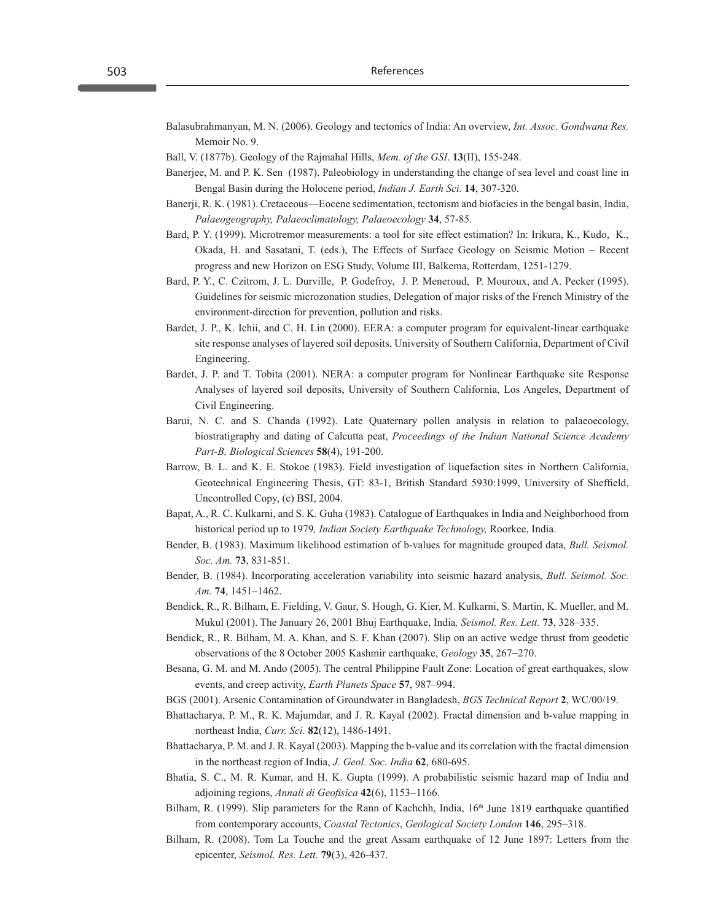Balasubrahmanyan, M. N. (2006). Geology and tectonics of India: An overview, *Int. Assoc. Gondwana Res.* Memoir No. 9.

Ball, V. (1877b). Geology of the Rajmahal Hills, *Mem. of the GSI*. **13**(II), 155-248.

Banerjee, M. and P. K. Sen (1987). Paleobiology in understanding the change of sea level and coast line in Bengal Basin during the Holocene period, *Indian J. Earth Sci.* **14**, 307-320.

Banerji, R. K. (1981). Cretaceous—Eocene sedimentation, tectonism and biofacies in the bengal basin, India, *Palaeogeography, Palaeoclimatology, Palaeoecology* **34**, 57-85.

Bard, P. Y. (1999). Microtremor measurements: a tool for site effect estimation? In: Irikura, K., Kudo, K., Okada, H. and Sasatani, T. (eds.), The Effects of Surface Geology on Seismic Motion – Recent progress and new Horizon on ESG Study, Volume III, Balkema, Rotterdam, 1251-1279.

Bard, P. Y., C. Czitrom, J. L. Durville, P. Godefroy, J. P. Meneroud, P. Mouroux, and A. Pecker (1995). Guidelines for seismic microzonation studies, Delegation of major risks of the French Ministry of the environment-direction for prevention, pollution and risks.

Bardet, J. P., K. Ichii, and C. H. Lin (2000). EERA: a computer program for equivalent-linear earthquake site response analyses of layered soil deposits, University of Southern California, Department of Civil Engineering.

Bardet, J. P. and T. Tobita (2001). NERA: a computer program for Nonlinear Earthquake site Response Analyses of layered soil deposits, University of Southern California, Los Angeles, Department of Civil Engineering.

Barui, N. C. and S. Chanda (1992). Late Quaternary pollen analysis in relation to palaeoecology, biostratigraphy and dating of Calcutta peat, *Proceedings of the Indian National Science Academy Part-B, Biological Sciences* **58**(4), 191-200.

Barrow, B. L. and K. E. Stokoe (1983). Field investigation of liquefaction sites in Northern California, Geotechnical Engineering Thesis, GT: 83-1, British Standard 5930:1999, University of Sheffield, Uncontrolled Copy, (c) BSI, 2004.

Bapat, A., R. C. Kulkarni, and S. K. Guha (1983). Catalogue of Earthquakes in India and Neighborhood from historical period up to 1979*, Indian Society Earthquake Technology,* Roorkee, India.

Bender, B. (1983). Maximum likelihood estimation of b-values for magnitude grouped data, *Bull. Seismol. Soc. Am.* **73**, 831-851.

Bender, B. (1984). Incorporating acceleration variability into seismic hazard analysis, *Bull. Seismol. Soc. Am.* **74**, 1451–1462.

Bendick, R., R. Bilham, E. Fielding, V. Gaur, S. Hough, G. Kier, M. Kulkarni, S. Martin, K. Mueller, and M. Mukul (2001). The January 26, 2001 Bhuj Earthquake, India*, Seismol. Res. Lett.* **73**, 328–335.

Bendick, R., R. Bilham, M. A. Khan, and S. F. Khan (2007). Slip on an active wedge thrust from geodetic observations of the 8 October 2005 Kashmir earthquake, *Geology* **35**, 267−270.

Besana, G. M. and M. Ando (2005). The central Philippine Fault Zone: Location of great earthquakes, slow events, and creep activity, *Earth Planets Space* **57**, 987–994.

BGS (2001). Arsenic Contamination of Groundwater in Bangladesh, *BGS Technical Report* **2**, WC/00/19.

Bhattacharya, P. M., R. K. Majumdar, and J. R. Kayal (2002). Fractal dimension and b-value mapping in northeast India, *Curr. Sci.* **82**(12), 1486-1491.

Bhattacharya, P. M. and J. R. Kayal (2003). Mapping the b-value and its correlation with the fractal dimension in the northeast region of India, *J. Geol. Soc. India* **62**, 680-695.

Bhatia, S. C., M. R. Kumar, and H. K. Gupta (1999). A probabilistic seismic hazard map of India and adjoining regions, *Annali di Geofisica* **42**(6), 1153−1166.

Bilham, R. (1999). Slip parameters for the Rann of Kachchh, India, 16th June 1819 earthquake quantified from contemporary accounts, *Coastal Tectonics*, *Geological Society London* **146**, 295–318.

Bilham, R. (2008). Tom La Touche and the great Assam earthquake of 12 June 1897: Letters from the epicenter, *Seismol. Res. Lett.* **79**(3), 426-437.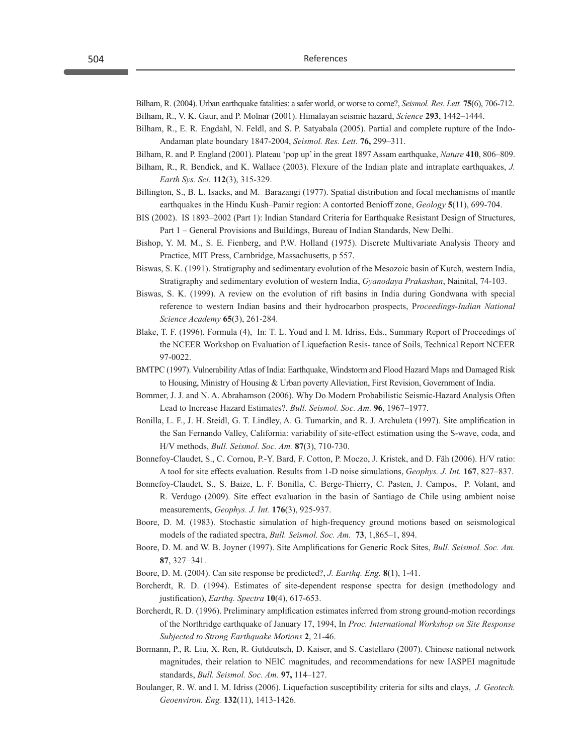Bilham, R. (2004). Urban earthquake fatalities: a safer world, or worse to come?, *Seismol. Res. Lett.* **75**(6), 706-712.

Bilham, R., V. K. Gaur, and P. Molnar (2001). Himalayan seismic hazard, *Science* **293**, 1442–1444.

Bilham, R., E. R. Engdahl, N. Feldl, and S. P. Satyabala (2005). Partial and complete rupture of the Indo-Andaman plate boundary 1847-2004, *Seismol. Res. Lett.* **76,** 299–311.

Bilham, R. and P. England (2001). Plateau 'pop up' in the great 1897 Assam earthquake, *Nature* **410**, 806–809.

Bilham, R., R. Bendick, and K. Wallace (2003). Flexure of the Indian plate and intraplate earthquakes, *J. Earth Sys. Sci.* **112**(3), 315-329.

Billington, S., B. L. Isacks, and M. Barazangi (1977). Spatial distribution and focal mechanisms of mantle earthquakes in the Hindu Kush–Pamir region: A contorted Benioff zone, *Geology* **5**(11), 699-704.

BIS (2002). IS 1893–2002 (Part 1): Indian Standard Criteria for Earthquake Resistant Design of Structures, Part 1 – General Provisions and Buildings, Bureau of Indian Standards, New Delhi.

Bishop, Y. M. M., S. E. Fienberg, and P.W. Holland (1975). Discrete Multivariate Analysis Theory and Practice, MIT Press, Carnbridge, Massachusetts, p 557.

Biswas, S. K. (1991). Stratigraphy and sedimentary evolution of the Mesozoic basin of Kutch, western India, Stratigraphy and sedimentary evolution of western India, *Gyanodaya Prakashan*, Nainital, 74-103.

Biswas, S. K. (1999). A review on the evolution of rift basins in India during Gondwana with special reference to western Indian basins and their hydrocarbon prospects, P*roceedings-Indian National Science Academy* **65**(3), 261-284.

Blake, T. F. (1996). Formula (4), In: T. L. Youd and I. M. Idriss, Eds., Summary Report of Proceedings of the NCEER Workshop on Evaluation of Liquefaction Resis- tance of Soils, Technical Report NCEER 97-0022.

BMTPC (1997). Vulnerability Atlas of India: Earthquake, Windstorm and Flood Hazard Maps and Damaged Risk to Housing, Ministry of Housing & Urban poverty Alleviation, First Revision, Government of India.

Bommer, J. J. and N. A. Abrahamson (2006). Why Do Modern Probabilistic Seismic-Hazard Analysis Often Lead to Increase Hazard Estimates?, *Bull. Seismol. Soc. Am.* **96**, 1967–1977.

Bonilla, L. F., J. H. Steidl, G. T. Lindley, A. G. Tumarkin, and R. J. Archuleta (1997). Site amplification in the San Fernando Valley, California: variability of site-effect estimation using the S-wave, coda, and H/V methods, *Bull. Seismol. Soc. Am.* **87**(3), 710-730.

Bonnefoy-Claudet, S., C. Cornou, P.-Y. Bard, F. Cotton, P. Moczo, J. Kristek, and D. Fäh (2006). H/V ratio: A tool for site effects evaluation. Results from 1-D noise simulations, *Geophys. J. Int.* **167**, 827–837.

Bonnefoy-Claudet, S., S. Baize, L. F. Bonilla, C. Berge-Thierry, C. Pasten, J. Campos, P. Volant, and R. Verdugo (2009). Site effect evaluation in the basin of Santiago de Chile using ambient noise measurements, *Geophys. J. Int.* **176**(3), 925-937.

Boore, D. M. (1983). Stochastic simulation of high-frequency ground motions based on seismological models of the radiated spectra, *Bull. Seismol. Soc. Am.* **73**, 1,865–1, 894.

Boore, D. M. and W. B. Joyner (1997). Site Amplifications for Generic Rock Sites, *Bull. Seismol. Soc. Am.* **87**, 327–341.

Boore, D. M. (2004). Can site response be predicted?, *J. Earthq. Eng.* **8**(1), 1-41.

Borcherdt, R. D. (1994). Estimates of site-dependent response spectra for design (methodology and justification), *Earthq. Spectra* **10**(4), 617-653.

Borcherdt, R. D. (1996). Preliminary amplification estimates inferred from strong ground-motion recordings of the Northridge earthquake of January 17, 1994, In *Proc. International Workshop on Site Response Subjected to Strong Earthquake Motions* **2**, 21-46.

Bormann, P., R. Liu, X. Ren, R. Gutdeutsch, D. Kaiser, and S. Castellaro (2007). Chinese national network magnitudes, their relation to NEIC magnitudes, and recommendations for new IASPEI magnitude standards, *Bull. Seismol. Soc. Am.* **97,** 114–127.

Boulanger, R. W. and I. M. Idriss (2006). Liquefaction susceptibility criteria for silts and clays, *J. Geotech. Geoenviron. Eng.* **132**(11), 1413-1426.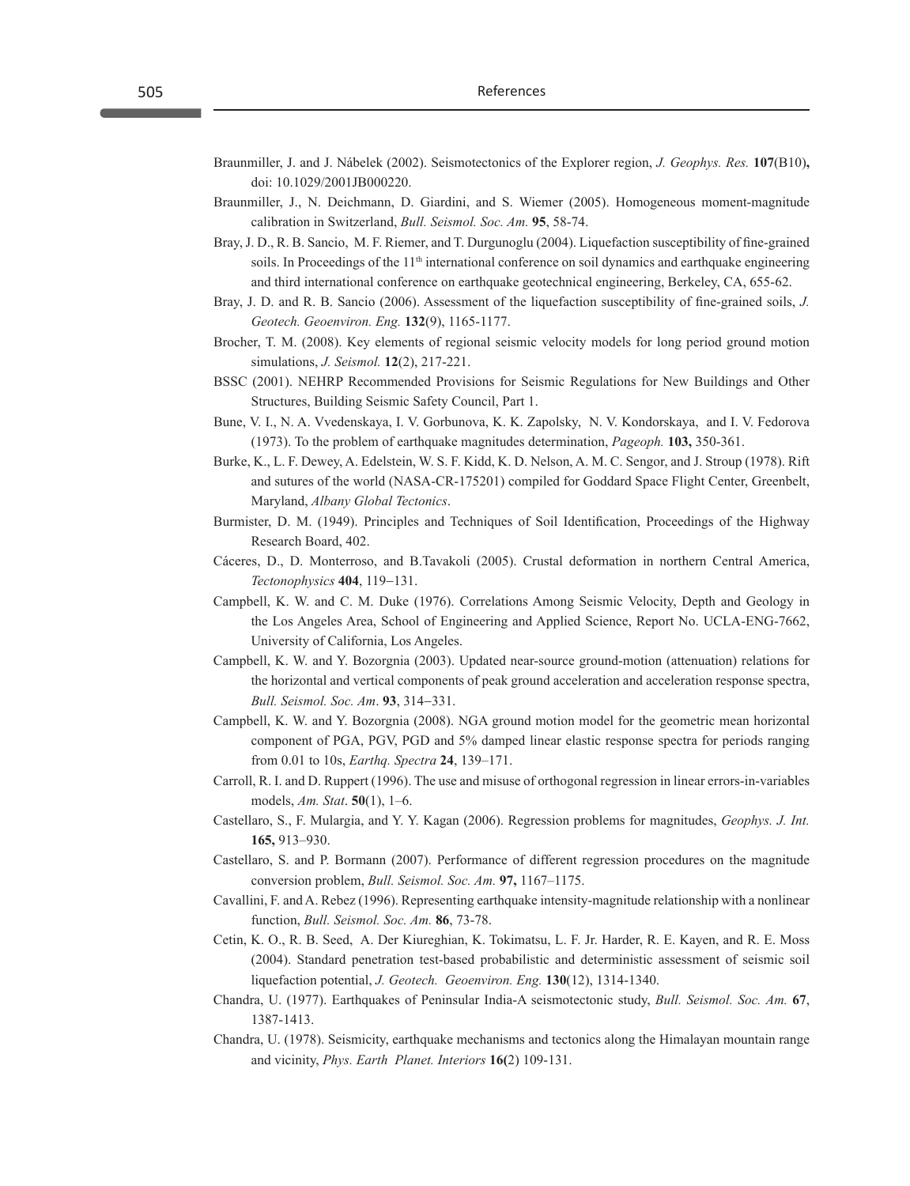Braunmiller, J. and J. Nábelek (2002). Seismotectonics of the Explorer region, *J. Geophys. Res.* **107**(B10)**,** doi: 10.1029/2001JB000220.

Braunmiller, J., N. Deichmann, D. Giardini, and S. Wiemer (2005). Homogeneous moment-magnitude calibration in Switzerland, *Bull. Seismol. Soc. Am.* **95**, 58-74.

Bray, J. D., R. B. Sancio, M. F. Riemer, and T. Durgunoglu (2004). Liquefaction susceptibility of fine-grained soils. In Proceedings of the 11th international conference on soil dynamics and earthquake engineering and third international conference on earthquake geotechnical engineering, Berkeley, CA, 655-62.

Bray, J. D. and R. B. Sancio (2006). Assessment of the liquefaction susceptibility of fine-grained soils, *J. Geotech. Geoenviron. Eng.* **132**(9), 1165-1177.

Brocher, T. M. (2008). Key elements of regional seismic velocity models for long period ground motion simulations, *J. Seismol.* **12**(2), 217-221.

BSSC (2001). NEHRP Recommended Provisions for Seismic Regulations for New Buildings and Other Structures, Building Seismic Safety Council, Part 1.

Bune, V. I., N. A. Vvedenskaya, I. V. Gorbunova, K. K. Zapolsky, N. V. Kondorskaya, and I. V. Fedorova (1973). To the problem of earthquake magnitudes determination, *Pageoph.* **103,** 350-361.

Burke, K., L. F. Dewey, A. Edelstein, W. S. F. Kidd, K. D. Nelson, A. M. C. Sengor, and J. Stroup (1978). Rift and sutures of the world (NASA-CR-175201) compiled for Goddard Space Flight Center, Greenbelt, Maryland, *Albany Global Tectonics*.

Burmister, D. M. (1949). Principles and Techniques of Soil Identification, Proceedings of the Highway Research Board, 402.

Cáceres, D., D. Monterroso, and B.Tavakoli (2005). Crustal deformation in northern Central America, *Tectonophysics* **404**, 119–131.

Campbell, K. W. and C. M. Duke (1976). Correlations Among Seismic Velocity, Depth and Geology in the Los Angeles Area, School of Engineering and Applied Science, Report No. UCLA-ENG-7662, University of California, Los Angeles.

Campbell, K. W. and Y. Bozorgnia (2003). Updated near-source ground-motion (attenuation) relations for the horizontal and vertical components of peak ground acceleration and acceleration response spectra, *Bull. Seismol. Soc. Am*. **93**, 314–331.

Campbell, K. W. and Y. Bozorgnia (2008). NGA ground motion model for the geometric mean horizontal component of PGA, PGV, PGD and 5% damped linear elastic response spectra for periods ranging from 0.01 to 10s, *Earthq. Spectra* **24**, 139–171.

Carroll, R. I. and D. Ruppert (1996). The use and misuse of orthogonal regression in linear errors-in-variables models, *Am. Stat*. **50**(1), 1–6.

Castellaro, S., F. Mulargia, and Y. Y. Kagan (2006). Regression problems for magnitudes, *Geophys. J. Int.* **165,** 913–930.

Castellaro, S. and P. Bormann (2007). Performance of different regression procedures on the magnitude conversion problem, *Bull. Seismol. Soc. Am.* **97,** 1167–1175.

Cavallini, F. and A. Rebez (1996). Representing earthquake intensity-magnitude relationship with a nonlinear function, *Bull. Seismol. Soc. Am.* **86**, 73-78.

Cetin, K. O., R. B. Seed, A. Der Kiureghian, K. Tokimatsu, L. F. Jr. Harder, R. E. Kayen, and R. E. Moss (2004). Standard penetration test-based probabilistic and deterministic assessment of seismic soil liquefaction potential, *J. Geotech. Geoenviron. Eng.* **130**(12), 1314-1340.

Chandra, U. (1977). Earthquakes of Peninsular India-A seismotectonic study, *Bull. Seismol. Soc. Am.* **67**, 1387-1413.

Chandra, U. (1978). Seismicity, earthquake mechanisms and tectonics along the Himalayan mountain range and vicinity, *Phys. Earth Planet. Interiors* **16(**2) 109-131.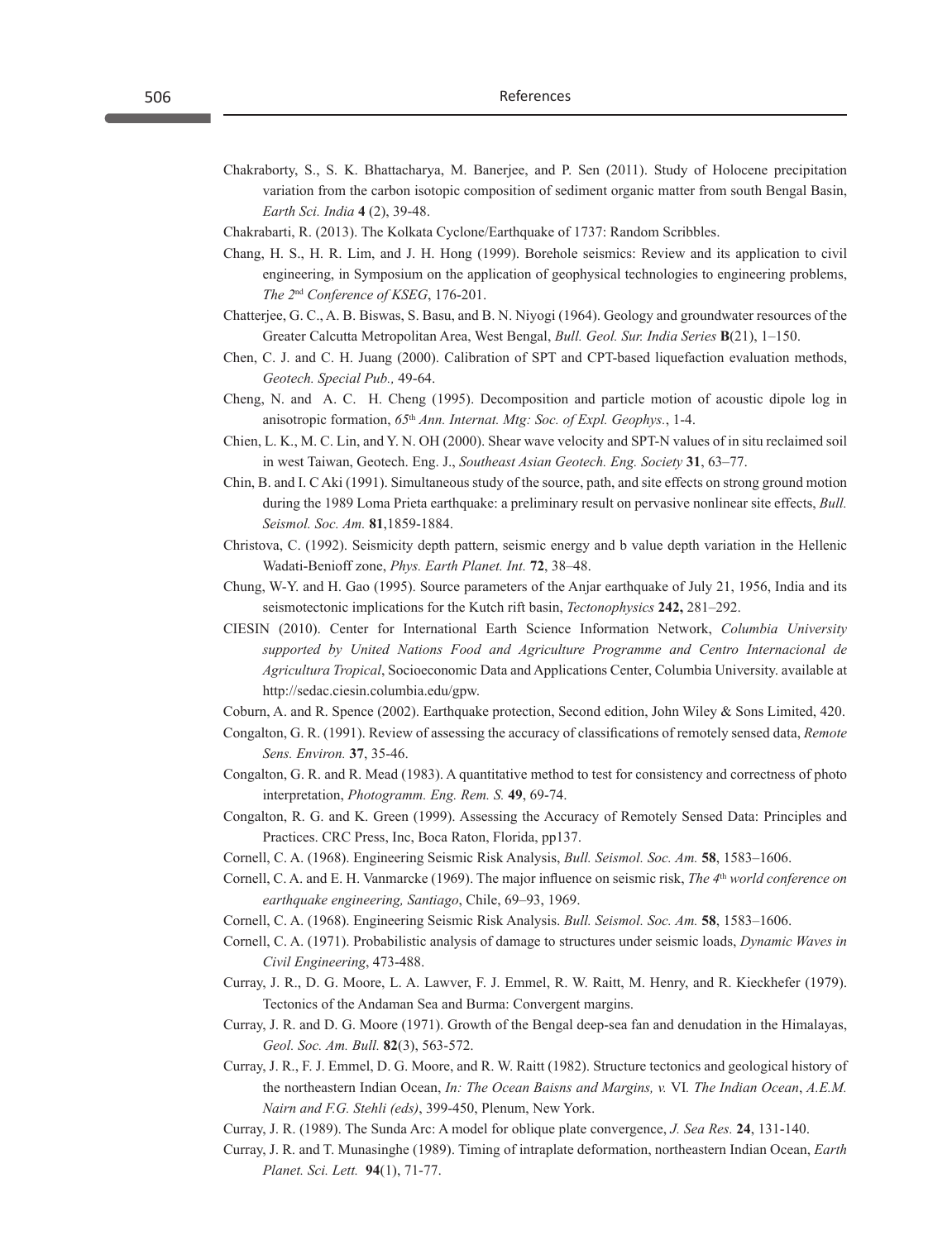Chakraborty, S., S. K. Bhattacharya, M. Banerjee, and P. Sen (2011). Study of Holocene precipitation variation from the carbon isotopic composition of sediment organic matter from south Bengal Basin, *Earth Sci. India* **4** (2), 39-48.

Chakrabarti, R. (2013). The Kolkata Cyclone/Earthquake of 1737: Random Scribbles.

Chang, H. S., H. R. Lim, and J. H. Hong (1999). Borehole seismics: Review and its application to civil engineering, in Symposium on the application of geophysical technologies to engineering problems, *The 2nd Conference of KSEG*, 176-201.

Chatterjee, G. C., A. B. Biswas, S. Basu, and B. N. Niyogi (1964). Geology and groundwater resources of the Greater Calcutta Metropolitan Area, West Bengal, *Bull. Geol. Sur. India Series* **B**(21), 1–150.

Chen, C. J. and C. H. Juang (2000). Calibration of SPT and CPT-based liquefaction evaluation methods, *Geotech. Special Pub.,* 49-64.

Cheng, N. and A. C. H. Cheng (1995). Decomposition and particle motion of acoustic dipole log in anisotropic formation, *65th Ann. Internat. Mtg: Soc. of Expl. Geophys.*, 1-4.

Chien, L. K., M. C. Lin, and Y. N. OH (2000). Shear wave velocity and SPT-N values of in situ reclaimed soil in west Taiwan, Geotech. Eng. J., *Southeast Asian Geotech. Eng. Society* **31**, 63–77.

Chin, B. and I. C Aki (1991). Simultaneous study of the source, path, and site effects on strong ground motion during the 1989 Loma Prieta earthquake: a preliminary result on pervasive nonlinear site effects, *Bull. Seismol. Soc. Am.* **81**,1859-1884.

Christova, C. (1992). Seismicity depth pattern, seismic energy and b value depth variation in the Hellenic Wadati-Benioff zone, *Phys. Earth Planet. Int.* **72**, 38–48.

Chung, W-Y. and H. Gao (1995). Source parameters of the Anjar earthquake of July 21, 1956, India and its seismotectonic implications for the Kutch rift basin, *Tectonophysics* **242,** 281–292.

CIESIN (2010). Center for International Earth Science Information Network, *Columbia University supported by United Nations Food and Agriculture Programme and Centro Internacional de Agricultura Tropical*, Socioeconomic Data and Applications Center, Columbia University. available at http://sedac.ciesin.columbia.edu/gpw.

Coburn, A. and R. Spence (2002). Earthquake protection, Second edition, John Wiley & Sons Limited, 420.

Congalton, G. R. (1991). Review of assessing the accuracy of classifications of remotely sensed data, *Remote Sens. Environ.* **37**, 35-46.

Congalton, G. R. and R. Mead (1983). A quantitative method to test for consistency and correctness of photo interpretation, *Photogramm. Eng. Rem. S.* **49**, 69-74.

Congalton, R. G. and K. Green (1999). Assessing the Accuracy of Remotely Sensed Data: Principles and Practices. CRC Press, Inc, Boca Raton, Florida, pp137.

Cornell, C. A. (1968). Engineering Seismic Risk Analysis, *Bull. Seismol. Soc. Am.* **58**, 1583–1606.

Cornell, C. A. and E. H. Vanmarcke (1969). The major influence on seismic risk, *The 4th world conference on earthquake engineering, Santiago*, Chile, 69–93, 1969.

Cornell, C. A. (1968). Engineering Seismic Risk Analysis. *Bull. Seismol. Soc. Am.* **58**, 1583–1606.

Cornell, C. A. (1971). Probabilistic analysis of damage to structures under seismic loads, *Dynamic Waves in Civil Engineering*, 473-488.

Curray, J. R., D. G. Moore, L. A. Lawver, F. J. Emmel, R. W. Raitt, M. Henry, and R. Kieckhefer (1979). Tectonics of the Andaman Sea and Burma: Convergent margins.

Curray, J. R. and D. G. Moore (1971). Growth of the Bengal deep-sea fan and denudation in the Himalayas, *Geol. Soc. Am. Bull.* **82**(3), 563-572.

Curray, J. R., F. J. Emmel, D. G. Moore, and R. W. Raitt (1982). Structure tectonics and geological history of the northeastern Indian Ocean, *In: The Ocean Baisns and Margins, v.* VI*. The Indian Ocean*, *A.E.M. Nairn and F.G. Stehli (eds)*, 399-450, Plenum, New York.

Curray, J. R. (1989). The Sunda Arc: A model for oblique plate convergence, *J. Sea Res.* **24**, 131-140.

Curray, J. R. and T. Munasinghe (1989). Timing of intraplate deformation, northeastern Indian Ocean, *Earth Planet. Sci. Lett.* **94**(1), 71-77.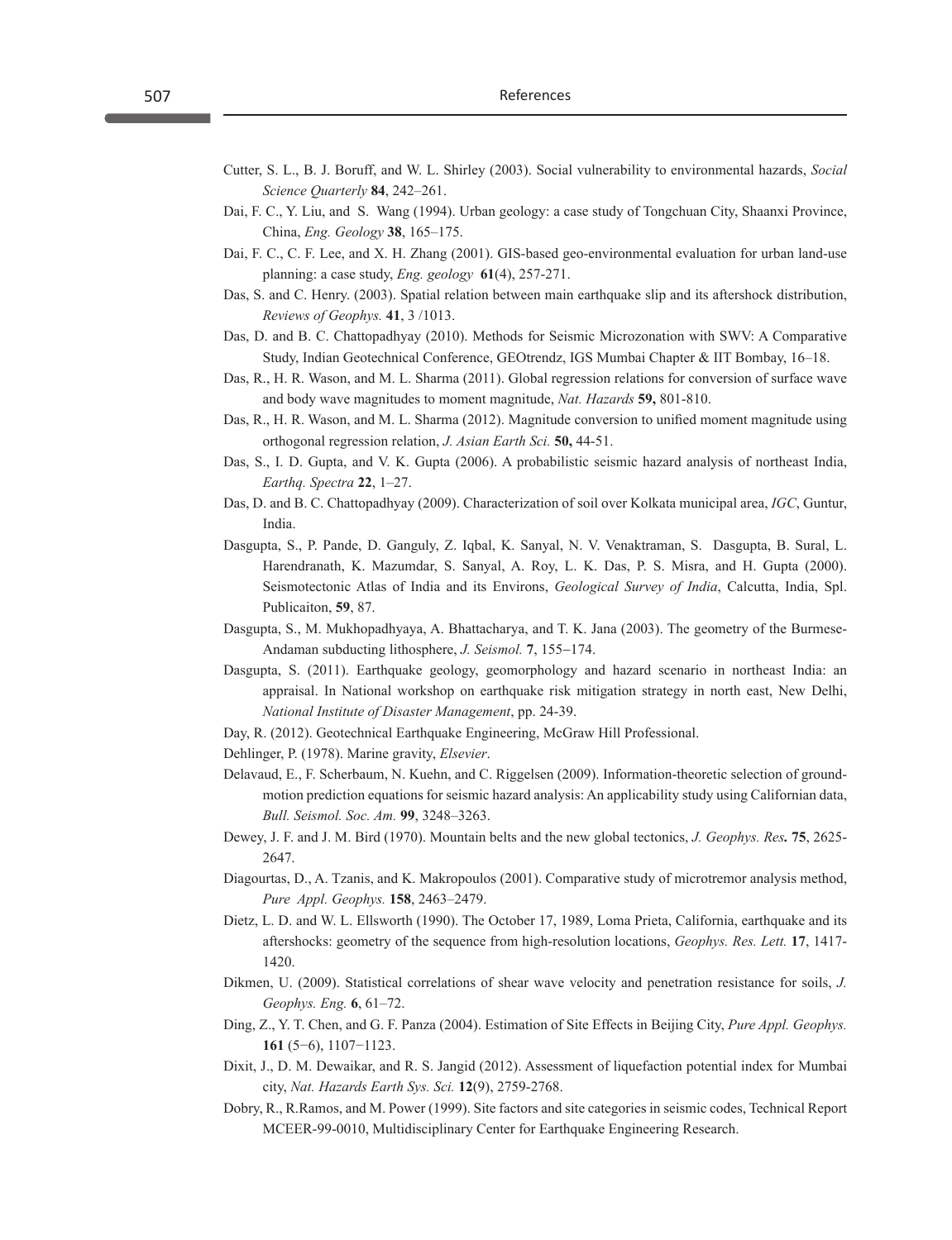Cutter, S. L., B. J. Boruff, and W. L. Shirley (2003). Social vulnerability to environmental hazards, *Social Science Quarterly* **84**, 242–261.

Dai, F. C., Y. Liu, and S. Wang (1994). Urban geology: a case study of Tongchuan City, Shaanxi Province, China, *Eng. Geology* **38**, 165–175.

Dai, F. C., C. F. Lee, and X. H. Zhang (2001). GIS-based geo-environmental evaluation for urban land-use planning: a case study, *Eng. geology* **61**(4), 257-271.

Das, S. and C. Henry. (2003). Spatial relation between main earthquake slip and its aftershock distribution, *Reviews of Geophys.* **41**, 3 /1013.

Das, D. and B. C. Chattopadhyay (2010). Methods for Seismic Microzonation with SWV: A Comparative Study, Indian Geotechnical Conference, GEOtrendz, IGS Mumbai Chapter & IIT Bombay, 16–18.

Das, R., H. R. Wason, and M. L. Sharma (2011). Global regression relations for conversion of surface wave and body wave magnitudes to moment magnitude, *Nat. Hazards* **59,** 801-810.

Das, R., H. R. Wason, and M. L. Sharma (2012). Magnitude conversion to unified moment magnitude using orthogonal regression relation, *J. Asian Earth Sci.* **50,** 44-51.

Das, S., I. D. Gupta, and V. K. Gupta (2006). A probabilistic seismic hazard analysis of northeast India, *Earthq. Spectra* **22**, 1–27.

Das, D. and B. C. Chattopadhyay (2009). Characterization of soil over Kolkata municipal area, *IGC*, Guntur, India.

Dasgupta, S., P. Pande, D. Ganguly, Z. Iqbal, K. Sanyal, N. V. Venaktraman, S. Dasgupta, B. Sural, L. Harendranath, K. Mazumdar, S. Sanyal, A. Roy, L. K. Das, P. S. Misra, and H. Gupta (2000). Seismotectonic Atlas of India and its Environs, *Geological Survey of India*, Calcutta, India, Spl. Publicaiton, **59**, 87.

Dasgupta, S., M. Mukhopadhyaya, A. Bhattacharya, and T. K. Jana (2003). The geometry of the Burmese-Andaman subducting lithosphere, *J. Seismol.* **7**, 155–174.

Dasgupta, S. (2011). Earthquake geology, geomorphology and hazard scenario in northeast India: an appraisal. In National workshop on earthquake risk mitigation strategy in north east, New Delhi, *National Institute of Disaster Management*, pp. 24-39.

Day, R. (2012). Geotechnical Earthquake Engineering, McGraw Hill Professional.

Dehlinger, P. (1978). Marine gravity, *Elsevier*.

Delavaud, E., F. Scherbaum, N. Kuehn, and C. Riggelsen (2009). Information-theoretic selection of ground-motion prediction equations for seismic hazard analysis: An applicability study using Californian data, *Bull. Seismol. Soc. Am.* **99**, 3248–3263.

Dewey, J. F. and J. M. Bird (1970). Mountain belts and the new global tectonics, *J. Geophys. Res.* **75**, 2625-2647.

Diagourtas, D., A. Tzanis, and K. Makropoulos (2001). Comparative study of microtremor analysis method, *Pure Appl. Geophys.* **158**, 2463–2479.

Dietz, L. D. and W. L. Ellsworth (1990). The October 17, 1989, Loma Prieta, California, earthquake and its aftershocks: geometry of the sequence from high-resolution locations, *Geophys. Res. Lett.* **17**, 1417-1420.

Dikmen, U. (2009). Statistical correlations of shear wave velocity and penetration resistance for soils, *J. Geophys. Eng.* **6**, 61–72.

Ding, Z., Y. T. Chen, and G. F. Panza (2004). Estimation of Site Effects in Beijing City, *Pure Appl. Geophys.* **161** (5−6), 1107−1123.

Dixit, J., D. M. Dewaikar, and R. S. Jangid (2012). Assessment of liquefaction potential index for Mumbai city, *Nat. Hazards Earth Sys. Sci.* **12**(9), 2759-2768.

Dobry, R., R.Ramos, and M. Power (1999). Site factors and site categories in seismic codes, Technical Report MCEER-99-0010, Multidisciplinary Center for Earthquake Engineering Research.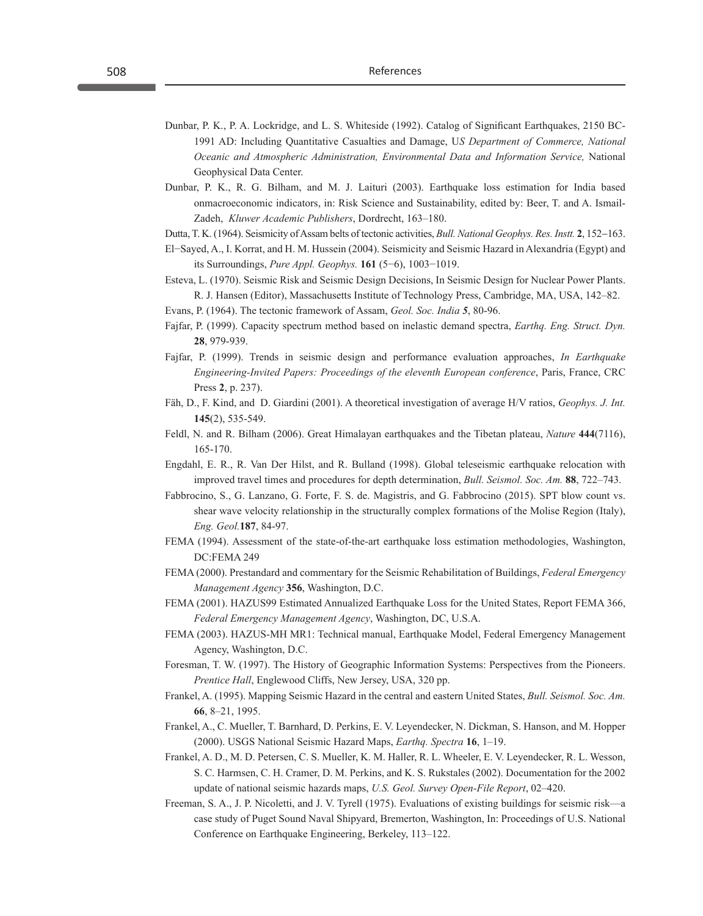Dunbar, P. K., P. A. Lockridge, and L. S. Whiteside (1992). Catalog of Significant Earthquakes, 2150 BC-1991 AD: Including Quantitative Casualties and Damage, U*S Department of Commerce, National Oceanic and Atmospheric Administration, Environmental Data and Information Service,* National Geophysical Data Center.

Dunbar, P. K., R. G. Bilham, and M. J. Laituri (2003). Earthquake loss estimation for India based onmacroeconomic indicators, in: Risk Science and Sustainability, edited by: Beer, T. and A. Ismail-Zadeh, *Kluwer Academic Publishers*, Dordrecht, 163–180.

Dutta, T. K. (1964). Seismicity of Assam belts of tectonic activities, *Bull. National Geophys. Res. Instt.* **2**, 152–163.

El−Sayed, A., I. Korrat, and H. M. Hussein (2004). Seismicity and Seismic Hazard in Alexandria (Egypt) and its Surroundings, *Pure Appl. Geophys.* **161** (5−6), 1003−1019.

Esteva, L. (1970). Seismic Risk and Seismic Design Decisions, In Seismic Design for Nuclear Power Plants. R. J. Hansen (Editor), Massachusetts Institute of Technology Press, Cambridge, MA, USA, 142–82.

Evans, P. (1964). The tectonic framework of Assam, *Geol. Soc. India 5*, 80-96.

Fajfar, P. (1999). Capacity spectrum method based on inelastic demand spectra, *Earthq. Eng. Struct. Dyn.* **28**, 979-939.

Fajfar, P. (1999). Trends in seismic design and performance evaluation approaches, *In Earthquake Engineering-Invited Papers: Proceedings of the eleventh European conference*, Paris, France, CRC Press **2**, p. 237).

Fäh, D., F. Kind, and D. Giardini (2001). A theoretical investigation of average H/V ratios, *Geophys. J. Int.* **145**(2), 535-549.

Feldl, N. and R. Bilham (2006). Great Himalayan earthquakes and the Tibetan plateau, *Nature* **444**(7116), 165-170.

Engdahl, E. R., R. Van Der Hilst, and R. Bulland (1998). Global teleseismic earthquake relocation with improved travel times and procedures for depth determination, *Bull. Seismol. Soc. Am.* **88**, 722–743.

Fabbrocino, S., G. Lanzano, G. Forte, F. S. de. Magistris, and G. Fabbrocino (2015). SPT blow count vs. shear wave velocity relationship in the structurally complex formations of the Molise Region (Italy), *Eng. Geol.*&nbsp;**187**, 84-97.

FEMA (1994). Assessment of the state-of-the-art earthquake loss estimation methodologies, Washington, DC:FEMA 249

FEMA (2000). Prestandard and commentary for the Seismic Rehabilitation of Buildings, *Federal Emergency Management Agency* **356**, Washington, D.C.

FEMA (2001). HAZUS99 Estimated Annualized Earthquake Loss for the United States, Report FEMA 366, *Federal Emergency Management Agency*, Washington, DC, U.S.A.

FEMA (2003). HAZUS-MH MR1: Technical manual, Earthquake Model, Federal Emergency Management Agency, Washington, D.C.

Foresman, T. W. (1997). The History of Geographic Information Systems: Perspectives from the Pioneers. *Prentice Hall*, Englewood Cliffs, New Jersey, USA, 320 pp.

Frankel, A. (1995). Mapping Seismic Hazard in the central and eastern United States, *Bull. Seismol. Soc. Am.* **66**, 8–21, 1995.

Frankel, A., C. Mueller, T. Barnhard, D. Perkins, E. V. Leyendecker, N. Dickman, S. Hanson, and M. Hopper (2000). USGS National Seismic Hazard Maps, *Earthq. Spectra* **16**, 1–19.

Frankel, A. D., M. D. Petersen, C. S. Mueller, K. M. Haller, R. L. Wheeler, E. V. Leyendecker, R. L. Wesson, S. C. Harmsen, C. H. Cramer, D. M. Perkins, and K. S. Rukstales (2002). Documentation for the 2002 update of national seismic hazards maps, *U.S. Geol. Survey Open-File Report*, 02–420.

Freeman, S. A., J. P. Nicoletti, and J. V. Tyrell (1975). Evaluations of existing buildings for seismic risk—a case study of Puget Sound Naval Shipyard, Bremerton, Washington, In: Proceedings of U.S. National Conference on Earthquake Engineering, Berkeley, 113–122.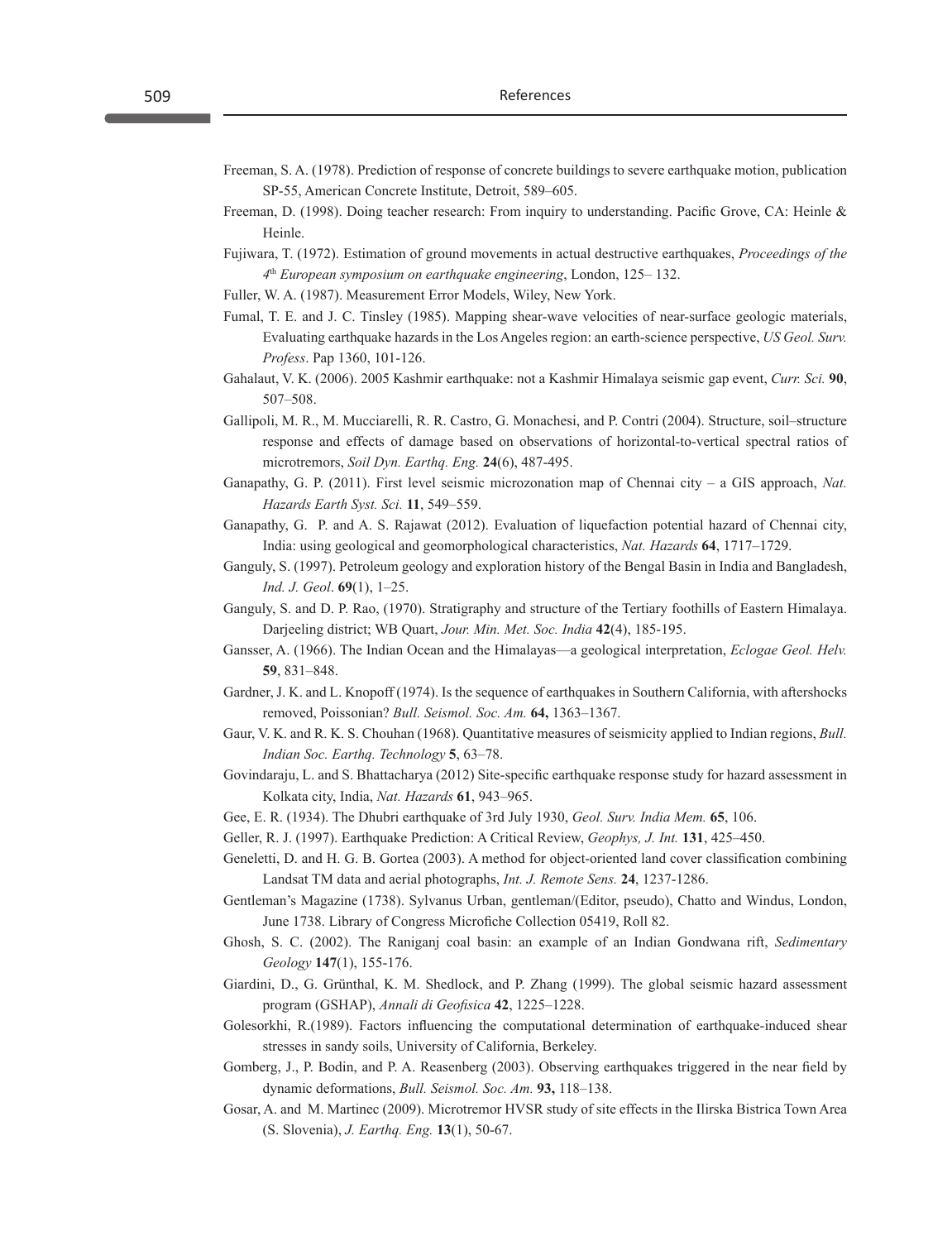Freeman, S. A. (1978). Prediction of response of concrete buildings to severe earthquake motion, publication SP-55, American Concrete Institute, Detroit, 589–605.

Freeman, D. (1998). Doing teacher research: From inquiry to understanding. Pacific Grove, CA: Heinle & Heinle.

Fujiwara, T. (1972). Estimation of ground movements in actual destructive earthquakes, *Proceedings of the 4th European symposium on earthquake engineering*, London, 125– 132.

Fuller, W. A. (1987). Measurement Error Models, Wiley, New York.

Fumal, T. E. and J. C. Tinsley (1985). Mapping shear-wave velocities of near-surface geologic materials, Evaluating earthquake hazards in the Los Angeles region: an earth-science perspective, *US Geol. Surv. Profess*. Pap 1360, 101-126.

Gahalaut, V. K. (2006). 2005 Kashmir earthquake: not a Kashmir Himalaya seismic gap event, *Curr. Sci.* **90**, 507–508.

Gallipoli, M. R., M. Mucciarelli, R. R. Castro, G. Monachesi, and P. Contri (2004). Structure, soil–structure response and effects of damage based on observations of horizontal-to-vertical spectral ratios of microtremors, *Soil Dyn. Earthq. Eng.* **24**(6), 487-495.

Ganapathy, G. P. (2011). First level seismic microzonation map of Chennai city – a GIS approach, *Nat. Hazards Earth Syst. Sci.* **11**, 549–559.

Ganapathy, G. P. and A. S. Rajawat (2012). Evaluation of liquefaction potential hazard of Chennai city, India: using geological and geomorphological characteristics, *Nat. Hazards* **64**, 1717–1729.

Ganguly, S. (1997). Petroleum geology and exploration history of the Bengal Basin in India and Bangladesh, *Ind. J. Geol*. **69**(1), 1–25.

Ganguly, S. and D. P. Rao, (1970). Stratigraphy and structure of the Tertiary foothills of Eastern Himalaya. Darjeeling district; WB Quart, *Jour. Min. Met. Soc. India* **42**(4), 185-195.

Gansser, A. (1966). The Indian Ocean and the Himalayas—a geological interpretation, *Eclogae Geol. Helv.* **59**, 831–848.

Gardner, J. K. and L. Knopoff (1974). Is the sequence of earthquakes in Southern California, with aftershocks removed, Poissonian? *Bull. Seismol. Soc. Am.* **64,** 1363–1367.

Gaur, V. K. and R. K. S. Chouhan (1968). Quantitative measures of seismicity applied to Indian regions, *Bull. Indian Soc. Earthq. Technology* **5**, 63–78.

Govindaraju, L. and S. Bhattacharya (2012) Site-specific earthquake response study for hazard assessment in Kolkata city, India, *Nat. Hazards* **61**, 943–965.

Gee, E. R. (1934). The Dhubri earthquake of 3rd July 1930, *Geol. Surv. India Mem.* **65**, 106.

Geller, R. J. (1997). Earthquake Prediction: A Critical Review, *Geophys, J. Int.* **131**, 425–450.

Geneletti, D. and H. G. B. Gortea (2003). A method for object-oriented land cover classification combining Landsat TM data and aerial photographs, *Int. J. Remote Sens.* **24**, 1237-1286.

Gentleman's Magazine (1738). Sylvanus Urban, gentleman/(Editor, pseudo), Chatto and Windus, London, June 1738. Library of Congress Microfiche Collection 05419, Roll 82.

Ghosh, S. C. (2002). The Raniganj coal basin: an example of an Indian Gondwana rift, *Sedimentary Geology* **147**(1), 155-176.

Giardini, D., G. Grünthal, K. M. Shedlock, and P. Zhang (1999). The global seismic hazard assessment program (GSHAP), *Annali di Geofisica* **42**, 1225–1228.

Golesorkhi, R.(1989). Factors influencing the computational determination of earthquake-induced shear stresses in sandy soils, University of California, Berkeley.

Gomberg, J., P. Bodin, and P. A. Reasenberg (2003). Observing earthquakes triggered in the near field by dynamic deformations, *Bull. Seismol. Soc. Am.* **93,** 118–138.

Gosar, A. and M. Martinec (2009). Microtremor HVSR study of site effects in the Ilirska Bistrica Town Area (S. Slovenia), *J. Earthq. Eng.* **13**(1), 50-67.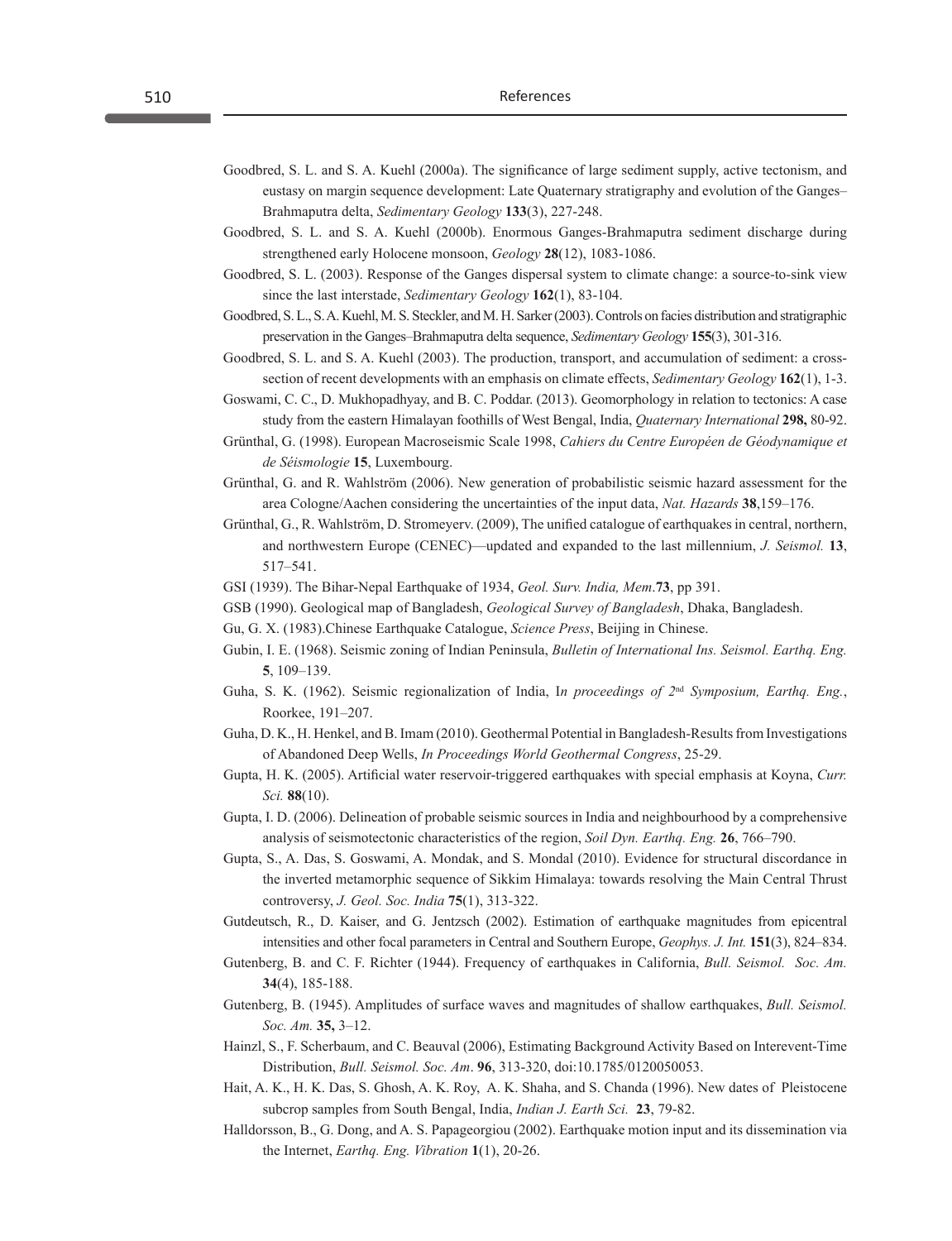Goodbred, S. L. and S. A. Kuehl (2000a). The significance of large sediment supply, active tectonism, and eustasy on margin sequence development: Late Quaternary stratigraphy and evolution of the Ganges–Brahmaputra delta, *Sedimentary Geology* **133**(3), 227-248.

Goodbred, S. L. and S. A. Kuehl (2000b). Enormous Ganges-Brahmaputra sediment discharge during strengthened early Holocene monsoon, *Geology* **28**(12), 1083-1086.

Goodbred, S. L. (2003). Response of the Ganges dispersal system to climate change: a source-to-sink view since the last interstade, *Sedimentary Geology* **162**(1), 83-104.

Goodbred, S. L., S. A. Kuehl, M. S. Steckler, and M. H. Sarker (2003). Controls on facies distribution and stratigraphic preservation in the Ganges–Brahmaputra delta sequence, *Sedimentary Geology* **155**(3), 301-316.

Goodbred, S. L. and S. A. Kuehl (2003). The production, transport, and accumulation of sediment: a cross-section of recent developments with an emphasis on climate effects, *Sedimentary Geology* **162**(1), 1-3.

Goswami, C. C., D. Mukhopadhyay, and B. C. Poddar. (2013). Geomorphology in relation to tectonics: A case study from the eastern Himalayan foothills of West Bengal, India, *Quaternary International* **298,** 80-92.

Grünthal, G. (1998). European Macroseismic Scale 1998, *Cahiers du Centre Européen de Géodynamique et de Séismologie* **15**, Luxembourg.

Grünthal, G. and R. Wahlström (2006). New generation of probabilistic seismic hazard assessment for the area Cologne/Aachen considering the uncertainties of the input data, *Nat. Hazards* **38**,159–176.

Grünthal, G., R. Wahlström, D. Stromeyerv. (2009), The unified catalogue of earthquakes in central, northern, and northwestern Europe (CENEC)—updated and expanded to the last millennium, *J. Seismol.* **13**, 517–541.

GSI (1939). The Bihar-Nepal Earthquake of 1934, *Geol. Surv. India, Mem*.**73**, pp 391.

GSB (1990). Geological map of Bangladesh, *Geological Survey of Bangladesh*, Dhaka, Bangladesh.

Gu, G. X. (1983).Chinese Earthquake Catalogue, *Science Press*, Beijing in Chinese.

Gubin, I. E. (1968). Seismic zoning of Indian Peninsula, *Bulletin of International Ins. Seismol. Earthq. Eng.* **5**, 109–139.

Guha, S. K. (1962). Seismic regionalization of India, I*n proceedings of 2nd Symposium, Earthq. Eng.*, Roorkee, 191–207.

Guha, D. K., H. Henkel, and B. Imam (2010). Geothermal Potential in Bangladesh-Results from Investigations of Abandoned Deep Wells, *In Proceedings World Geothermal Congress*, 25-29.

Gupta, H. K. (2005). Artificial water reservoir-triggered earthquakes with special emphasis at Koyna, *Curr. Sci.* **88**(10).

Gupta, I. D. (2006). Delineation of probable seismic sources in India and neighbourhood by a comprehensive analysis of seismotectonic characteristics of the region, *Soil Dyn. Earthq. Eng.* **26**, 766–790.

Gupta, S., A. Das, S. Goswami, A. Mondak, and S. Mondal (2010). Evidence for structural discordance in the inverted metamorphic sequence of Sikkim Himalaya: towards resolving the Main Central Thrust controversy, *J. Geol. Soc. India* **75**(1), 313-322.

Gutdeutsch, R., D. Kaiser, and G. Jentzsch (2002). Estimation of earthquake magnitudes from epicentral intensities and other focal parameters in Central and Southern Europe, *Geophys. J. Int.* **151**(3), 824–834.

Gutenberg, B. and C. F. Richter (1944). Frequency of earthquakes in California, *Bull. Seismol. Soc. Am.* **34**(4), 185-188.

Gutenberg, B. (1945). Amplitudes of surface waves and magnitudes of shallow earthquakes, *Bull. Seismol. Soc. Am.* **35,** 3–12.

Hainzl, S., F. Scherbaum, and C. Beauval (2006), Estimating Background Activity Based on Interevent-Time Distribution, *Bull. Seismol. Soc. Am*. **96**, 313-320, doi:10.1785/0120050053.

Hait, A. K., H. K. Das, S. Ghosh, A. K. Roy, A. K. Shaha, and S. Chanda (1996). New dates of Pleistocene subcrop samples from South Bengal, India, *Indian J. Earth Sci.* **23**, 79-82.

Halldorsson, B., G. Dong, and A. S. Papageorgiou (2002). Earthquake motion input and its dissemination via the Internet, *Earthq. Eng. Vibration* **1**(1), 20-26.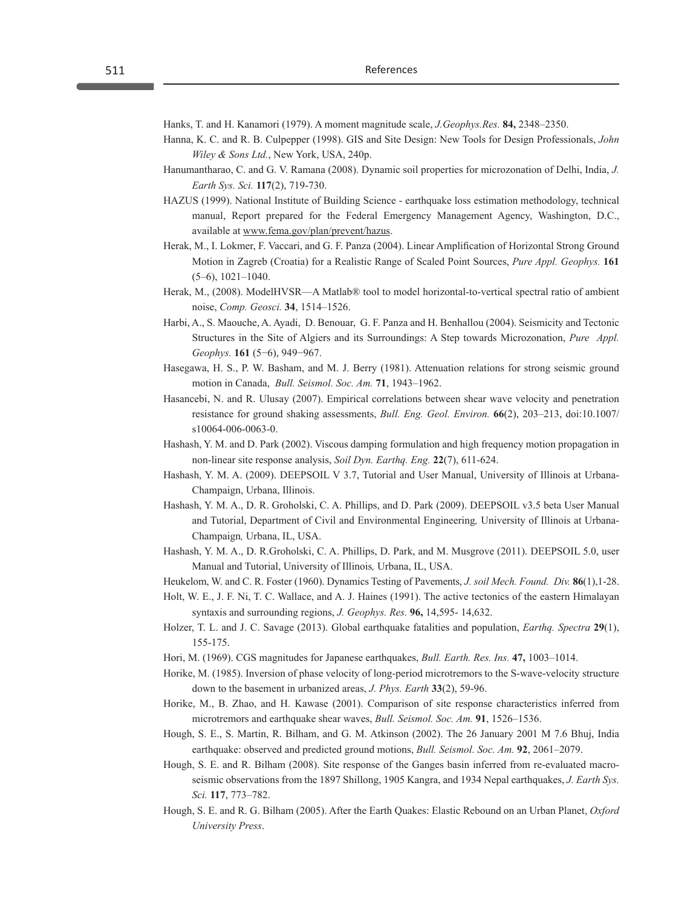Hanks, T. and H. Kanamori (1979). A moment magnitude scale, *J.Geophys.Res.* **84,** 2348–2350.

Hanna, K. C. and R. B. Culpepper (1998). GIS and Site Design: New Tools for Design Professionals, *John Wiley & Sons Ltd.*, New York, USA, 240p.

Hanumantharao, C. and G. V. Ramana (2008). Dynamic soil properties for microzonation of Delhi, India, *J. Earth Sys. Sci.* **117**(2), 719-730.

HAZUS (1999). National Institute of Building Science - earthquake loss estimation methodology, technical manual, Report prepared for the Federal Emergency Management Agency, Washington, D.C., available at www.fema.gov/plan/prevent/hazus.

Herak, M., I. Lokmer, F. Vaccari, and G. F. Panza (2004). Linear Amplification of Horizontal Strong Ground Motion in Zagreb (Croatia) for a Realistic Range of Scaled Point Sources, *Pure Appl. Geophys.* **161** (5–6), 1021–1040.

Herak, M., (2008). ModelHVSR—A Matlab® tool to model horizontal-to-vertical spectral ratio of ambient noise, *Comp. Geosci.* **34**, 1514–1526.

Harbi, A., S. Maouche, A. Ayadi, D. Benouar, G. F. Panza and H. Benhallou (2004). Seismicity and Tectonic Structures in the Site of Algiers and its Surroundings: A Step towards Microzonation, *Pure Appl. Geophys.* **161** (5−6), 949−967.

Hasegawa, H. S., P. W. Basham, and M. J. Berry (1981). Attenuation relations for strong seismic ground motion in Canada, *Bull. Seismol. Soc. Am.* **71**, 1943–1962.

Hasancebi, N. and R. Ulusay (2007). Empirical correlations between shear wave velocity and penetration resistance for ground shaking assessments, *Bull. Eng. Geol. Environ.* **66**(2), 203–213, doi:10.1007/s10064-006-0063-0.

Hashash, Y. M. and D. Park (2002). Viscous damping formulation and high frequency motion propagation in non-linear site response analysis, *Soil Dyn. Earthq. Eng.* **22**(7), 611-624.

Hashash, Y. M. A. (2009). DEEPSOIL V 3.7, Tutorial and User Manual, University of Illinois at Urbana-Champaign, Urbana, Illinois.

Hashash, Y. M. A., D. R. Groholski, C. A. Phillips, and D. Park (2009). DEEPSOIL v3.5 beta User Manual and Tutorial, Department of Civil and Environmental Engineering*,* University of Illinois at Urbana-Champaign*,* Urbana, IL, USA.

Hashash, Y. M. A., D. R.Groholski, C. A. Phillips, D. Park, and M. Musgrove (2011). DEEPSOIL 5.0, user Manual and Tutorial, University of Illinois*,* Urbana, IL, USA.

Heukelom, W. and C. R. Foster (1960). Dynamics Testing of Pavements, *J. soil Mech. Found. Div.* **86**(1),1-28.

Holt, W. E., J. F. Ni, T. C. Wallace, and A. J. Haines (1991). The active tectonics of the eastern Himalayan syntaxis and surrounding regions, *J. Geophys. Res.* **96,** 14,595- 14,632.

Holzer, T. L. and J. C. Savage (2013). Global earthquake fatalities and population, *Earthq. Spectra* **29**(1), 155-175.

Hori, M. (1969). CGS magnitudes for Japanese earthquakes, *Bull. Earth. Res. Ins.* **47,** 1003–1014.

Horike, M. (1985). Inversion of phase velocity of long-period microtremors to the S-wave-velocity structure down to the basement in urbanized areas, *J. Phys. Earth* **33**(2), 59-96.

Horike, M., B. Zhao, and H. Kawase (2001). Comparison of site response characteristics inferred from microtremors and earthquake shear waves, *Bull. Seismol. Soc. Am.* **91**, 1526–1536.

Hough, S. E., S. Martin, R. Bilham, and G. M. Atkinson (2002). The 26 January 2001 M 7.6 Bhuj, India earthquake: observed and predicted ground motions, *Bull. Seismol. Soc. Am.* **92**, 2061–2079.

Hough, S. E. and R. Bilham (2008). Site response of the Ganges basin inferred from re-evaluated macro-seismic observations from the 1897 Shillong, 1905 Kangra, and 1934 Nepal earthquakes, *J. Earth Sys. Sci.* **117**, 773–782.

Hough, S. E. and R. G. Bilham (2005). After the Earth Quakes: Elastic Rebound on an Urban Planet, *Oxford University Press*.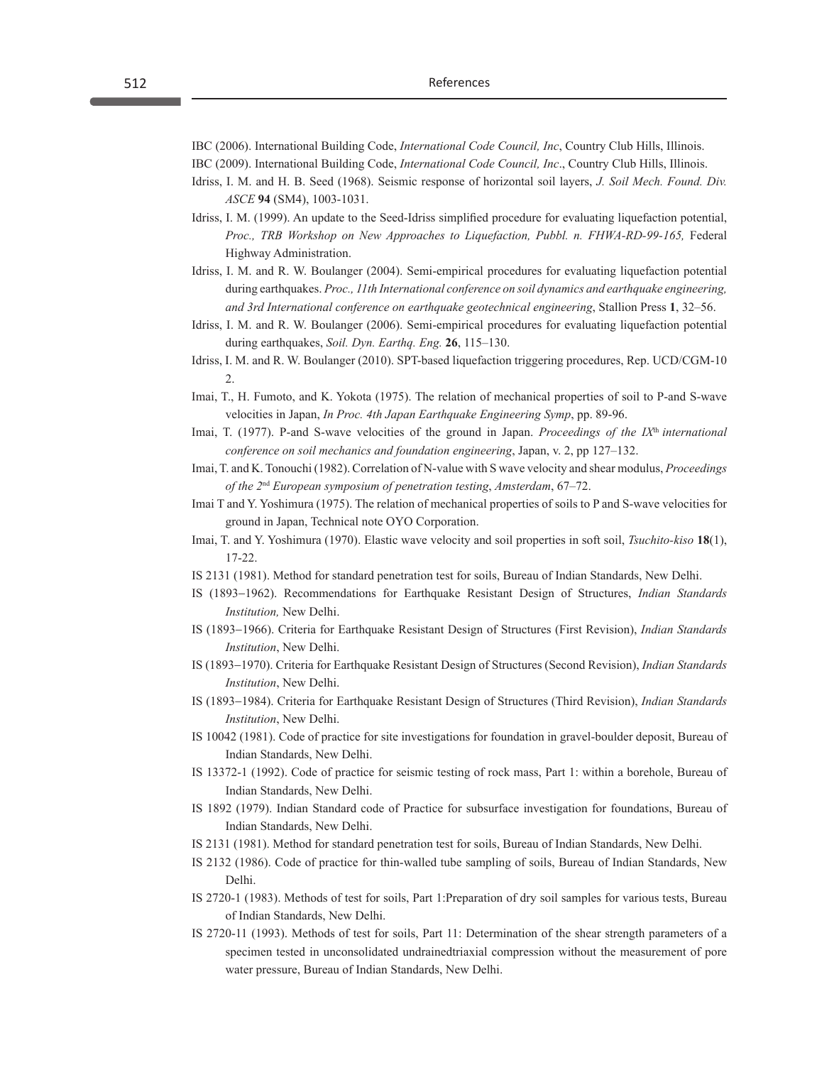IBC (2006). International Building Code, *International Code Council, Inc*, Country Club Hills, Illinois.

IBC (2009). International Building Code, *International Code Council, Inc*., Country Club Hills, Illinois.

Idriss, I. M. and H. B. Seed (1968). Seismic response of horizontal soil layers, *J. Soil Mech. Found. Div. ASCE* **94** (SM4), 1003-1031.

Idriss, I. M. (1999). An update to the Seed-Idriss simplified procedure for evaluating liquefaction potential, *Proc., TRB Workshop on New Approaches to Liquefaction, Pubbl. n. FHWA-RD-99-165,* Federal Highway Administration.

Idriss, I. M. and R. W. Boulanger (2004). Semi-empirical procedures for evaluating liquefaction potential during earthquakes. *Proc., 11th International conference on soil dynamics and earthquake engineering, and 3rd International conference on earthquake geotechnical engineering*, Stallion Press **1**, 32–56.

Idriss, I. M. and R. W. Boulanger (2006). Semi-empirical procedures for evaluating liquefaction potential during earthquakes, *Soil. Dyn. Earthq. Eng.* **26**, 115–130.

Idriss, I. M. and R. W. Boulanger (2010). SPT-based liquefaction triggering procedures, Rep. UCD/CGM-10 2.

Imai, T., H. Fumoto, and K. Yokota (1975). The relation of mechanical properties of soil to P-and S-wave velocities in Japan, *In Proc. 4th Japan Earthquake Engineering Symp*, pp. 89-96.

Imai, T. (1977). P-and S-wave velocities of the ground in Japan. *Proceedings of the IX*th *international conference on soil mechanics and foundation engineering*, Japan, v. 2, pp 127–132.

Imai, T. and K. Tonouchi (1982). Correlation of N-value with S wave velocity and shear modulus, *Proceedings of the 2*nd *European symposium of penetration testing*, *Amsterdam*, 67–72.

Imai T and Y. Yoshimura (1975). The relation of mechanical properties of soils to P and S-wave velocities for ground in Japan, Technical note OYO Corporation.

Imai, T. and Y. Yoshimura (1970). Elastic wave velocity and soil properties in soft soil, *Tsuchito-kiso* **18**(1), 17-22.

IS 2131 (1981). Method for standard penetration test for soils, Bureau of Indian Standards, New Delhi.

IS (1893–1962). Recommendations for Earthquake Resistant Design of Structures, *Indian Standards Institution,* New Delhi.

IS (1893–1966). Criteria for Earthquake Resistant Design of Structures (First Revision), *Indian Standards Institution*, New Delhi.

IS (1893–1970). Criteria for Earthquake Resistant Design of Structures (Second Revision), *Indian Standards Institution*, New Delhi.

IS (1893–1984). Criteria for Earthquake Resistant Design of Structures (Third Revision), *Indian Standards Institution*, New Delhi.

IS 10042 (1981). Code of practice for site investigations for foundation in gravel-boulder deposit, Bureau of Indian Standards, New Delhi.

IS 13372-1 (1992). Code of practice for seismic testing of rock mass, Part 1: within a borehole, Bureau of Indian Standards, New Delhi.

IS 1892 (1979). Indian Standard code of Practice for subsurface investigation for foundations, Bureau of Indian Standards, New Delhi.

IS 2131 (1981). Method for standard penetration test for soils, Bureau of Indian Standards, New Delhi.

IS 2132 (1986). Code of practice for thin-walled tube sampling of soils, Bureau of Indian Standards, New Delhi.

IS 2720-1 (1983). Methods of test for soils, Part 1:Preparation of dry soil samples for various tests, Bureau of Indian Standards, New Delhi.

IS 2720-11 (1993). Methods of test for soils, Part 11: Determination of the shear strength parameters of a specimen tested in unconsolidated undrainedtriaxial compression without the measurement of pore water pressure, Bureau of Indian Standards, New Delhi.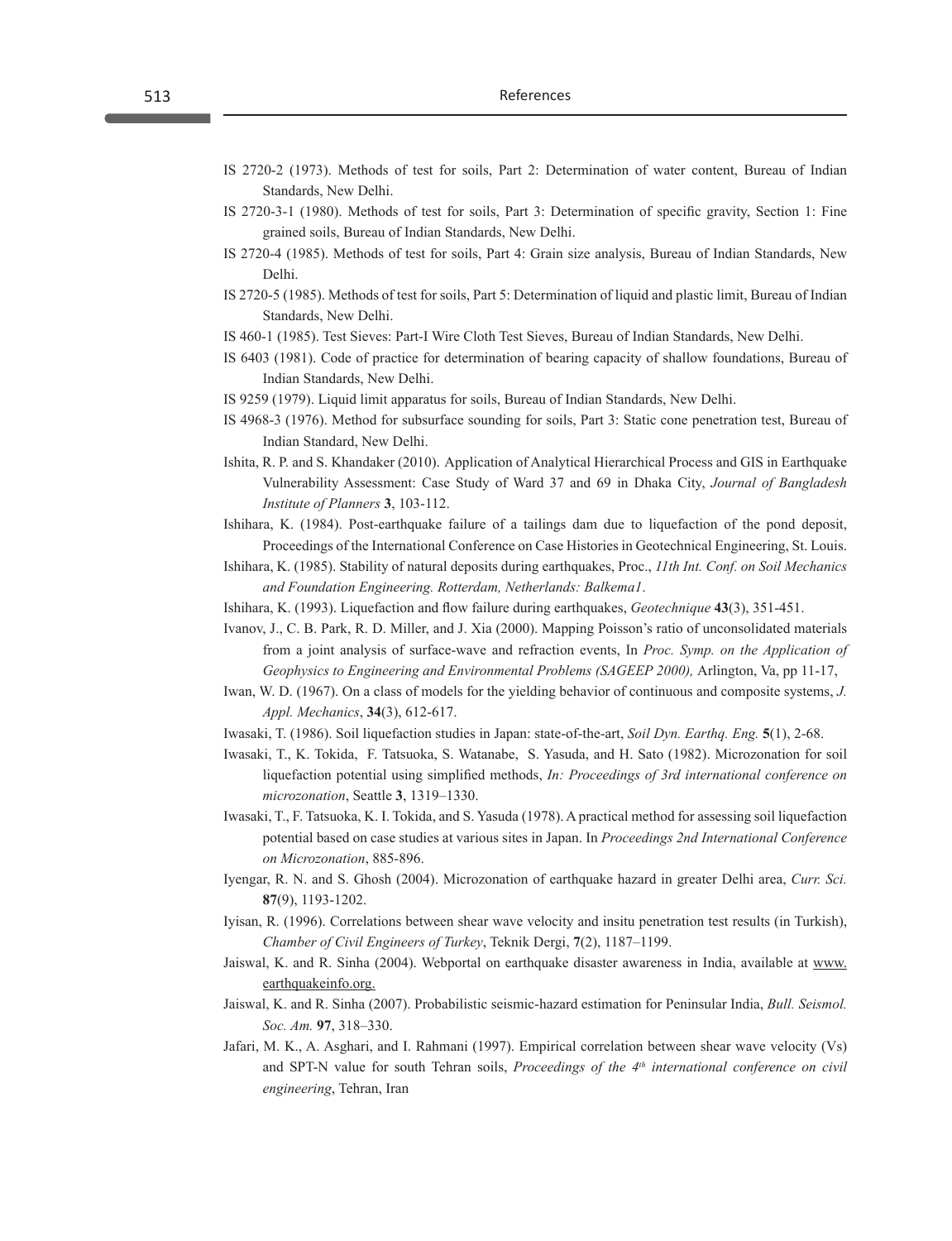IS 2720-2 (1973). Methods of test for soils, Part 2: Determination of water content, Bureau of Indian Standards, New Delhi.

IS 2720-3-1 (1980). Methods of test for soils, Part 3: Determination of specific gravity, Section 1: Fine grained soils, Bureau of Indian Standards, New Delhi.

IS 2720-4 (1985). Methods of test for soils, Part 4: Grain size analysis, Bureau of Indian Standards, New Delhi.

IS 2720-5 (1985). Methods of test for soils, Part 5: Determination of liquid and plastic limit, Bureau of Indian Standards, New Delhi.

IS 460-1 (1985). Test Sieves: Part-I Wire Cloth Test Sieves, Bureau of Indian Standards, New Delhi.

IS 6403 (1981). Code of practice for determination of bearing capacity of shallow foundations, Bureau of Indian Standards, New Delhi.

IS 9259 (1979). Liquid limit apparatus for soils, Bureau of Indian Standards, New Delhi.

IS 4968-3 (1976). Method for subsurface sounding for soils, Part 3: Static cone penetration test, Bureau of Indian Standard, New Delhi.

Ishita, R. P. and S. Khandaker (2010). Application of Analytical Hierarchical Process and GIS in Earthquake Vulnerability Assessment: Case Study of Ward 37 and 69 in Dhaka City, *Journal of Bangladesh Institute of Planners* **3**, 103-112.

Ishihara, K. (1984). Post-earthquake failure of a tailings dam due to liquefaction of the pond deposit, Proceedings of the International Conference on Case Histories in Geotechnical Engineering, St. Louis.

Ishihara, K. (1985). Stability of natural deposits during earthquakes, Proc., *11th Int. Conf. on Soil Mechanics and Foundation Engineering. Rotterdam, Netherlands: Balkema1*.

Ishihara, K. (1993). Liquefaction and flow failure during earthquakes, *Geotechnique* **43**(3), 351-451.

Ivanov, J., C. B. Park, R. D. Miller, and J. Xia (2000). Mapping Poisson's ratio of unconsolidated materials from a joint analysis of surface-wave and refraction events, In *Proc. Symp. on the Application of Geophysics to Engineering and Environmental Problems (SAGEEP 2000),* Arlington, Va, pp 11-17,

Iwan, W. D. (1967). On a class of models for the yielding behavior of continuous and composite systems, *J. Appl. Mechanics*, **34**(3), 612-617.

Iwasaki, T. (1986). Soil liquefaction studies in Japan: state-of-the-art, *Soil Dyn. Earthq. Eng.* **5**(1), 2-68.

Iwasaki, T., K. Tokida, F. Tatsuoka, S. Watanabe, S. Yasuda, and H. Sato (1982). Microzonation for soil liquefaction potential using simplified methods, *In: Proceedings of 3rd international conference on microzonation*, Seattle **3**, 1319–1330.

Iwasaki, T., F. Tatsuoka, K. I. Tokida, and S. Yasuda (1978). A practical method for assessing soil liquefaction potential based on case studies at various sites in Japan. In *Proceedings 2nd International Conference on Microzonation*, 885-896.

Iyengar, R. N. and S. Ghosh (2004). Microzonation of earthquake hazard in greater Delhi area, *Curr. Sci.* **87**(9), 1193-1202.

Iyisan, R. (1996). Correlations between shear wave velocity and insitu penetration test results (in Turkish), *Chamber of Civil Engineers of Turkey*, Teknik Dergi, **7**(2), 1187–1199.

Jaiswal, K. and R. Sinha (2004). Webportal on earthquake disaster awareness in India, available at www.earthquakeinfo.org.

Jaiswal, K. and R. Sinha (2007). Probabilistic seismic-hazard estimation for Peninsular India, *Bull. Seismol. Soc. Am.* **97**, 318–330.

Jafari, M. K., A. Asghari, and I. Rahmani (1997). Empirical correlation between shear wave velocity (Vs) and SPT-N value for south Tehran soils, *Proceedings of the 4th international conference on civil engineering*, Tehran, Iran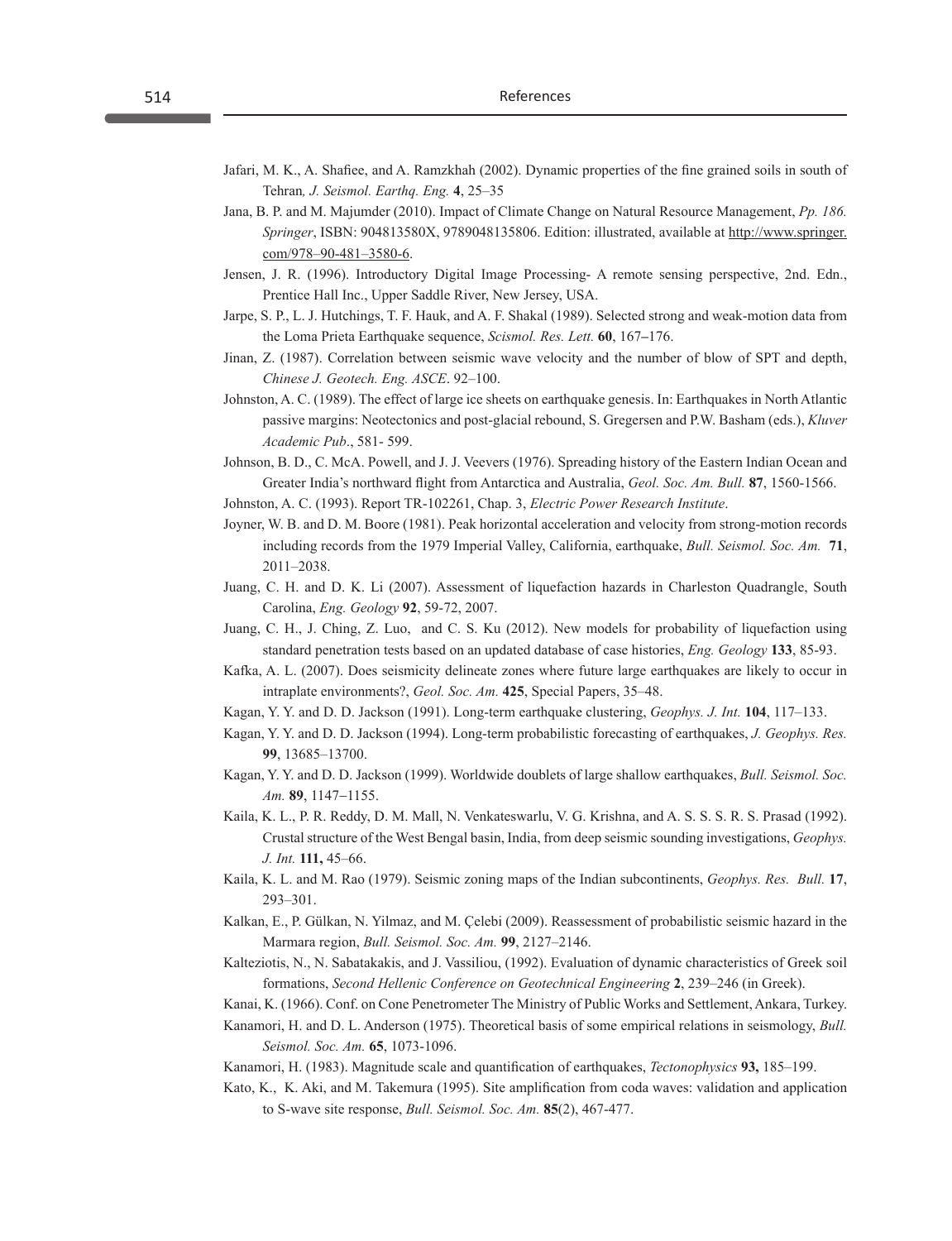Jafari, M. K., A. Shafiee, and A. Ramzkhah (2002). Dynamic properties of the fine grained soils in south of Tehran*, J. Seismol. Earthq. Eng.* **4**, 25–35

Jana, B. P. and M. Majumder (2010). Impact of Climate Change on Natural Resource Management, *Pp. 186. Springer*, ISBN: 904813580X, 9789048135806. Edition: illustrated, available at http://www.springer.com/978–90-481–3580-6.

Jensen, J. R. (1996). Introductory Digital Image Processing- A remote sensing perspective, 2nd. Edn., Prentice Hall Inc., Upper Saddle River, New Jersey, USA.

Jarpe, S. P., L. J. Hutchings, T. F. Hauk, and A. F. Shakal (1989). Selected strong and weak-motion data from the Loma Prieta Earthquake sequence, *Scismol. Res. Lett.* **60**, 167–176.

Jinan, Z. (1987). Correlation between seismic wave velocity and the number of blow of SPT and depth, *Chinese J. Geotech. Eng. ASCE*. 92–100.

Johnston, A. C. (1989). The effect of large ice sheets on earthquake genesis. In: Earthquakes in North Atlantic passive margins: Neotectonics and post-glacial rebound, S. Gregersen and P.W. Basham (eds.), *Kluver Academic Pub*., 581- 599.

Johnson, B. D., C. McA. Powell, and J. J. Veevers (1976). Spreading history of the Eastern Indian Ocean and Greater India's northward flight from Antarctica and Australia, *Geol. Soc. Am. Bull.* **87**, 1560-1566.

Johnston, A. C. (1993). Report TR-102261, Chap. 3, *Electric Power Research Institute*.

Joyner, W. B. and D. M. Boore (1981). Peak horizontal acceleration and velocity from strong-motion records including records from the 1979 Imperial Valley, California, earthquake, *Bull. Seismol. Soc. Am.* **71**, 2011–2038.

Juang, C. H. and D. K. Li (2007). Assessment of liquefaction hazards in Charleston Quadrangle, South Carolina, *Eng. Geology* **92**, 59-72, 2007.

Juang, C. H., J. Ching, Z. Luo, and C. S. Ku (2012). New models for probability of liquefaction using standard penetration tests based on an updated database of case histories, *Eng. Geology* **133**, 85-93.

Kafka, A. L. (2007). Does seismicity delineate zones where future large earthquakes are likely to occur in intraplate environments?, *Geol. Soc. Am.* **425**, Special Papers, 35–48.

Kagan, Y. Y. and D. D. Jackson (1991). Long-term earthquake clustering, *Geophys. J. Int.* **104**, 117–133.

Kagan, Y. Y. and D. D. Jackson (1994). Long-term probabilistic forecasting of earthquakes, *J. Geophys. Res.* **99**, 13685–13700.

Kagan, Y. Y. and D. D. Jackson (1999). Worldwide doublets of large shallow earthquakes, *Bull. Seismol. Soc. Am.* **89**, 1147–1155.

Kaila, K. L., P. R. Reddy, D. M. Mall, N. Venkateswarlu, V. G. Krishna, and A. S. S. S. R. S. Prasad (1992). Crustal structure of the West Bengal basin, India, from deep seismic sounding investigations, *Geophys. J. Int.* **111,** 45–66.

Kaila, K. L. and M. Rao (1979). Seismic zoning maps of the Indian subcontinents, *Geophys. Res. Bull.* **17**, 293–301.

Kalkan, E., P. Gülkan, N. Yilmaz, and M. Çelebi (2009). Reassessment of probabilistic seismic hazard in the Marmara region, *Bull. Seismol. Soc. Am.* **99**, 2127–2146.

Kalteziotis, N., N. Sabatakakis, and J. Vassiliou, (1992). Evaluation of dynamic characteristics of Greek soil formations, *Second Hellenic Conference on Geotechnical Engineering* **2**, 239–246 (in Greek).

Kanai, K. (1966). Conf. on Cone Penetrometer The Ministry of Public Works and Settlement, Ankara, Turkey.

Kanamori, H. and D. L. Anderson (1975). Theoretical basis of some empirical relations in seismology, *Bull. Seismol. Soc. Am.* **65**, 1073-1096.

Kanamori, H. (1983). Magnitude scale and quantification of earthquakes, *Tectonophysics* **93,** 185–199.

Kato, K., K. Aki, and M. Takemura (1995). Site amplification from coda waves: validation and application to S-wave site response, *Bull. Seismol. Soc. Am.* **85**(2), 467-477.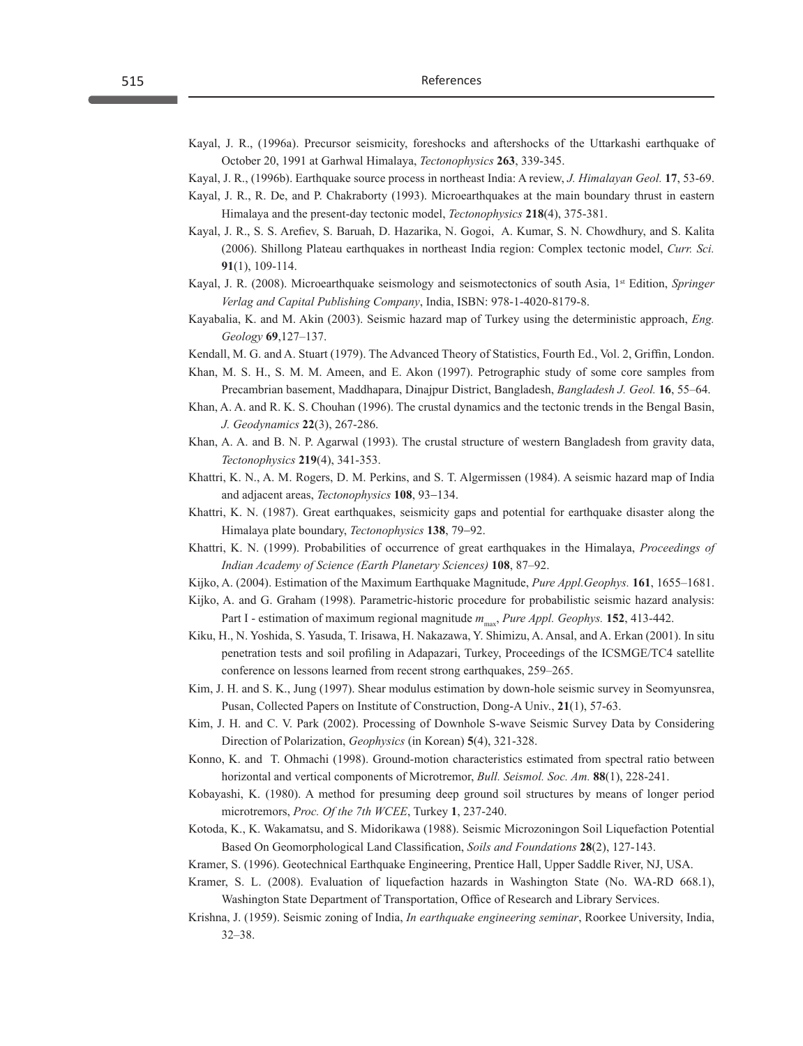Kayal, J. R., (1996a). Precursor seismicity, foreshocks and aftershocks of the Uttarkashi earthquake of October 20, 1991 at Garhwal Himalaya, *Tectonophysics* **263**, 339-345.

Kayal, J. R., (1996b). Earthquake source process in northeast India: A review, *J. Himalayan Geol.* **17**, 53-69.

Kayal, J. R., R. De, and P. Chakraborty (1993). Microearthquakes at the main boundary thrust in eastern Himalaya and the present-day tectonic model, *Tectonophysics* **218**(4), 375-381.

Kayal, J. R., S. S. Arefiev, S. Baruah, D. Hazarika, N. Gogoi, A. Kumar, S. N. Chowdhury, and S. Kalita (2006). Shillong Plateau earthquakes in northeast India region: Complex tectonic model, *Curr. Sci.* **91**(1), 109-114.

Kayal, J. R. (2008). Microearthquake seismology and seismotectonics of south Asia, 1st Edition, *Springer Verlag and Capital Publishing Company*, India, ISBN: 978-1-4020-8179-8.

Kayabalia, K. and M. Akin (2003). Seismic hazard map of Turkey using the deterministic approach, *Eng. Geology* **69**,127–137.

Kendall, M. G. and A. Stuart (1979). The Advanced Theory of Statistics, Fourth Ed., Vol. 2, Griffin, London.

Khan, M. S. H., S. M. M. Ameen, and E. Akon (1997). Petrographic study of some core samples from Precambrian basement, Maddhapara, Dinajpur District, Bangladesh, *Bangladesh J. Geol.* **16**, 55–64.

Khan, A. A. and R. K. S. Chouhan (1996). The crustal dynamics and the tectonic trends in the Bengal Basin, *J. Geodynamics* **22**(3), 267-286.

Khan, A. A. and B. N. P. Agarwal (1993). The crustal structure of western Bangladesh from gravity data, *Tectonophysics* **219**(4), 341-353.

Khattri, K. N., A. M. Rogers, D. M. Perkins, and S. T. Algermissen (1984). A seismic hazard map of India and adjacent areas, *Tectonophysics* **108**, 93–134.

Khattri, K. N. (1987). Great earthquakes, seismicity gaps and potential for earthquake disaster along the Himalaya plate boundary, *Tectonophysics* **138**, 79–92.

Khattri, K. N. (1999). Probabilities of occurrence of great earthquakes in the Himalaya, *Proceedings of Indian Academy of Science (Earth Planetary Sciences)* **108**, 87–92.

Kijko, A. (2004). Estimation of the Maximum Earthquake Magnitude, *Pure Appl.Geophys.* **161**, 1655–1681.

Kijko, A. and G. Graham (1998). Parametric-historic procedure for probabilistic seismic hazard analysis: Part I - estimation of maximum regional magnitude $m_{max}$, *Pure Appl. Geophys.* **152**, 413-442.

Kiku, H., N. Yoshida, S. Yasuda, T. Irisawa, H. Nakazawa, Y. Shimizu, A. Ansal, and A. Erkan (2001). In situ penetration tests and soil profiling in Adapazari, Turkey, Proceedings of the ICSMGE/TC4 satellite conference on lessons learned from recent strong earthquakes, 259–265.

Kim, J. H. and S. K., Jung (1997). Shear modulus estimation by down-hole seismic survey in Seomyunsrea, Pusan, Collected Papers on Institute of Construction, Dong-A Univ., **21**(1), 57-63.

Kim, J. H. and C. V. Park (2002). Processing of Downhole S-wave Seismic Survey Data by Considering Direction of Polarization, *Geophysics* (in Korean) **5**(4), 321-328.

Konno, K. and T. Ohmachi (1998). Ground-motion characteristics estimated from spectral ratio between horizontal and vertical components of Microtremor, *Bull. Seismol. Soc. Am.* **88**(1), 228-241.

Kobayashi, K. (1980). A method for presuming deep ground soil structures by means of longer period microtremors, *Proc. Of the 7th WCEE*, Turkey **1**, 237-240.

Kotoda, K., K. Wakamatsu, and S. Midorikawa (1988). Seismic Microzoningon Soil Liquefaction Potential Based On Geomorphological Land Classification, *Soils and Foundations* **28**(2), 127-143.

Kramer, S. (1996). Geotechnical Earthquake Engineering, Prentice Hall, Upper Saddle River, NJ, USA.

Kramer, S. L. (2008). Evaluation of liquefaction hazards in Washington State (No. WA-RD 668.1), Washington State Department of Transportation, Office of Research and Library Services.

Krishna, J. (1959). Seismic zoning of India, *In earthquake engineering seminar*, Roorkee University, India, 32–38.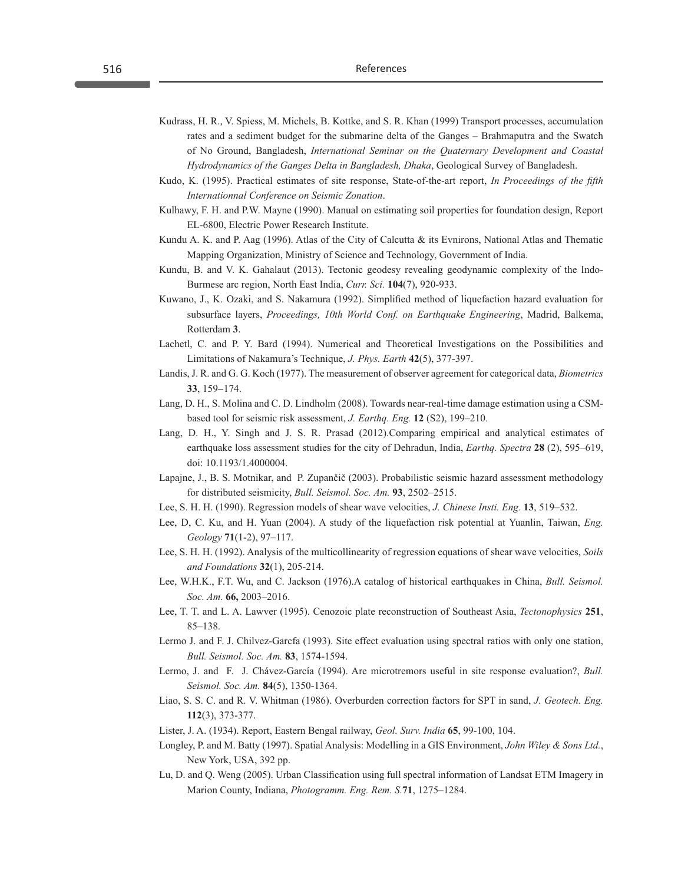Kudrass, H. R., V. Spiess, M. Michels, B. Kottke, and S. R. Khan (1999) Transport processes, accumulation rates and a sediment budget for the submarine delta of the Ganges – Brahmaputra and the Swatch of No Ground, Bangladesh, *International Seminar on the Quaternary Development and Coastal Hydrodynamics of the Ganges Delta in Bangladesh, Dhaka*, Geological Survey of Bangladesh.

Kudo, K. (1995). Practical estimates of site response, State-of-the-art report, *In Proceedings of the fifth Internationnal Conference on Seismic Zonation*.

Kulhawy, F. H. and P.W. Mayne (1990). Manual on estimating soil properties for foundation design, Report EL-6800, Electric Power Research Institute.

Kundu A. K. and P. Aag (1996). Atlas of the City of Calcutta & its Evnirons, National Atlas and Thematic Mapping Organization, Ministry of Science and Technology, Government of India.

Kundu, B. and V. K. Gahalaut (2013). Tectonic geodesy revealing geodynamic complexity of the Indo-Burmese arc region, North East India, *Curr. Sci.* **104**(7), 920-933.

Kuwano, J., K. Ozaki, and S. Nakamura (1992). Simplified method of liquefaction hazard evaluation for subsurface layers, *Proceedings, 10th World Conf. on Earthquake Engineering*, Madrid, Balkema, Rotterdam **3**.

Lachetl, C. and P. Y. Bard (1994). Numerical and Theoretical Investigations on the Possibilities and Limitations of Nakamura's Technique, *J. Phys. Earth* **42**(5), 377-397.

Landis, J. R. and G. G. Koch (1977). The measurement of observer agreement for categorical data, *Biometrics* **33**, 159–174.

Lang, D. H., S. Molina and C. D. Lindholm (2008). Towards near-real-time damage estimation using a CSM-based tool for seismic risk assessment, *J. Earthq. Eng.* **12** (S2), 199–210.

Lang, D. H., Y. Singh and J. S. R. Prasad (2012).Comparing empirical and analytical estimates of earthquake loss assessment studies for the city of Dehradun, India, *Earthq. Spectra* **28** (2), 595–619, doi: 10.1193/1.4000004.

Lapajne, J., B. S. Motnikar, and P. Zupančič (2003). Probabilistic seismic hazard assessment methodology for distributed seismicity, *Bull. Seismol. Soc. Am.* **93**, 2502–2515.

Lee, S. H. H. (1990). Regression models of shear wave velocities, *J. Chinese Insti. Eng.* **13**, 519–532.

Lee, D, C. Ku, and H. Yuan (2004). A study of the liquefaction risk potential at Yuanlin, Taiwan, *Eng. Geology* **71**(1-2), 97–117.

Lee, S. H. H. (1992). Analysis of the multicollinearity of regression equations of shear wave velocities, *Soils and Foundations* **32**(1), 205-214.

Lee, W.H.K., F.T. Wu, and C. Jackson (1976).A catalog of historical earthquakes in China, *Bull. Seismol. Soc. Am.* **66,** 2003–2016.

Lee, T. T. and L. A. Lawver (1995). Cenozoic plate reconstruction of Southeast Asia, *Tectonophysics* **251**, 85–138.

Lermo J. and F. J. Chilvez-Garcfa (1993). Site effect evaluation using spectral ratios with only one station, *Bull. Seismol. Soc. Am.* **83**, 1574-1594.

Lermo, J. and F. J. Chávez-García (1994). Are microtremors useful in site response evaluation?, *Bull. Seismol. Soc. Am.* **84**(5), 1350-1364.

Liao, S. S. C. and R. V. Whitman (1986). Overburden correction factors for SPT in sand, *J. Geotech. Eng.* **112**(3), 373-377.

Lister, J. A. (1934). Report, Eastern Bengal railway, *Geol. Surv. India* **65**, 99-100, 104.

Longley, P. and M. Batty (1997). Spatial Analysis: Modelling in a GIS Environment, *John Wiley & Sons Ltd.*, New York, USA, 392 pp.

Lu, D. and Q. Weng (2005). Urban Classification using full spectral information of Landsat ETM Imagery in Marion County, Indiana, *Photogramm. Eng. Rem. S.***71**, 1275–1284.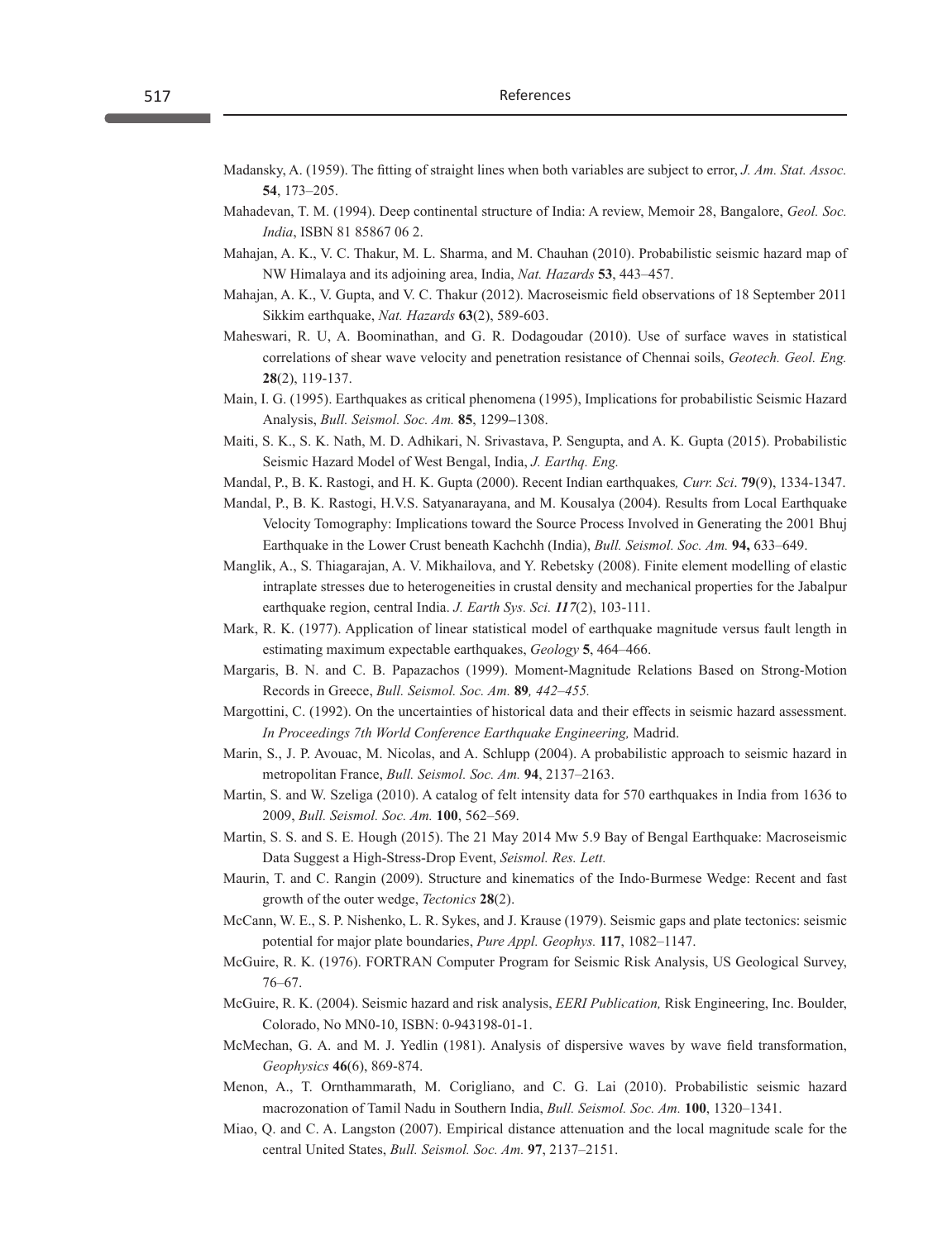Madansky, A. (1959). The fitting of straight lines when both variables are subject to error, *J. Am. Stat. Assoc.* **54**, 173–205.

Mahadevan, T. M. (1994). Deep continental structure of India: A review, Memoir 28, Bangalore, *Geol. Soc. India*, ISBN 81 85867 06 2.

Mahajan, A. K., V. C. Thakur, M. L. Sharma, and M. Chauhan (2010). Probabilistic seismic hazard map of NW Himalaya and its adjoining area, India, *Nat. Hazards* **53**, 443–457.

Mahajan, A. K., V. Gupta, and V. C. Thakur (2012). Macroseismic field observations of 18 September 2011 Sikkim earthquake, *Nat. Hazards* **63**(2), 589-603.

Maheswari, R. U, A. Boominathan, and G. R. Dodagoudar (2010). Use of surface waves in statistical correlations of shear wave velocity and penetration resistance of Chennai soils, *Geotech. Geol. Eng.* **28**(2), 119-137.

Main, I. G. (1995). Earthquakes as critical phenomena (1995), Implications for probabilistic Seismic Hazard Analysis, *Bull. Seismol. Soc. Am.* **85**, 1299–1308.

Maiti, S. K., S. K. Nath, M. D. Adhikari, N. Srivastava, P. Sengupta, and A. K. Gupta (2015). Probabilistic Seismic Hazard Model of West Bengal, India, *J. Earthq. Eng.*

Mandal, P., B. K. Rastogi, and H. K. Gupta (2000). Recent Indian earthquakes, *Curr. Sci*. **79**(9), 1334-1347.

Mandal, P., B. K. Rastogi, H.V.S. Satyanarayana, and M. Kousalya (2004). Results from Local Earthquake Velocity Tomography: Implications toward the Source Process Involved in Generating the 2001 Bhuj Earthquake in the Lower Crust beneath Kachchh (India), *Bull. Seismol. Soc. Am.* **94,** 633–649.

Manglik, A., S. Thiagarajan, A. V. Mikhailova, and Y. Rebetsky (2008). Finite element modelling of elastic intraplate stresses due to heterogeneities in crustal density and mechanical properties for the Jabalpur earthquake region, central India. *J. Earth Sys. Sci.* ***117***(2), 103-111.

Mark, R. K. (1977). Application of linear statistical model of earthquake magnitude versus fault length in estimating maximum expectable earthquakes, *Geology* **5**, 464–466.

Margaris, B. N. and C. B. Papazachos (1999). Moment-Magnitude Relations Based on Strong-Motion Records in Greece, *Bull. Seismol. Soc. Am.* **89***, 442–455.*

Margottini, C. (1992). On the uncertainties of historical data and their effects in seismic hazard assessment. *In Proceedings 7th World Conference Earthquake Engineering,* Madrid.

Marin, S., J. P. Avouac, M. Nicolas, and A. Schlupp (2004). A probabilistic approach to seismic hazard in metropolitan France, *Bull. Seismol. Soc. Am.* **94**, 2137–2163.

Martin, S. and W. Szeliga (2010). A catalog of felt intensity data for 570 earthquakes in India from 1636 to 2009, *Bull. Seismol. Soc. Am.* **100**, 562–569.

Martin, S. S. and S. E. Hough (2015). The 21 May 2014 Mw 5.9 Bay of Bengal Earthquake: Macroseismic Data Suggest a High-Stress-Drop Event, *Seismol. Res. Lett.*

Maurin, T. and C. Rangin (2009). Structure and kinematics of the Indo-Burmese Wedge: Recent and fast growth of the outer wedge, *Tectonics* **28**(2).

McCann, W. E., S. P. Nishenko, L. R. Sykes, and J. Krause (1979). Seismic gaps and plate tectonics: seismic potential for major plate boundaries, *Pure Appl. Geophys.* **117**, 1082–1147.

McGuire, R. K. (1976). FORTRAN Computer Program for Seismic Risk Analysis, US Geological Survey, 76–67.

McGuire, R. K. (2004). Seismic hazard and risk analysis, *EERI Publication,* Risk Engineering, Inc. Boulder, Colorado, No MN0-10, ISBN: 0-943198-01-1.

McMechan, G. A. and M. J. Yedlin (1981). Analysis of dispersive waves by wave field transformation, *Geophysics* **46**(6), 869-874.

Menon, A., T. Ornthammarath, M. Corigliano, and C. G. Lai (2010). Probabilistic seismic hazard macrozonation of Tamil Nadu in Southern India, *Bull. Seismol. Soc. Am.* **100**, 1320–1341.

Miao, Q. and C. A. Langston (2007). Empirical distance attenuation and the local magnitude scale for the central United States, *Bull. Seismol. Soc. Am.* **97**, 2137–2151.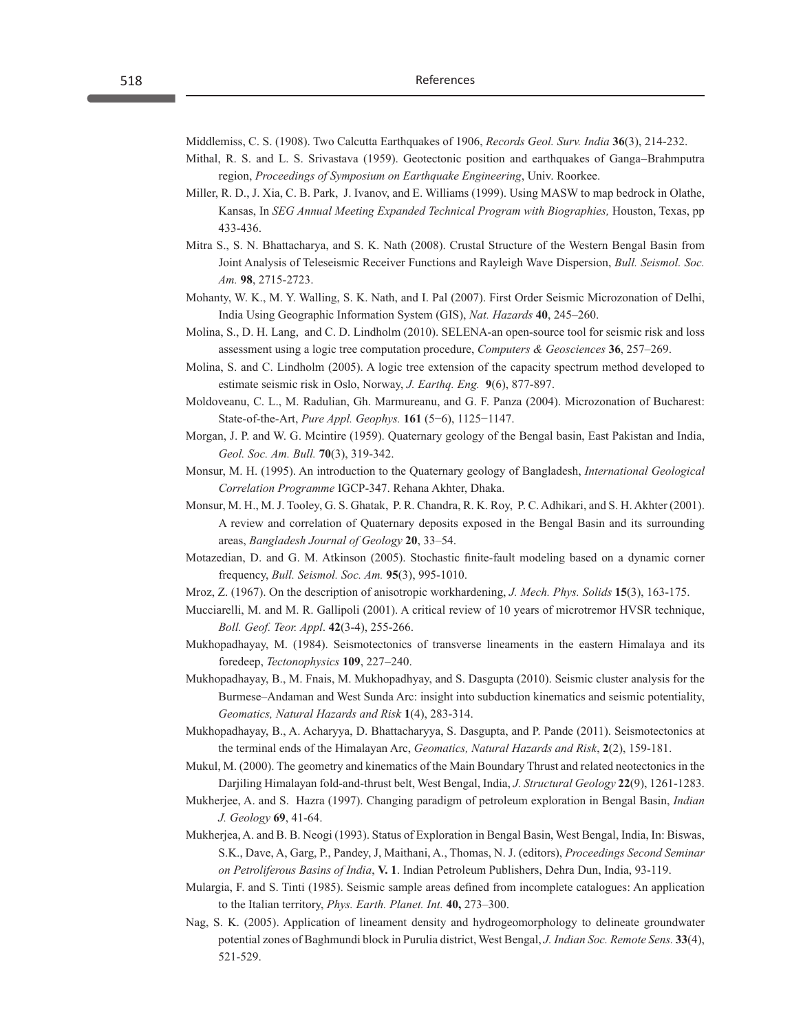Middlemiss, C. S. (1908). Two Calcutta Earthquakes of 1906, *Records Geol. Surv. India* **36**(3), 214-232.

Mithal, R. S. and L. S. Srivastava (1959). Geotectonic position and earthquakes of Ganga–Brahmputra region, *Proceedings of Symposium on Earthquake Engineering*, Univ. Roorkee.

Miller, R. D., J. Xia, C. B. Park, J. Ivanov, and E. Williams (1999). Using MASW to map bedrock in Olathe, Kansas, In *SEG Annual Meeting Expanded Technical Program with Biographies,* Houston, Texas, pp 433-436.

Mitra S., S. N. Bhattacharya, and S. K. Nath (2008). Crustal Structure of the Western Bengal Basin from Joint Analysis of Teleseismic Receiver Functions and Rayleigh Wave Dispersion, *Bull. Seismol. Soc. Am.* **98**, 2715-2723.

Mohanty, W. K., M. Y. Walling, S. K. Nath, and I. Pal (2007). First Order Seismic Microzonation of Delhi, India Using Geographic Information System (GIS), *Nat. Hazards* **40**, 245–260.

Molina, S., D. H. Lang, and C. D. Lindholm (2010). SELENA-an open-source tool for seismic risk and loss assessment using a logic tree computation procedure, *Computers & Geosciences* **36**, 257–269.

Molina, S. and C. Lindholm (2005). A logic tree extension of the capacity spectrum method developed to estimate seismic risk in Oslo, Norway, *J. Earthq. Eng.* **9**(6), 877-897.

Moldoveanu, C. L., M. Radulian, Gh. Marmureanu, and G. F. Panza (2004). Microzonation of Bucharest: State-of-the-Art, *Pure Appl. Geophys.* **161** (5−6), 1125−1147.

Morgan, J. P. and W. G. Mcintire (1959). Quaternary geology of the Bengal basin, East Pakistan and India, *Geol. Soc. Am. Bull.* **70**(3), 319-342.

Monsur, M. H. (1995). An introduction to the Quaternary geology of Bangladesh, *International Geological Correlation Programme* IGCP-347. Rehana Akhter, Dhaka.

Monsur, M. H., M. J. Tooley, G. S. Ghatak, P. R. Chandra, R. K. Roy, P. C. Adhikari, and S. H. Akhter (2001). A review and correlation of Quaternary deposits exposed in the Bengal Basin and its surrounding areas, *Bangladesh Journal of Geology* **20**, 33–54.

Motazedian, D. and G. M. Atkinson (2005). Stochastic finite-fault modeling based on a dynamic corner frequency, *Bull. Seismol. Soc. Am.* **95**(3), 995-1010.

Mroz, Z. (1967). On the description of anisotropic workhardening, *J. Mech. Phys. Solids* **15**(3), 163-175.

Mucciarelli, M. and M. R. Gallipoli (2001). A critical review of 10 years of microtremor HVSR technique, *Boll. Geof. Teor. Appl*. **42**(3-4), 255-266.

Mukhopadhayay, M. (1984). Seismotectonics of transverse lineaments in the eastern Himalaya and its foredeep, *Tectonophysics* **109**, 227–240.

Mukhopadhayay, B., M. Fnais, M. Mukhopadhyay, and S. Dasgupta (2010). Seismic cluster analysis for the Burmese–Andaman and West Sunda Arc: insight into subduction kinematics and seismic potentiality, *Geomatics, Natural Hazards and Risk* **1**(4), 283-314.

Mukhopadhayay, B., A. Acharyya, D. Bhattacharyya, S. Dasgupta, and P. Pande (2011). Seismotectonics at the terminal ends of the Himalayan Arc, *Geomatics, Natural Hazards and Risk*, **2**(2), 159-181.

Mukul, M. (2000). The geometry and kinematics of the Main Boundary Thrust and related neotectonics in the Darjiling Himalayan fold-and-thrust belt, West Bengal, India, *J. Structural Geology* **22**(9), 1261-1283.

Mukherjee, A. and S. Hazra (1997). Changing paradigm of petroleum exploration in Bengal Basin, *Indian J. Geology* **69**, 41-64.

Mukherjea, A. and B. B. Neogi (1993). Status of Exploration in Bengal Basin, West Bengal, India, In: Biswas, S.K., Dave, A, Garg, P., Pandey, J, Maithani, A., Thomas, N. J. (editors), *Proceedings Second Seminar on Petroliferous Basins of India*, **V. 1**. Indian Petroleum Publishers, Dehra Dun, India, 93-119.

Mulargia, F. and S. Tinti (1985). Seismic sample areas defined from incomplete catalogues: An application to the Italian territory, *Phys. Earth. Planet. Int.* **40,** 273–300.

Nag, S. K. (2005). Application of lineament density and hydrogeomorphology to delineate groundwater potential zones of Baghmundi block in Purulia district, West Bengal, *J. Indian Soc. Remote Sens.* **33**(4), 521-529.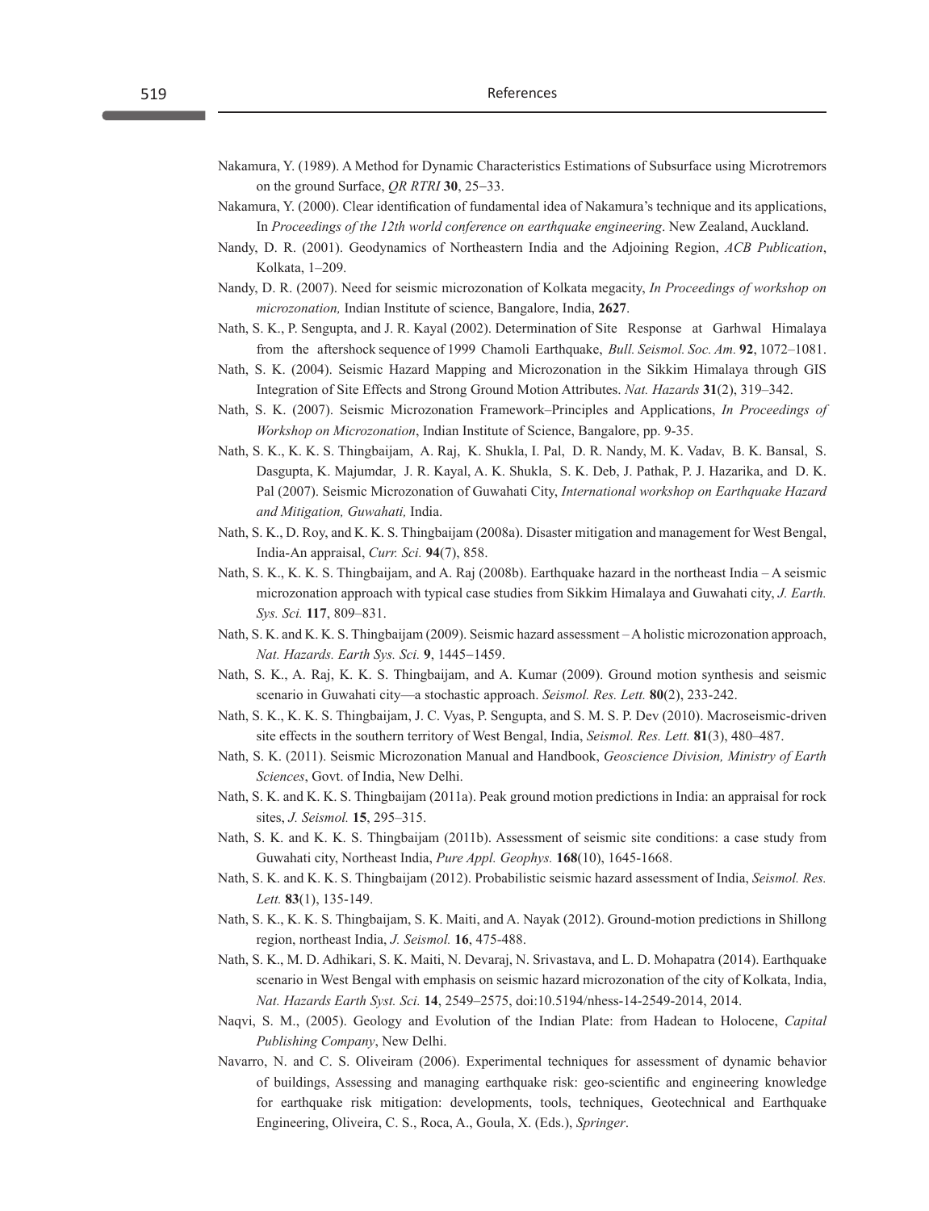Nakamura, Y. (1989). A Method for Dynamic Characteristics Estimations of Subsurface using Microtremors on the ground Surface, *QR RTRI* **30**, 25–33.

Nakamura, Y. (2000). Clear identification of fundamental idea of Nakamura's technique and its applications, In *Proceedings of the 12th world conference on earthquake engineering*. New Zealand, Auckland.

Nandy, D. R. (2001). Geodynamics of Northeastern India and the Adjoining Region, *ACB Publication*, Kolkata, 1–209.

Nandy, D. R. (2007). Need for seismic microzonation of Kolkata megacity, *In Proceedings of workshop on microzonation,* Indian Institute of science, Bangalore, India, **2627**.

Nath, S. K., P. Sengupta, and J. R. Kayal (2002). Determination of Site Response at Garhwal Himalaya from the aftershock sequence of 1999 Chamoli Earthquake, *Bull. Seismol. Soc. Am.* **92**, 1072–1081.

Nath, S. K. (2004). Seismic Hazard Mapping and Microzonation in the Sikkim Himalaya through GIS Integration of Site Effects and Strong Ground Motion Attributes. *Nat. Hazards* **31**(2), 319–342.

Nath, S. K. (2007). Seismic Microzonation Framework–Principles and Applications, *In Proceedings of Workshop on Microzonation*, Indian Institute of Science, Bangalore, pp. 9-35.

Nath, S. K., K. K. S. Thingbaijam, A. Raj, K. Shukla, I. Pal, D. R. Nandy, M. K. Vadav, B. K. Bansal, S. Dasgupta, K. Majumdar, J. R. Kayal, A. K. Shukla, S. K. Deb, J. Pathak, P. J. Hazarika, and D. K. Pal (2007). Seismic Microzonation of Guwahati City, *International workshop on Earthquake Hazard and Mitigation, Guwahati,* India.

Nath, S. K., D. Roy, and K. K. S. Thingbaijam (2008a). Disaster mitigation and management for West Bengal, India-An appraisal, *Curr. Sci.* **94**(7), 858.

Nath, S. K., K. K. S. Thingbaijam, and A. Raj (2008b). Earthquake hazard in the northeast India – A seismic microzonation approach with typical case studies from Sikkim Himalaya and Guwahati city, *J. Earth. Sys. Sci.* **117**, 809–831.

Nath, S. K. and K. K. S. Thingbaijam (2009). Seismic hazard assessment – A holistic microzonation approach, *Nat. Hazards. Earth Sys. Sci.* **9**, 1445–1459.

Nath, S. K., A. Raj, K. K. S. Thingbaijam, and A. Kumar (2009). Ground motion synthesis and seismic scenario in Guwahati city—a stochastic approach. *Seismol. Res. Lett.* **80**(2), 233-242.

Nath, S. K., K. K. S. Thingbaijam, J. C. Vyas, P. Sengupta, and S. M. S. P. Dev (2010). Macroseismic-driven site effects in the southern territory of West Bengal, India, *Seismol. Res. Lett.* **81**(3), 480–487.

Nath, S. K. (2011). Seismic Microzonation Manual and Handbook, *Geoscience Division, Ministry of Earth Sciences*, Govt. of India, New Delhi.

Nath, S. K. and K. K. S. Thingbaijam (2011a). Peak ground motion predictions in India: an appraisal for rock sites, *J. Seismol.* **15**, 295–315.

Nath, S. K. and K. K. S. Thingbaijam (2011b). Assessment of seismic site conditions: a case study from Guwahati city, Northeast India, *Pure Appl. Geophys.* **168**(10), 1645-1668.

Nath, S. K. and K. K. S. Thingbaijam (2012). Probabilistic seismic hazard assessment of India, *Seismol. Res. Lett.* **83**(1), 135-149.

Nath, S. K., K. K. S. Thingbaijam, S. K. Maiti, and A. Nayak (2012). Ground-motion predictions in Shillong region, northeast India, *J. Seismol.* **16**, 475-488.

Nath, S. K., M. D. Adhikari, S. K. Maiti, N. Devaraj, N. Srivastava, and L. D. Mohapatra (2014). Earthquake scenario in West Bengal with emphasis on seismic hazard microzonation of the city of Kolkata, India, *Nat. Hazards Earth Syst. Sci.* **14**, 2549–2575, doi:10.5194/nhess-14-2549-2014, 2014.

Naqvi, S. M., (2005). Geology and Evolution of the Indian Plate: from Hadean to Holocene, *Capital Publishing Company*, New Delhi.

Navarro, N. and C. S. Oliveiram (2006). Experimental techniques for assessment of dynamic behavior of buildings, Assessing and managing earthquake risk: geo-scientific and engineering knowledge for earthquake risk mitigation: developments, tools, techniques, Geotechnical and Earthquake Engineering, Oliveira, C. S., Roca, A., Goula, X. (Eds.), *Springer*.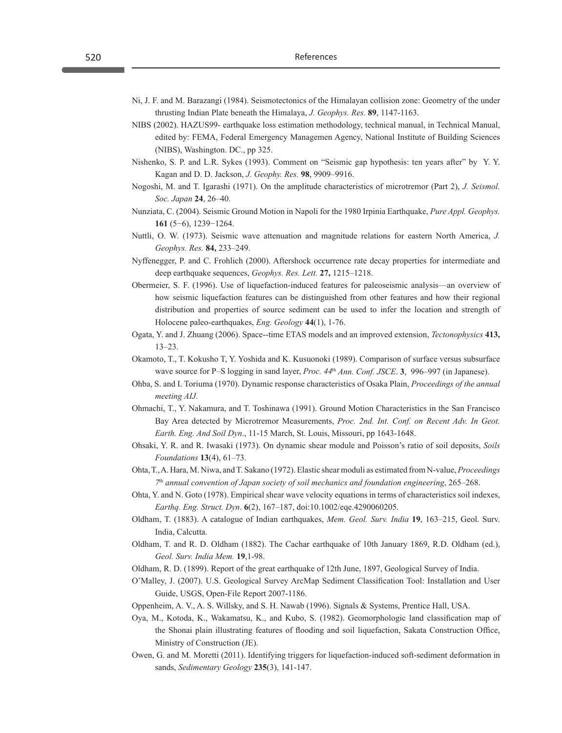Ni, J. F. and M. Barazangi (1984). Seismotectonics of the Himalayan collision zone: Geometry of the under thrusting Indian Plate beneath the Himalaya, *J. Geophys. Res.* **89**, 1147-1163.

NIBS (2002). HAZUS99- earthquake loss estimation methodology, technical manual, in Technical Manual, edited by: FEMA, Federal Emergency Managemen Agency, National Institute of Building Sciences (NIBS), Washington. DC., pp 325.

Nishenko, S. P. and L.R. Sykes (1993). Comment on "Seismic gap hypothesis: ten years after" by Y. Y. Kagan and D. D. Jackson, *J. Geophy. Res.* **98**, 9909–9916.

Nogoshi, M. and T. Igarashi (1971). On the amplitude characteristics of microtremor (Part 2), *J. Seismol. Soc. Japan* **24**, 26–40.

Nunziata, C. (2004). Seismic Ground Motion in Napoli for the 1980 Irpinia Earthquake, *Pure Appl. Geophys.* **161** (5−6), 1239−1264.

Nuttli, O. W. (1973). Seismic wave attenuation and magnitude relations for eastern North America, *J. Geophys. Res.* **84,** 233–249.

Nyffenegger, P. and C. Frohlich (2000). Aftershock occurrence rate decay properties for intermediate and deep earthquake sequences, *Geophys. Res. Lett.* **27,** 1215–1218.

Obermeier, S. F. (1996). Use of liquefaction-induced features for paleoseismic analysis—an overview of how seismic liquefaction features can be distinguished from other features and how their regional distribution and properties of source sediment can be used to infer the location and strength of Holocene paleo-earthquakes, *Eng. Geology* **44**(1), 1-76.

Ogata, Y. and J. Zhuang (2006). Space--time ETAS models and an improved extension, *Tectonophysics* **413,** 13–23.

Okamoto, T., T. Kokusho T, Y. Yoshida and K. Kusuonoki (1989). Comparison of surface versus subsurface wave source for P–S logging in sand layer, *Proc. 44th Ann. Conf. JSCE*. **3**, 996–997 (in Japanese).

Ohba, S. and I. Toriuma (1970). Dynamic response characteristics of Osaka Plain, *Proceedings of the annual meeting AIJ*.

Ohmachi, T., Y. Nakamura, and T. Toshinawa (1991). Ground Motion Characteristics in the San Francisco Bay Area detected by Microtremor Measurements, *Proc. 2nd. Int. Conf. on Recent Adv. In Geot. Earth. Eng. And Soil Dyn*., 11-15 March, St. Louis, Missouri, pp 1643-1648.

Ohsaki, Y. R. and R. Iwasaki (1973). On dynamic shear module and Poisson's ratio of soil deposits, *Soils Foundations* **13**(4), 61–73.

Ohta, T., A. Hara, M. Niwa, and T. Sakano (1972). Elastic shear moduli as estimated from N-value, *Proceedings 7th annual convention of Japan society of soil mechanics and foundation engineering*, 265–268.

Ohta, Y. and N. Goto (1978). Empirical shear wave velocity equations in terms of characteristics soil indexes, *Earthq. Eng. Struct. Dyn*. **6**(2), 167–187, doi:10.1002/eqe.4290060205.

Oldham, T. (1883). A catalogue of Indian earthquakes, *Mem. Geol. Surv. India* **19**, 163–215, Geol. Surv. India, Calcutta.

Oldham, T. and R. D. Oldham (1882). The Cachar earthquake of 10th January 1869, R.D. Oldham (ed.), *Geol. Surv. India Mem.* **19**,1-98.

Oldham, R. D. (1899). Report of the great earthquake of 12th June, 1897, Geological Survey of India.

O'Malley, J. (2007). U.S. Geological Survey ArcMap Sediment Classification Tool: Installation and User Guide, USGS, Open-File Report 2007-1186.

Oppenheim, A. V., A. S. Willsky, and S. H. Nawab (1996). Signals & Systems, Prentice Hall, USA.

Oya, M., Kotoda, K., Wakamatsu, K., and Kubo, S. (1982). Geomorphologic land classification map of the Shonai plain illustrating features of flooding and soil liquefaction, Sakata Construction Office, Ministry of Construction (JE).

Owen, G. and M. Moretti (2011). Identifying triggers for liquefaction-induced soft-sediment deformation in sands, *Sedimentary Geology* **235**(3), 141-147.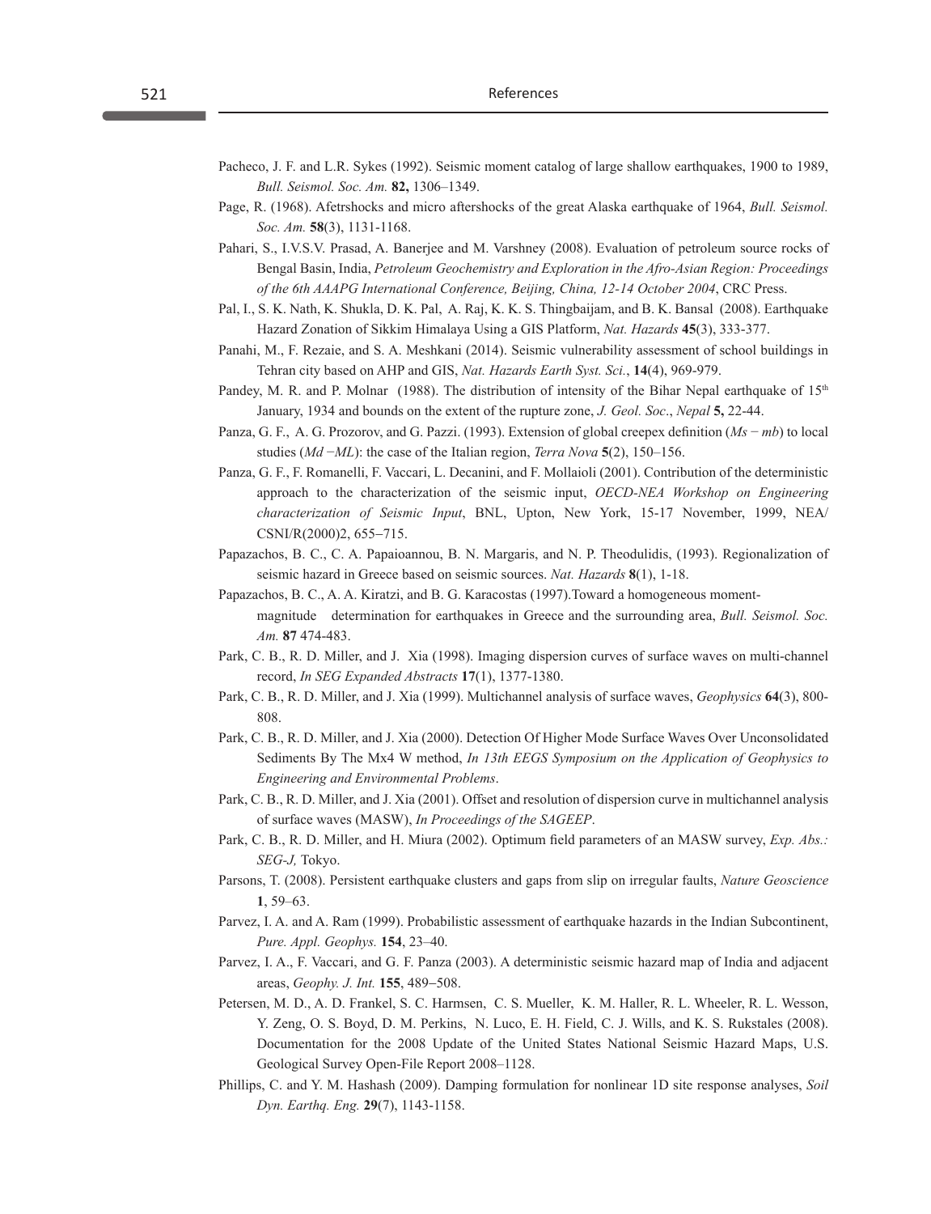Pacheco, J. F. and L.R. Sykes (1992). Seismic moment catalog of large shallow earthquakes, 1900 to 1989, *Bull. Seismol. Soc. Am.* **82,** 1306–1349.

Page, R. (1968). Afetrshocks and micro aftershocks of the great Alaska earthquake of 1964, *Bull. Seismol. Soc. Am.* **58**(3), 1131-1168.

Pahari, S., I.V.S.V. Prasad, A. Banerjee and M. Varshney (2008). Evaluation of petroleum source rocks of Bengal Basin, India, *Petroleum Geochemistry and Exploration in the Afro-Asian Region: Proceedings of the 6th AAAPG International Conference, Beijing, China, 12-14 October 2004*, CRC Press.

Pal, I., S. K. Nath, K. Shukla, D. K. Pal, A. Raj, K. K. S. Thingbaijam, and B. K. Bansal (2008). Earthquake Hazard Zonation of Sikkim Himalaya Using a GIS Platform, *Nat. Hazards* **45**(3), 333-377.

Panahi, M., F. Rezaie, and S. A. Meshkani (2014). Seismic vulnerability assessment of school buildings in Tehran city based on AHP and GIS, *Nat. Hazards Earth Syst. Sci.*, **14**(4), 969-979.

Pandey, M. R. and P. Molnar (1988). The distribution of intensity of the Bihar Nepal earthquake of 15th January, 1934 and bounds on the extent of the rupture zone, *J. Geol. Soc*., *Nepal* **5,** 22-44.

Panza, G. F., A. G. Prozorov, and G. Pazzi. (1993). Extension of global creepex definition (*Ms − mb*) to local studies (*Md −ML*): the case of the Italian region, *Terra Nova* **5**(2), 150–156.

Panza, G. F., F. Romanelli, F. Vaccari, L. Decanini, and F. Mollaioli (2001). Contribution of the deterministic approach to the characterization of the seismic input, *OECD-NEA Workshop on Engineering characterization of Seismic Input*, BNL, Upton, New York, 15-17 November, 1999, NEA/CSNI/R(2000)2, 655−715.

Papazachos, B. C., C. A. Papaioannou, B. N. Margaris, and N. P. Theodulidis, (1993). Regionalization of seismic hazard in Greece based on seismic sources. *Nat. Hazards* **8**(1), 1-18.

Papazachos, B. C., A. A. Kiratzi, and B. G. Karacostas (1997).Toward a homogeneous moment-magnitude determination for earthquakes in Greece and the surrounding area, *Bull. Seismol. Soc. Am.* **87** 474-483.

Park, C. B., R. D. Miller, and J. Xia (1998). Imaging dispersion curves of surface waves on multi-channel record, *In SEG Expanded Abstracts* **17**(1), 1377-1380.

Park, C. B., R. D. Miller, and J. Xia (1999). Multichannel analysis of surface waves, *Geophysics* **64**(3), 800-808.

Park, C. B., R. D. Miller, and J. Xia (2000). Detection Of Higher Mode Surface Waves Over Unconsolidated Sediments By The Mx4 W method, *In 13th EEGS Symposium on the Application of Geophysics to Engineering and Environmental Problems*.

Park, C. B., R. D. Miller, and J. Xia (2001). Offset and resolution of dispersion curve in multichannel analysis of surface waves (MASW), *In Proceedings of the SAGEEP*.

Park, C. B., R. D. Miller, and H. Miura (2002). Optimum field parameters of an MASW survey, *Exp. Abs.: SEG-J,* Tokyo.

Parsons, T. (2008). Persistent earthquake clusters and gaps from slip on irregular faults, *Nature Geoscience* **1**, 59–63.

Parvez, I. A. and A. Ram (1999). Probabilistic assessment of earthquake hazards in the Indian Subcontinent, *Pure. Appl. Geophys.* **154**, 23–40.

Parvez, I. A., F. Vaccari, and G. F. Panza (2003). A deterministic seismic hazard map of India and adjacent areas, *Geophy. J. Int.* **155**, 489−508.

Petersen, M. D., A. D. Frankel, S. C. Harmsen, C. S. Mueller, K. M. Haller, R. L. Wheeler, R. L. Wesson, Y. Zeng, O. S. Boyd, D. M. Perkins, N. Luco, E. H. Field, C. J. Wills, and K. S. Rukstales (2008). Documentation for the 2008 Update of the United States National Seismic Hazard Maps, U.S. Geological Survey Open-File Report 2008–1128.

Phillips, C. and Y. M. Hashash (2009). Damping formulation for nonlinear 1D site response analyses, *Soil Dyn. Earthq. Eng.* **29**(7), 1143-1158.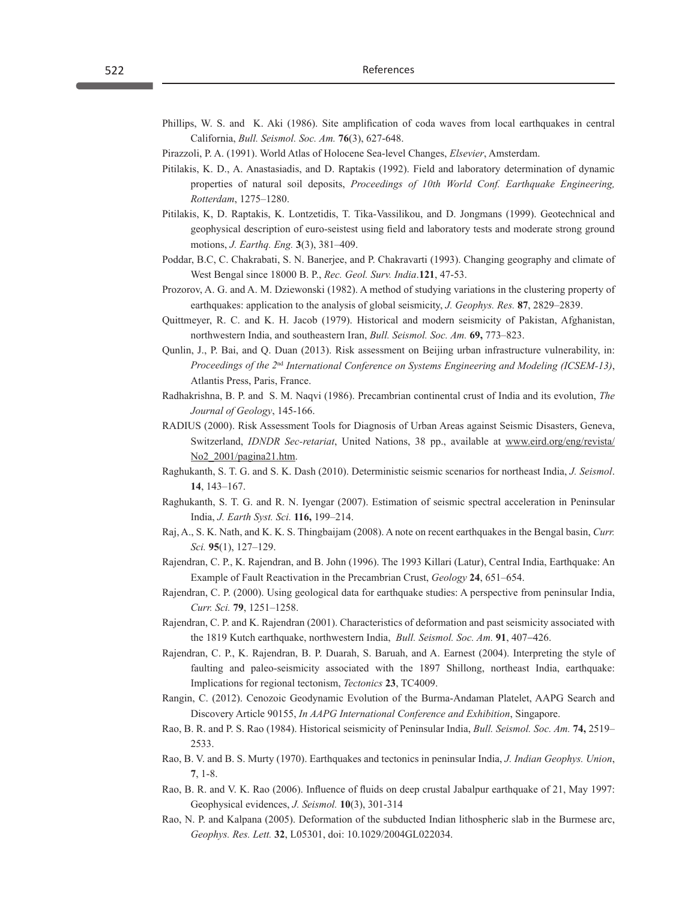Phillips, W. S. and K. Aki (1986). Site amplification of coda waves from local earthquakes in central California, *Bull. Seismol. Soc. Am.* **76**(3), 627-648.

Pirazzoli, P. A. (1991). World Atlas of Holocene Sea-level Changes, *Elsevier*, Amsterdam.

Pitilakis, K. D., A. Anastasiadis, and D. Raptakis (1992). Field and laboratory determination of dynamic properties of natural soil deposits, *Proceedings of 10th World Conf. Earthquake Engineering, Rotterdam*, 1275–1280.

Pitilakis, K, D. Raptakis, K. Lontzetidis, T. Tika-Vassilikou, and D. Jongmans (1999). Geotechnical and geophysical description of euro-seistest using field and laboratory tests and moderate strong ground motions, *J. Earthq. Eng.* **3**(3), 381–409.

Poddar, B.C, C. Chakrabati, S. N. Banerjee, and P. Chakravarti (1993). Changing geography and climate of West Bengal since 18000 B. P., *Rec. Geol. Surv. India*.**121**, 47-53.

Prozorov, A. G. and A. M. Dziewonski (1982). A method of studying variations in the clustering property of earthquakes: application to the analysis of global seismicity, *J. Geophys. Res.* **87**, 2829–2839.

Quittmeyer, R. C. and K. H. Jacob (1979). Historical and modern seismicity of Pakistan, Afghanistan, northwestern India, and southeastern Iran, *Bull. Seismol. Soc. Am.* **69,** 773–823.

Qunlin, J., P. Bai, and Q. Duan (2013). Risk assessment on Beijing urban infrastructure vulnerability, in: *Proceedings of the 2nd International Conference on Systems Engineering and Modeling (ICSEM-13)*, Atlantis Press, Paris, France.

Radhakrishna, B. P. and S. M. Naqvi (1986). Precambrian continental crust of India and its evolution, *The Journal of Geology*, 145-166.

RADIUS (2000). Risk Assessment Tools for Diagnosis of Urban Areas against Seismic Disasters, Geneva, Switzerland, *IDNDR Sec-retariat*, United Nations, 38 pp., available at www.eird.org/eng/revista/No2_2001/pagina21.htm.

Raghukanth, S. T. G. and S. K. Dash (2010). Deterministic seismic scenarios for northeast India, *J. Seismol*. **14**, 143–167.

Raghukanth, S. T. G. and R. N. Iyengar (2007). Estimation of seismic spectral acceleration in Peninsular India, *J. Earth Syst. Sci.* **116,** 199–214.

Raj, A., S. K. Nath, and K. K. S. Thingbaijam (2008). A note on recent earthquakes in the Bengal basin, *Curr. Sci.* **95**(1), 127–129.

Rajendran, C. P., K. Rajendran, and B. John (1996). The 1993 Killari (Latur), Central India, Earthquake: An Example of Fault Reactivation in the Precambrian Crust, *Geology* **24**, 651–654.

Rajendran, C. P. (2000). Using geological data for earthquake studies: A perspective from peninsular India, *Curr. Sci.* **79**, 1251–1258.

Rajendran, C. P. and K. Rajendran (2001). Characteristics of deformation and past seismicity associated with the 1819 Kutch earthquake, northwestern India, *Bull. Seismol. Soc. Am.* **91**, 407–426.

Rajendran, C. P., K. Rajendran, B. P. Duarah, S. Baruah, and A. Earnest (2004). Interpreting the style of faulting and paleo-seismicity associated with the 1897 Shillong, northeast India, earthquake: Implications for regional tectonism, *Tectonics* **23**, TC4009.

Rangin, C. (2012). Cenozoic Geodynamic Evolution of the Burma-Andaman Platelet, AAPG Search and Discovery Article 90155, *In AAPG International Conference and Exhibition*, Singapore.

Rao, B. R. and P. S. Rao (1984). Historical seismicity of Peninsular India, *Bull. Seismol. Soc. Am.* **74,** 2519–2533.

Rao, B. V. and B. S. Murty (1970). Earthquakes and tectonics in peninsular India, *J. Indian Geophys. Union*, **7**, 1-8.

Rao, B. R. and V. K. Rao (2006). Influence of fluids on deep crustal Jabalpur earthquake of 21, May 1997: Geophysical evidences, *J. Seismol.* **10**(3), 301-314

Rao, N. P. and Kalpana (2005). Deformation of the subducted Indian lithospheric slab in the Burmese arc, *Geophys. Res. Lett.* **32**, L05301, doi: 10.1029/2004GL022034.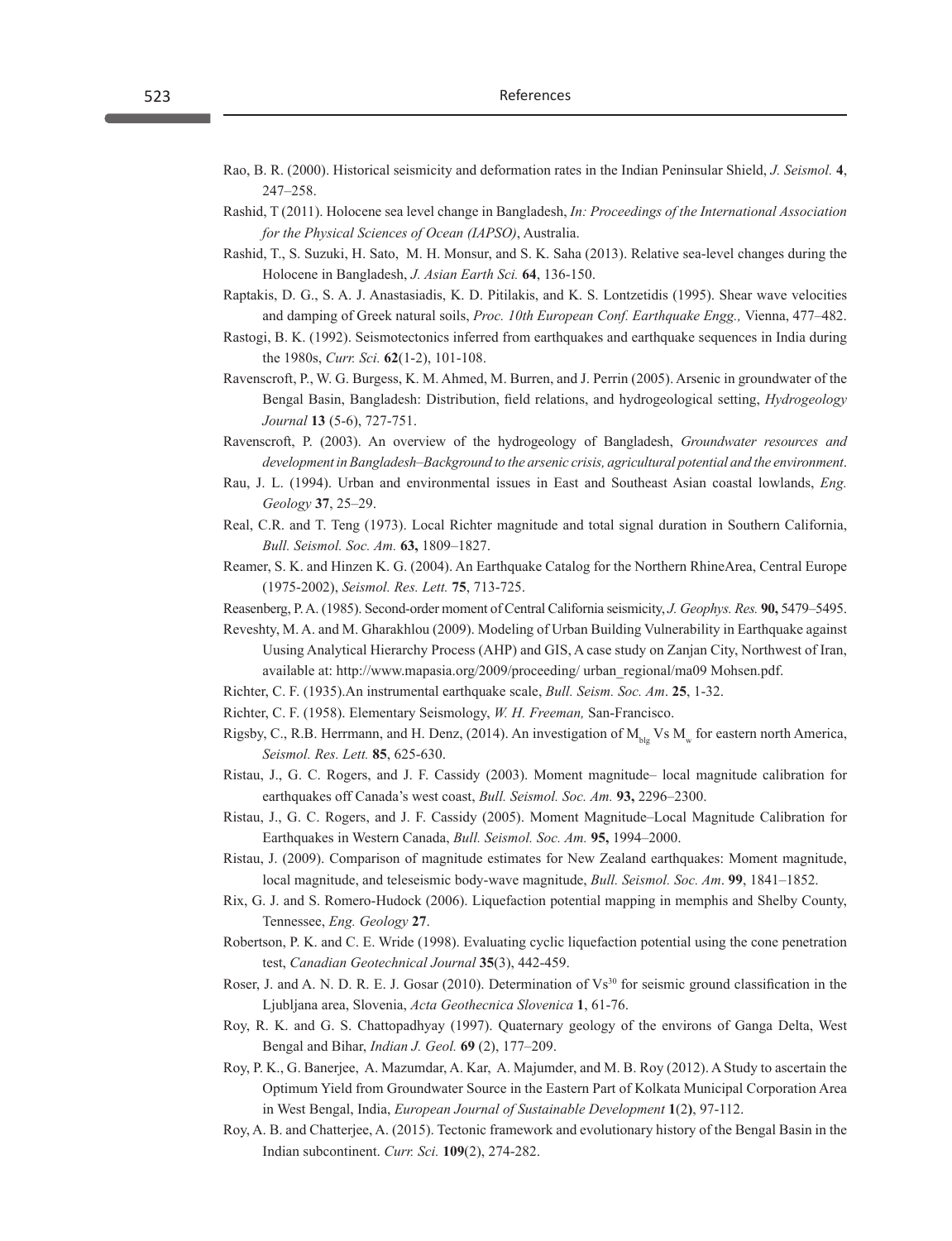Rao, B. R. (2000). Historical seismicity and deformation rates in the Indian Peninsular Shield, *J. Seismol.* **4**, 247–258.

Rashid, T (2011). Holocene sea level change in Bangladesh, *In: Proceedings of the International Association for the Physical Sciences of Ocean (IAPSO)*, Australia.

Rashid, T., S. Suzuki, H. Sato, M. H. Monsur, and S. K. Saha (2013). Relative sea-level changes during the Holocene in Bangladesh, *J. Asian Earth Sci.* **64**, 136-150.

Raptakis, D. G., S. A. J. Anastasiadis, K. D. Pitilakis, and K. S. Lontzetidis (1995). Shear wave velocities and damping of Greek natural soils, *Proc. 10th European Conf. Earthquake Engg.,* Vienna, 477–482.

Rastogi, B. K. (1992). Seismotectonics inferred from earthquakes and earthquake sequences in India during the 1980s, *Curr. Sci.* **62**(1-2), 101-108.

Ravenscroft, P., W. G. Burgess, K. M. Ahmed, M. Burren, and J. Perrin (2005). Arsenic in groundwater of the Bengal Basin, Bangladesh: Distribution, field relations, and hydrogeological setting, *Hydrogeology Journal* **13** (5-6), 727-751.

Ravenscroft, P. (2003). An overview of the hydrogeology of Bangladesh, *Groundwater resources and development in Bangladesh–Background to the arsenic crisis, agricultural potential and the environment*.

Rau, J. L. (1994). Urban and environmental issues in East and Southeast Asian coastal lowlands, *Eng. Geology* **37**, 25–29.

Real, C.R. and T. Teng (1973). Local Richter magnitude and total signal duration in Southern California, *Bull. Seismol. Soc. Am.* **63,** 1809–1827.

Reamer, S. K. and Hinzen K. G. (2004). An Earthquake Catalog for the Northern RhineArea, Central Europe (1975-2002), *Seismol. Res. Lett.* **75**, 713-725.

Reasenberg, P. A. (1985). Second-order moment of Central California seismicity, *J. Geophys. Res.* **90,** 5479–5495.

Reveshty, M. A. and M. Gharakhlou (2009). Modeling of Urban Building Vulnerability in Earthquake against Uusing Analytical Hierarchy Process (AHP) and GIS, A case study on Zanjan City, Northwest of Iran, available at: http://www.mapasia.org/2009/proceeding/ urban_regional/ma09 Mohsen.pdf.

Richter, C. F. (1935).An instrumental earthquake scale, *Bull. Seism. Soc. Am*. **25**, 1-32.

Richter, C. F. (1958). Elementary Seismology, *W. H. Freeman,* San-Francisco.

Rigsby, C., R.B. Herrmann, and H. Denz, (2014). An investigation of $M_{blg}$ Vs $M_w$ for eastern north America, *Seismol. Res. Lett.* **85**, 625-630.

Ristau, J., G. C. Rogers, and J. F. Cassidy (2003). Moment magnitude– local magnitude calibration for earthquakes off Canada's west coast, *Bull. Seismol. Soc. Am.* **93,** 2296–2300.

Ristau, J., G. C. Rogers, and J. F. Cassidy (2005). Moment Magnitude–Local Magnitude Calibration for Earthquakes in Western Canada, *Bull. Seismol. Soc. Am.* **95,** 1994–2000.

Ristau, J. (2009). Comparison of magnitude estimates for New Zealand earthquakes: Moment magnitude, local magnitude, and teleseismic body-wave magnitude, *Bull. Seismol. Soc. Am*. **99**, 1841–1852.

Rix, G. J. and S. Romero-Hudock (2006). Liquefaction potential mapping in memphis and Shelby County, Tennessee, *Eng. Geology* **27**.

Robertson, P. K. and C. E. Wride (1998). Evaluating cyclic liquefaction potential using the cone penetration test, *Canadian Geotechnical Journal* **35**(3), 442-459.

Roser, J. and A. N. D. R. E. J. Gosar (2010). Determination of $Vs^{30}$ for seismic ground classification in the Ljubljana area, Slovenia, *Acta Geothecnica Slovenica* **1**, 61-76.

Roy, R. K. and G. S. Chattopadhyay (1997). Quaternary geology of the environs of Ganga Delta, West Bengal and Bihar, *Indian J. Geol.* **69** (2), 177–209.

Roy, P. K., G. Banerjee, A. Mazumdar, A. Kar, A. Majumder, and M. B. Roy (2012). A Study to ascertain the Optimum Yield from Groundwater Source in the Eastern Part of Kolkata Municipal Corporation Area in West Bengal, India, *European Journal of Sustainable Development* **1**(2**)**, 97-112.

Roy, A. B. and Chatterjee, A. (2015). Tectonic framework and evolutionary history of the Bengal Basin in the Indian subcontinent. *Curr. Sci.* **109**(2), 274-282.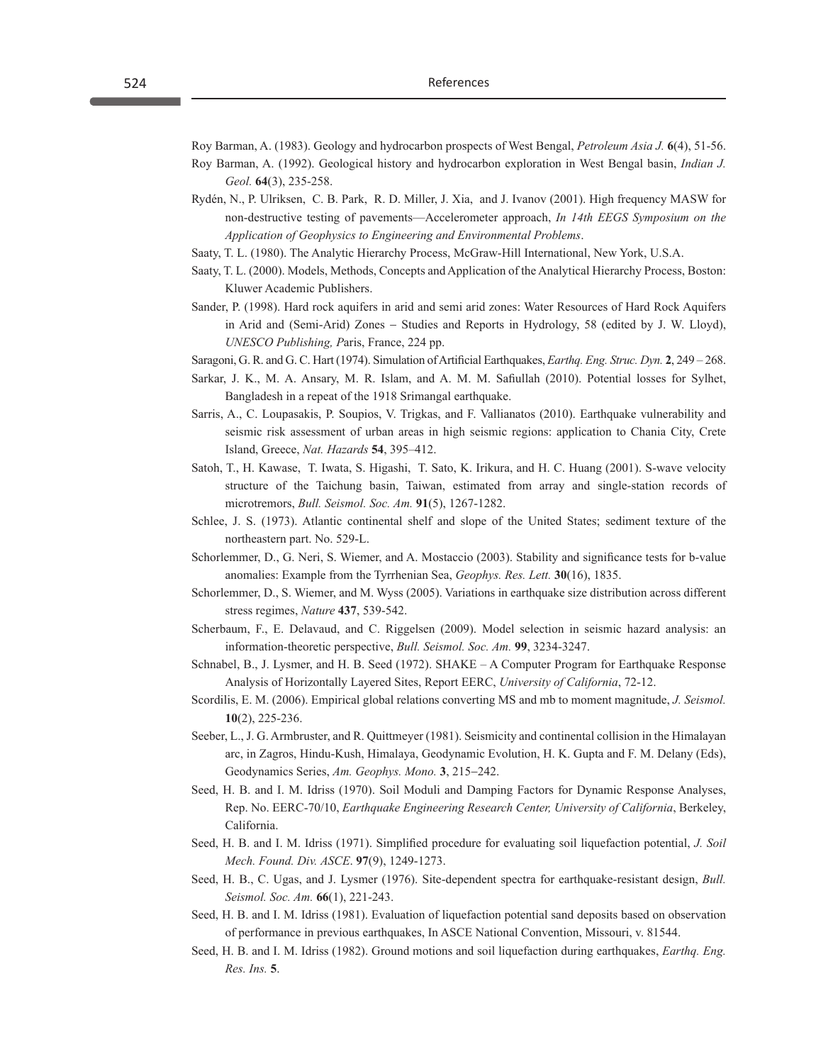Roy Barman, A. (1983). Geology and hydrocarbon prospects of West Bengal, *Petroleum Asia J.* **6**(4), 51-56.

Roy Barman, A. (1992). Geological history and hydrocarbon exploration in West Bengal basin, *Indian J. Geol.* **64**(3), 235-258.

Rydén, N., P. Ulriksen, C. B. Park, R. D. Miller, J. Xia, and J. Ivanov (2001). High frequency MASW for non-destructive testing of pavements—Accelerometer approach, *In 14th EEGS Symposium on the Application of Geophysics to Engineering and Environmental Problems*.

Saaty, T. L. (1980). The Analytic Hierarchy Process, McGraw-Hill International, New York, U.S.A.

Saaty, T. L. (2000). Models, Methods, Concepts and Application of the Analytical Hierarchy Process, Boston: Kluwer Academic Publishers.

Sander, P. (1998). Hard rock aquifers in arid and semi arid zones: Water Resources of Hard Rock Aquifers in Arid and (Semi-Arid) Zones – Studies and Reports in Hydrology, 58 (edited by J. W. Lloyd), *UNESCO Publishing, P*aris, France, 224 pp.

Saragoni, G. R. and G. C. Hart (1974). Simulation of Artificial Earthquakes, *Earthq. Eng. Struc. Dyn.* **2**, 249 – 268.

Sarkar, J. K., M. A. Ansary, M. R. Islam, and A. M. M. Safiullah (2010). Potential losses for Sylhet, Bangladesh in a repeat of the 1918 Srimangal earthquake.

Sarris, A., C. Loupasakis, P. Soupios, V. Trigkas, and F. Vallianatos (2010). Earthquake vulnerability and seismic risk assessment of urban areas in high seismic regions: application to Chania City, Crete Island, Greece, *Nat. Hazards* **54**, 395–412.

Satoh, T., H. Kawase, T. Iwata, S. Higashi, T. Sato, K. Irikura, and H. C. Huang (2001). S-wave velocity structure of the Taichung basin, Taiwan, estimated from array and single-station records of microtremors, *Bull. Seismol. Soc. Am.* **91**(5), 1267-1282.

Schlee, J. S. (1973). Atlantic continental shelf and slope of the United States; sediment texture of the northeastern part. No. 529-L.

Schorlemmer, D., G. Neri, S. Wiemer, and A. Mostaccio (2003). Stability and significance tests for b-value anomalies: Example from the Tyrrhenian Sea, *Geophys. Res. Lett.* **30**(16), 1835.

Schorlemmer, D., S. Wiemer, and M. Wyss (2005). Variations in earthquake size distribution across different stress regimes, *Nature* **437**, 539-542.

Scherbaum, F., E. Delavaud, and C. Riggelsen (2009). Model selection in seismic hazard analysis: an information-theoretic perspective, *Bull. Seismol. Soc. Am.* **99**, 3234-3247.

Schnabel, B., J. Lysmer, and H. B. Seed (1972). SHAKE – A Computer Program for Earthquake Response Analysis of Horizontally Layered Sites, Report EERC, *University of California*, 72-12.

Scordilis, E. M. (2006). Empirical global relations converting MS and mb to moment magnitude, *J. Seismol.* **10**(2), 225-236.

Seeber, L., J. G. Armbruster, and R. Quittmeyer (1981). Seismicity and continental collision in the Himalayan arc, in Zagros, Hindu-Kush, Himalaya, Geodynamic Evolution, H. K. Gupta and F. M. Delany (Eds), Geodynamics Series, *Am. Geophys. Mono.* **3**, 215–242.

Seed, H. B. and I. M. Idriss (1970). Soil Moduli and Damping Factors for Dynamic Response Analyses, Rep. No. EERC-70/10, *Earthquake Engineering Research Center, University of California*, Berkeley, California.

Seed, H. B. and I. M. Idriss (1971). Simplified procedure for evaluating soil liquefaction potential, *J. Soil Mech. Found. Div. ASCE*. **97**(9), 1249-1273.

Seed, H. B., C. Ugas, and J. Lysmer (1976). Site-dependent spectra for earthquake-resistant design, *Bull. Seismol. Soc. Am.* **66**(1), 221-243.

Seed, H. B. and I. M. Idriss (1981). Evaluation of liquefaction potential sand deposits based on observation of performance in previous earthquakes, In ASCE National Convention, Missouri, v. 81544.

Seed, H. B. and I. M. Idriss (1982). Ground motions and soil liquefaction during earthquakes, *Earthq. Eng. Res. Ins.* **5**.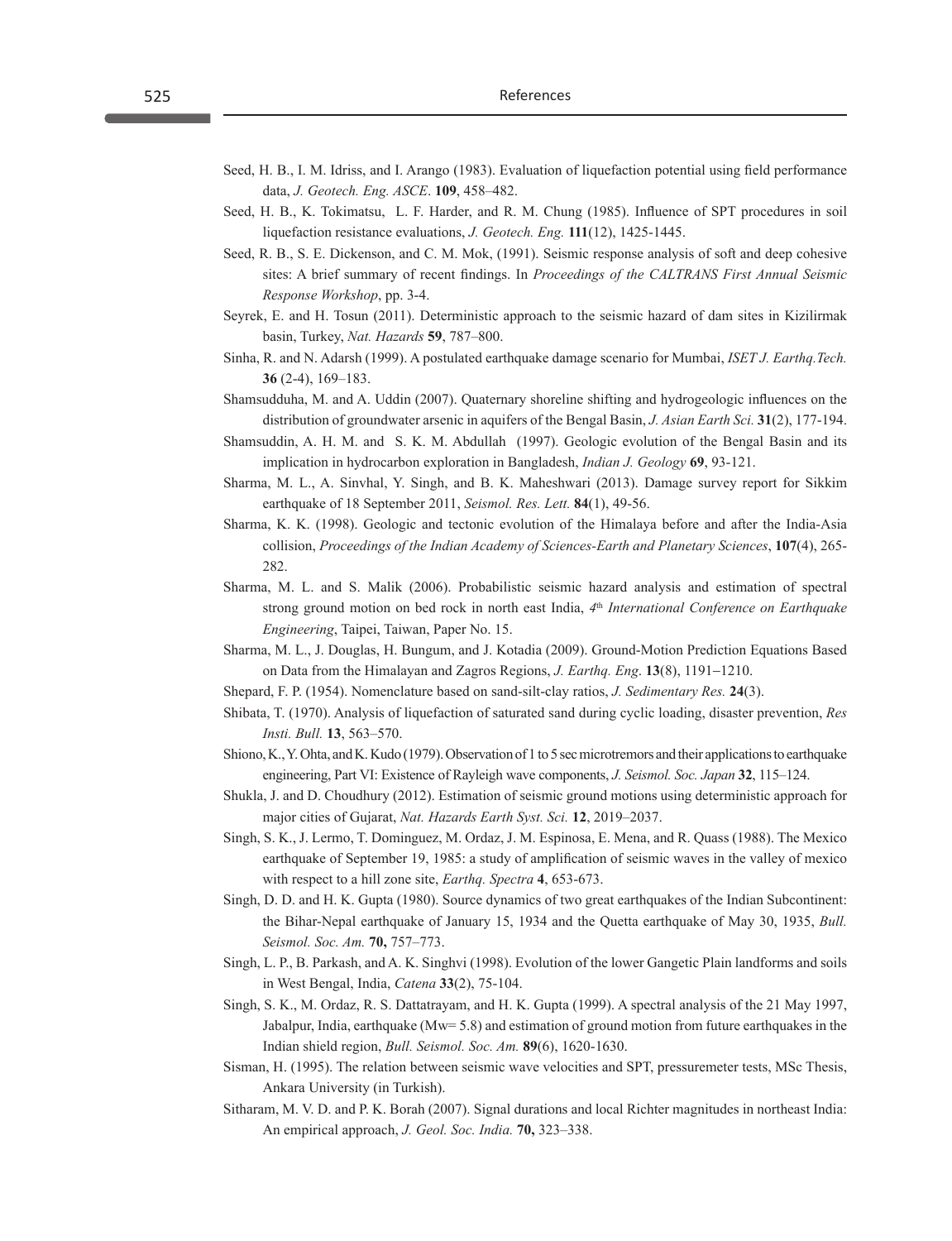Seed, H. B., I. M. Idriss, and I. Arango (1983). Evaluation of liquefaction potential using field performance data, *J. Geotech. Eng. ASCE*. **109**, 458–482.

Seed, H. B., K. Tokimatsu, L. F. Harder, and R. M. Chung (1985). Influence of SPT procedures in soil liquefaction resistance evaluations, *J. Geotech. Eng.* **111**(12), 1425-1445.

Seed, R. B., S. E. Dickenson, and C. M. Mok, (1991). Seismic response analysis of soft and deep cohesive sites: A brief summary of recent findings. In *Proceedings of the CALTRANS First Annual Seismic Response Workshop*, pp. 3-4.

Seyrek, E. and H. Tosun (2011). Deterministic approach to the seismic hazard of dam sites in Kizilirmak basin, Turkey, *Nat. Hazards* **59**, 787–800.

Sinha, R. and N. Adarsh (1999). A postulated earthquake damage scenario for Mumbai, *ISET J. Earthq.Tech.* **36** (2-4), 169–183.

Shamsudduha, M. and A. Uddin (2007). Quaternary shoreline shifting and hydrogeologic influences on the distribution of groundwater arsenic in aquifers of the Bengal Basin, *J. Asian Earth Sci.* **31**(2), 177-194.

Shamsuddin, A. H. M. and S. K. M. Abdullah (1997). Geologic evolution of the Bengal Basin and its implication in hydrocarbon exploration in Bangladesh, *Indian J. Geology* **69**, 93-121.

Sharma, M. L., A. Sinvhal, Y. Singh, and B. K. Maheshwari (2013). Damage survey report for Sikkim earthquake of 18 September 2011, *Seismol. Res. Lett.* **84**(1), 49-56.

Sharma, K. K. (1998). Geologic and tectonic evolution of the Himalaya before and after the India-Asia collision, *Proceedings of the Indian Academy of Sciences-Earth and Planetary Sciences*, **107**(4), 265-282.

Sharma, M. L. and S. Malik (2006). Probabilistic seismic hazard analysis and estimation of spectral strong ground motion on bed rock in north east India, *4th International Conference on Earthquake Engineering*, Taipei, Taiwan, Paper No. 15.

Sharma, M. L., J. Douglas, H. Bungum, and J. Kotadia (2009). Ground-Motion Prediction Equations Based on Data from the Himalayan and Zagros Regions, *J. Earthq. Eng*. **13**(8), 1191–1210.

Shepard, F. P. (1954). Nomenclature based on sand-silt-clay ratios, *J. Sedimentary Res.* **24**(3).

Shibata, T. (1970). Analysis of liquefaction of saturated sand during cyclic loading, disaster prevention, *Res Insti. Bull.* **13**, 563–570.

Shiono, K., Y. Ohta, and K. Kudo (1979). Observation of 1 to 5 sec microtremors and their applications to earthquake engineering, Part VI: Existence of Rayleigh wave components, *J. Seismol. Soc. Japan* **32**, 115–124.

Shukla, J. and D. Choudhury (2012). Estimation of seismic ground motions using deterministic approach for major cities of Gujarat, *Nat. Hazards Earth Syst. Sci.* **12**, 2019–2037.

Singh, S. K., J. Lermo, T. Dominguez, M. Ordaz, J. M. Espinosa, E. Mena, and R. Quass (1988). The Mexico earthquake of September 19, 1985: a study of amplification of seismic waves in the valley of mexico with respect to a hill zone site, *Earthq. Spectra* **4**, 653-673.

Singh, D. D. and H. K. Gupta (1980). Source dynamics of two great earthquakes of the Indian Subcontinent: the Bihar-Nepal earthquake of January 15, 1934 and the Quetta earthquake of May 30, 1935, *Bull. Seismol. Soc. Am.* **70,** 757–773.

Singh, L. P., B. Parkash, and A. K. Singhvi (1998). Evolution of the lower Gangetic Plain landforms and soils in West Bengal, India, *Catena* **33**(2), 75-104.

Singh, S. K., M. Ordaz, R. S. Dattatrayam, and H. K. Gupta (1999). A spectral analysis of the 21 May 1997, Jabalpur, India, earthquake (Mw= 5.8) and estimation of ground motion from future earthquakes in the Indian shield region, *Bull. Seismol. Soc. Am.* **89**(6), 1620-1630.

Sisman, H. (1995). The relation between seismic wave velocities and SPT, pressuremeter tests, MSc Thesis, Ankara University (in Turkish).

Sitharam, M. V. D. and P. K. Borah (2007). Signal durations and local Richter magnitudes in northeast India: An empirical approach, *J. Geol. Soc. India.* **70,** 323–338.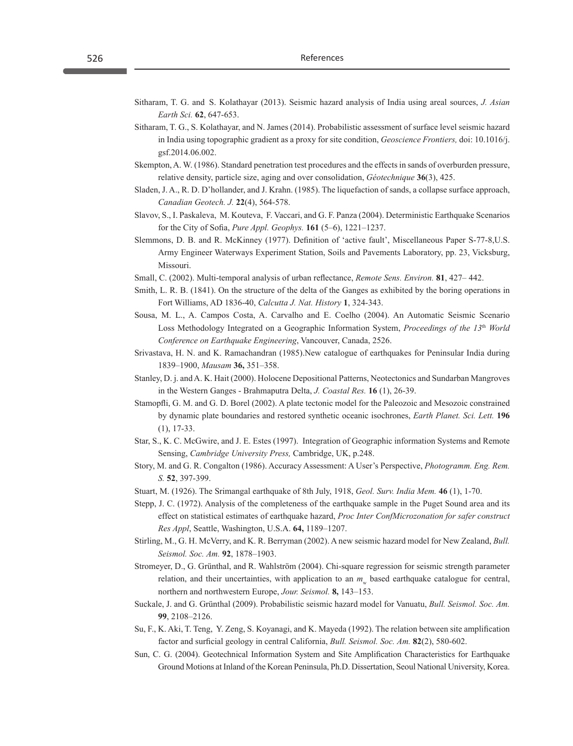Sitharam, T. G. and S. Kolathayar (2013). Seismic hazard analysis of India using areal sources, *J. Asian Earth Sci.* **62**, 647-653.

Sitharam, T. G., S. Kolathayar, and N. James (2014). Probabilistic assessment of surface level seismic hazard in India using topographic gradient as a proxy for site condition, *Geoscience Frontiers,* doi: 10.1016/j.gsf.2014.06.002.

Skempton, A. W. (1986). Standard penetration test procedures and the effects in sands of overburden pressure, relative density, particle size, aging and over consolidation, *Géotechnique* **36**(3), 425.

Sladen, J. A., R. D. D'hollander, and J. Krahn. (1985). The liquefaction of sands, a collapse surface approach, *Canadian Geotech. J.* **22**(4), 564-578.

Slavov, S., I. Paskaleva, M. Kouteva, F. Vaccari, and G. F. Panza (2004). Deterministic Earthquake Scenarios for the City of Sofia, *Pure Appl. Geophys.* **161** (5–6), 1221–1237.

Slemmons, D. B. and R. McKinney (1977). Definition of 'active fault', Miscellaneous Paper S-77-8,U.S. Army Engineer Waterways Experiment Station, Soils and Pavements Laboratory, pp. 23, Vicksburg, Missouri.

Small, C. (2002). Multi-temporal analysis of urban reflectance, *Remote Sens. Environ.* **81**, 427– 442.

Smith, L. R. B. (1841). On the structure of the delta of the Ganges as exhibited by the boring operations in Fort Williams, AD 1836-40, *Calcutta J. Nat. History* **1**, 324-343.

Sousa, M. L., A. Campos Costa, A. Carvalho and E. Coelho (2004). An Automatic Seismic Scenario Loss Methodology Integrated on a Geographic Information System, *Proceedings of the 13th World Conference on Earthquake Engineering*, Vancouver, Canada, 2526.

Srivastava, H. N. and K. Ramachandran (1985).New catalogue of earthquakes for Peninsular India during 1839–1900, *Mausam* **36,** 351–358.

Stanley, D. j. and A. K. Hait (2000). Holocene Depositional Patterns, Neotectonics and Sundarban Mangroves in the Western Ganges - Brahmaputra Delta, *J. Coastal Res.* **16** (1), 26-39.

Stamopfli, G. M. and G. D. Borel (2002). A plate tectonic model for the Paleozoic and Mesozoic constrained by dynamic plate boundaries and restored synthetic oceanic isochrones, *Earth Planet. Sci. Lett.* **196** (1), 17-33.

Star, S., K. C. McGwire, and J. E. Estes (1997). Integration of Geographic information Systems and Remote Sensing, *Cambridge University Press,* Cambridge, UK, p.248.

Story, M. and G. R. Congalton (1986). Accuracy Assessment: A User's Perspective, *Photogramm. Eng. Rem. S.* **52**, 397-399.

Stuart, M. (1926). The Srimangal earthquake of 8th July, 1918, *Geol. Surv. India Mem.* **46** (1), 1-70.

Stepp, J. C. (1972). Analysis of the completeness of the earthquake sample in the Puget Sound area and its effect on statistical estimates of earthquake hazard, *Proc Inter ConfMicrozonation for safer construct Res Appl*, Seattle, Washington, U.S.A. **64,** 1189–1207.

Stirling, M., G. H. McVerry, and K. R. Berryman (2002). A new seismic hazard model for New Zealand, *Bull. Seismol. Soc. Am.* **92**, 1878–1903.

Stromeyer, D., G. Grünthal, and R. Wahlström (2004). Chi-square regression for seismic strength parameter relation, and their uncertainties, with application to an $m_w$ based earthquake catalogue for central, northern and northwestern Europe, *Jour. Seismol.* **8,** 143–153.

Suckale, J. and G. Grünthal (2009). Probabilistic seismic hazard model for Vanuatu, *Bull. Seismol. Soc. Am.* **99**, 2108–2126.

Su, F., K. Aki, T. Teng, Y. Zeng, S. Koyanagi, and K. Mayeda (1992). The relation between site amplification factor and surficial geology in central California, *Bull. Seismol. Soc. Am.* **82**(2), 580-602.

Sun, C. G. (2004). Geotechnical Information System and Site Amplification Characteristics for Earthquake Ground Motions at Inland of the Korean Peninsula, Ph.D. Dissertation, Seoul National University, Korea.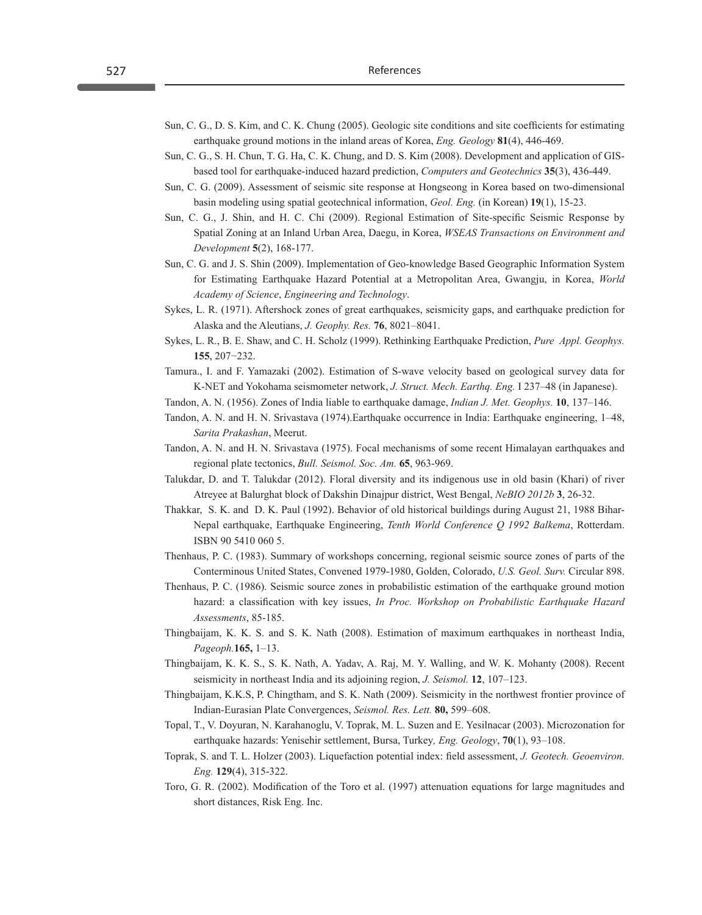Sun, C. G., D. S. Kim, and C. K. Chung (2005). Geologic site conditions and site coefficients for estimating earthquake ground motions in the inland areas of Korea, *Eng. Geology* **81**(4), 446-469.

Sun, C. G., S. H. Chun, T. G. Ha, C. K. Chung, and D. S. Kim (2008). Development and application of GIS-based tool for earthquake-induced hazard prediction, *Computers and Geotechnics* **35**(3), 436-449.

Sun, C. G. (2009). Assessment of seismic site response at Hongseong in Korea based on two-dimensional basin modeling using spatial geotechnical information, *Geol. Eng.* (in Korean) **19**(1), 15-23.

Sun, C. G., J. Shin, and H. C. Chi (2009). Regional Estimation of Site-specific Seismic Response by Spatial Zoning at an Inland Urban Area, Daegu, in Korea, *WSEAS Transactions on Environment and Development* **5**(2), 168-177.

Sun, C. G. and J. S. Shin (2009). Implementation of Geo-knowledge Based Geographic Information System for Estimating Earthquake Hazard Potential at a Metropolitan Area, Gwangju, in Korea, *World Academy of Science*, *Engineering and Technology*.

Sykes, L. R. (1971). Aftershock zones of great earthquakes, seismicity gaps, and earthquake prediction for Alaska and the Aleutians, *J. Geophy. Res.* **76**, 8021–8041.

Sykes, L. R., B. E. Shaw, and C. H. Scholz (1999). Rethinking Earthquake Prediction, *Pure Appl. Geophys.* **155**, 207−232.

Tamura., I. and F. Yamazaki (2002). Estimation of S-wave velocity based on geological survey data for K-NET and Yokohama seismometer network, *J. Struct. Mech. Earthq. Eng.* I 237–48 (in Japanese).

Tandon, A. N. (1956). Zones of India liable to earthquake damage, *Indian J. Met. Geophys.* **10**, 137–146.

Tandon, A. N. and H. N. Srivastava (1974).Earthquake occurrence in India: Earthquake engineering, 1–48, *Sarita Prakashan*, Meerut.

Tandon, A. N. and H. N. Srivastava (1975). Focal mechanisms of some recent Himalayan earthquakes and regional plate tectonics, *Bull. Seismol. Soc. Am.* **65**, 963-969.

Talukdar, D. and T. Talukdar (2012). Floral diversity and its indigenous use in old basin (Khari) of river Atreyee at Balurghat block of Dakshin Dinajpur district, West Bengal, *NeBIO 2012b* **3**, 26-32.

Thakkar, S. K. and D. K. Paul (1992). Behavior of old historical buildings during August 21, 1988 Bihar-Nepal earthquake, Earthquake Engineering, *Tenth World Conference Q 1992 Balkema*, Rotterdam. ISBN 90 5410 060 5.

Thenhaus, P. C. (1983). Summary of workshops concerning, regional seismic source zones of parts of the Conterminous United States, Convened 1979-1980, Golden, Colorado, *U.S. Geol. Surv.* Circular 898.

Thenhaus, P. C. (1986). Seismic source zones in probabilistic estimation of the earthquake ground motion hazard: a classification with key issues, *In Proc. Workshop on Probabilistic Earthquake Hazard Assessments*, 85-185.

Thingbaijam, K. K. S. and S. K. Nath (2008). Estimation of maximum earthquakes in northeast India, *Pageoph.***165,** 1–13.

Thingbaijam, K. K. S., S. K. Nath, A. Yadav, A. Raj, M. Y. Walling, and W. K. Mohanty (2008). Recent seismicity in northeast India and its adjoining region, *J. Seismol.* **12**, 107–123.

Thingbaijam, K.K.S, P. Chingtham, and S. K. Nath (2009). Seismicity in the northwest frontier province of Indian-Eurasian Plate Convergences, *Seismol. Res. Lett.* **80,** 599–608.

Topal, T., V. Doyuran, N. Karahanoglu, V. Toprak, M. L. Suzen and E. Yesilnacar (2003). Microzonation for earthquake hazards: Yenisehir settlement, Bursa, Turkey*, Eng. Geology*, **70**(1), 93–108.

Toprak, S. and T. L. Holzer (2003). Liquefaction potential index: field assessment, *J. Geotech. Geoenviron. Eng.* **129**(4), 315-322.

Toro, G. R. (2002). Modification of the Toro et al. (1997) attenuation equations for large magnitudes and short distances, Risk Eng. Inc.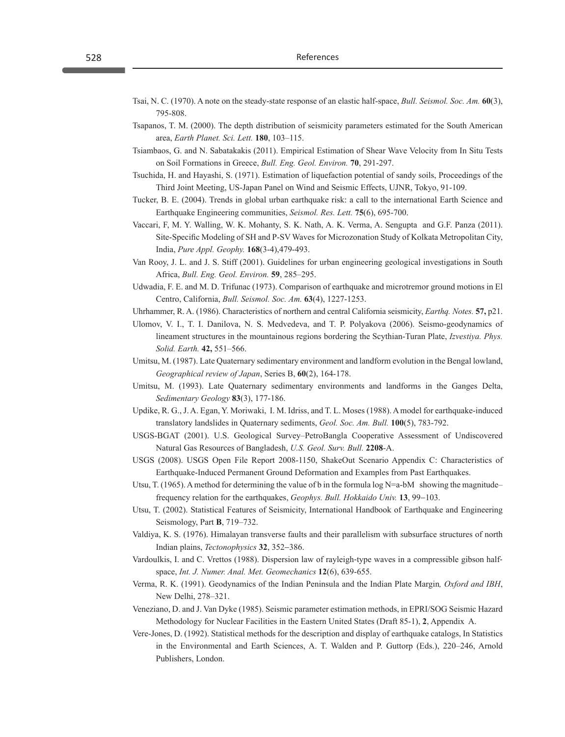Tsai, N. C. (1970). A note on the steady-state response of an elastic half-space, *Bull. Seismol. Soc. Am.* **60**(3), 795-808.

Tsapanos, T. M. (2000). The depth distribution of seismicity parameters estimated for the South American area, *Earth Planet. Sci. Lett.* **180**, 103–115.

Tsiambaos, G. and N. Sabatakakis (2011). Empirical Estimation of Shear Wave Velocity from In Situ Tests on Soil Formations in Greece, *Bull. Eng. Geol. Environ.* **70**, 291-297.

Tsuchida, H. and Hayashi, S. (1971). Estimation of liquefaction potential of sandy soils, Proceedings of the Third Joint Meeting, US-Japan Panel on Wind and Seismic Effects, UJNR, Tokyo, 91-109.

Tucker, B. E. (2004). Trends in global urban earthquake risk: a call to the international Earth Science and Earthquake Engineering communities, *Seismol. Res. Lett.* **75**(6), 695-700.

Vaccari, F, M. Y. Walling, W. K. Mohanty, S. K. Nath, A. K. Verma, A. Sengupta and G.F. Panza (2011). Site-Specific Modeling of SH and P-SV Waves for Microzonation Study of Kolkata Metropolitan City, India, *Pure Appl. Geophy.* **168**(3-4),479-493.

Van Rooy, J. L. and J. S. Stiff (2001). Guidelines for urban engineering geological investigations in South Africa, *Bull. Eng. Geol. Environ.* **59**, 285–295.

Udwadia, F. E. and M. D. Trifunac (1973). Comparison of earthquake and microtremor ground motions in El Centro, California, *Bull. Seismol. Soc. Am.* **63**(4), 1227-1253.

Uhrhammer, R. A. (1986). Characteristics of northern and central California seismicity, *Earthq. Notes.* **57,** p21.

Ulomov, V. I., T. I. Danilova, N. S. Medvedeva, and T. P. Polyakova (2006). Seismo-geodynamics of lineament structures in the mountainous regions bordering the Scythian-Turan Plate, *Izvestiya. Phys. Solid. Earth.* **42,** 551–566.

Umitsu, M. (1987). Late Quaternary sedimentary environment and landform evolution in the Bengal lowland, *Geographical review of Japan*, Series B, **60**(2), 164-178.

Umitsu, M. (1993). Late Quaternary sedimentary environments and landforms in the Ganges Delta, *Sedimentary Geology* **83**(3), 177-186.

Updike, R. G., J. A. Egan, Y. Moriwaki, I. M. Idriss, and T. L. Moses (1988). A model for earthquake-induced translatory landslides in Quaternary sediments, *Geol. Soc. Am. Bull.* **100**(5), 783-792.

USGS-BGAT (2001). U.S. Geological Survey–PetroBangla Cooperative Assessment of Undiscovered Natural Gas Resources of Bangladesh, *U.S. Geol. Surv. Bull.* **2208**-A.

USGS (2008). USGS Open File Report 2008-1150, ShakeOut Scenario Appendix C: Characteristics of Earthquake-Induced Permanent Ground Deformation and Examples from Past Earthquakes.

Utsu, T. (1965). A method for determining the value of b in the formula log N=a-bM showing the magnitude–frequency relation for the earthquakes, *Geophys. Bull. Hokkaido Univ.* **13**, 99–103.

Utsu, T. (2002). Statistical Features of Seismicity, International Handbook of Earthquake and Engineering Seismology, Part **B**, 719–732.

Valdiya, K. S. (1976). Himalayan transverse faults and their parallelism with subsurface structures of north Indian plains, *Tectonophysics* **32**, 352–386.

Vardoulkis, I. and C. Vrettos (1988). Dispersion law of rayleigh-type waves in a compressible gibson half-space, *Int. J. Numer. Anal. Met. Geomechanics* **12**(6), 639-655.

Verma, R. K. (1991). Geodynamics of the Indian Peninsula and the Indian Plate Margin*, Oxford and IBH*, New Delhi, 278–321.

Veneziano, D. and J. Van Dyke (1985). Seismic parameter estimation methods, in EPRI/SOG Seismic Hazard Methodology for Nuclear Facilities in the Eastern United States (Draft 85-1), **2**, Appendix A.

Vere-Jones, D. (1992). Statistical methods for the description and display of earthquake catalogs, In Statistics in the Environmental and Earth Sciences, A. T. Walden and P. Guttorp (Eds.), 220–246, Arnold Publishers, London.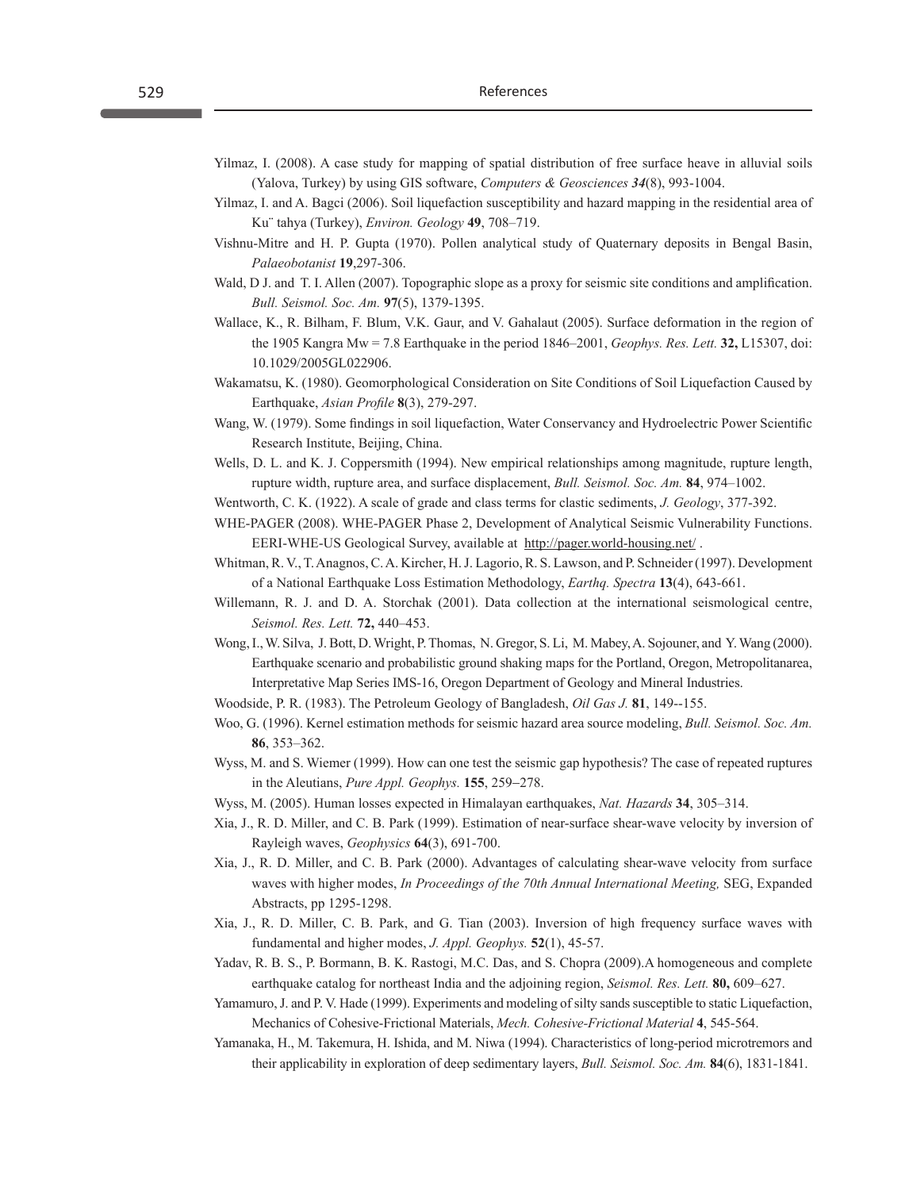Yilmaz, I. (2008). A case study for mapping of spatial distribution of free surface heave in alluvial soils (Yalova, Turkey) by using GIS software, *Computers & Geosciences* ***34***(8), 993-1004.

Yilmaz, I. and A. Bagci (2006). Soil liquefaction susceptibility and hazard mapping in the residential area of Ku¨ tahya (Turkey), *Environ. Geology* **49**, 708–719.

Vishnu-Mitre and H. P. Gupta (1970). Pollen analytical study of Quaternary deposits in Bengal Basin, *Palaeobotanist* **19**,297-306.

Wald, D J. and T. I. Allen (2007). Topographic slope as a proxy for seismic site conditions and amplification. *Bull. Seismol. Soc. Am.* **97**(5), 1379-1395.

Wallace, K., R. Bilham, F. Blum, V.K. Gaur, and V. Gahalaut (2005). Surface deformation in the region of the 1905 Kangra Mw = 7.8 Earthquake in the period 1846–2001, *Geophys. Res. Lett.* **32,** L15307, doi: 10.1029/2005GL022906.

Wakamatsu, K. (1980). Geomorphological Consideration on Site Conditions of Soil Liquefaction Caused by Earthquake, *Asian Profile* **8**(3), 279-297.

Wang, W. (1979). Some findings in soil liquefaction, Water Conservancy and Hydroelectric Power Scientific Research Institute, Beijing, China.

Wells, D. L. and K. J. Coppersmith (1994). New empirical relationships among magnitude, rupture length, rupture width, rupture area, and surface displacement, *Bull. Seismol. Soc. Am.* **84**, 974–1002.

Wentworth, C. K. (1922). A scale of grade and class terms for clastic sediments, *J. Geology*, 377-392.

WHE-PAGER (2008). WHE-PAGER Phase 2, Development of Analytical Seismic Vulnerability Functions. EERI-WHE-US Geological Survey, available at http://pager.world-housing.net/ .

Whitman, R. V., T. Anagnos, C. A. Kircher, H. J. Lagorio, R. S. Lawson, and P. Schneider (1997). Development of a National Earthquake Loss Estimation Methodology, *Earthq. Spectra* **13**(4), 643-661.

Willemann, R. J. and D. A. Storchak (2001). Data collection at the international seismological centre, *Seismol. Res. Lett.* **72,** 440–453.

Wong, I., W. Silva, J. Bott, D. Wright, P. Thomas, N. Gregor, S. Li, M. Mabey, A. Sojouner, and Y. Wang (2000). Earthquake scenario and probabilistic ground shaking maps for the Portland, Oregon, Metropolitanarea, Interpretative Map Series IMS-16, Oregon Department of Geology and Mineral Industries.

Woodside, P. R. (1983). The Petroleum Geology of Bangladesh, *Oil Gas J.* **81**, 149--155.

Woo, G. (1996). Kernel estimation methods for seismic hazard area source modeling, *Bull. Seismol. Soc. Am.* **86**, 353–362.

Wyss, M. and S. Wiemer (1999). How can one test the seismic gap hypothesis? The case of repeated ruptures in the Aleutians, *Pure Appl. Geophys.* **155**, 259–278.

Wyss, M. (2005). Human losses expected in Himalayan earthquakes, *Nat. Hazards* **34**, 305–314.

Xia, J., R. D. Miller, and C. B. Park (1999). Estimation of near-surface shear-wave velocity by inversion of Rayleigh waves, *Geophysics* **64**(3), 691-700.

Xia, J., R. D. Miller, and C. B. Park (2000). Advantages of calculating shear-wave velocity from surface waves with higher modes, *In Proceedings of the 70th Annual International Meeting,* SEG, Expanded Abstracts, pp 1295-1298.

Xia, J., R. D. Miller, C. B. Park, and G. Tian (2003). Inversion of high frequency surface waves with fundamental and higher modes, *J. Appl. Geophys.* **52**(1), 45-57.

Yadav, R. B. S., P. Bormann, B. K. Rastogi, M.C. Das, and S. Chopra (2009).A homogeneous and complete earthquake catalog for northeast India and the adjoining region, *Seismol. Res. Lett.* **80,** 609–627.

Yamamuro, J. and P. V. Hade (1999). Experiments and modeling of silty sands susceptible to static Liquefaction, Mechanics of Cohesive-Frictional Materials, *Mech. Cohesive-Frictional Material* **4**, 545-564.

Yamanaka, H., M. Takemura, H. Ishida, and M. Niwa (1994). Characteristics of long-period microtremors and their applicability in exploration of deep sedimentary layers, *Bull. Seismol. Soc. Am.* **84**(6), 1831-1841.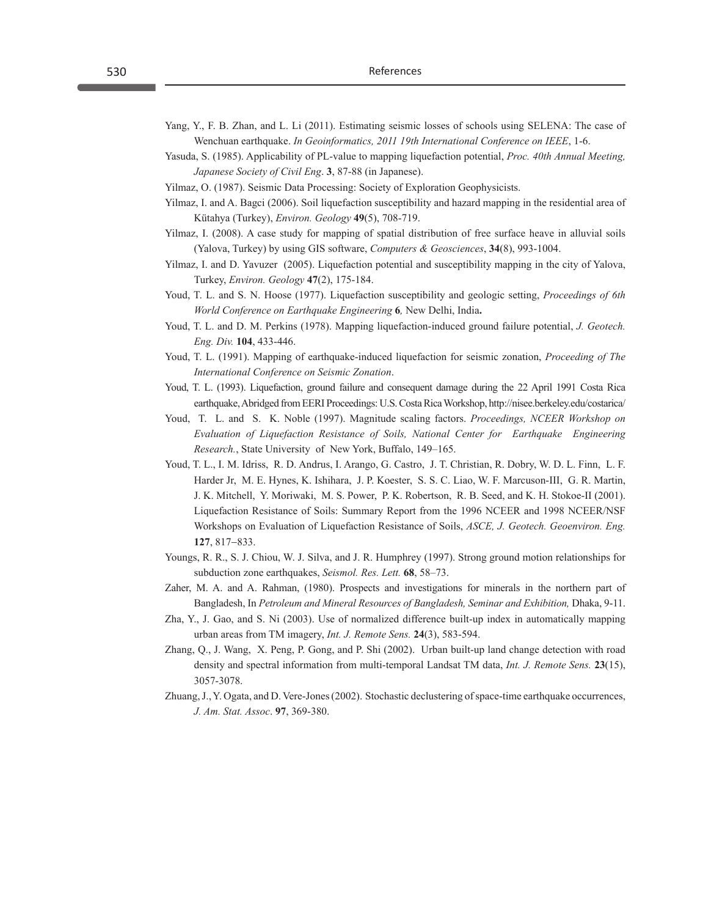Yang, Y., F. B. Zhan, and L. Li (2011). Estimating seismic losses of schools using SELENA: The case of Wenchuan earthquake. *In Geoinformatics, 2011 19th International Conference on IEEE*, 1-6.

Yasuda, S. (1985). Applicability of PL-value to mapping liquefaction potential, *Proc. 40th Annual Meeting, Japanese Society of Civil Eng*. **3**, 87-88 (in Japanese).

Yilmaz, O. (1987). Seismic Data Processing: Society of Exploration Geophysicists.

Yilmaz, I. and A. Bagci (2006). Soil liquefaction susceptibility and hazard mapping in the residential area of Kütahya (Turkey), *Environ. Geology* **49**(5), 708-719.

Yilmaz, I. (2008). A case study for mapping of spatial distribution of free surface heave in alluvial soils (Yalova, Turkey) by using GIS software, *Computers & Geosciences*, **34**(8), 993-1004.

Yilmaz, I. and D. Yavuzer (2005). Liquefaction potential and susceptibility mapping in the city of Yalova, Turkey, *Environ. Geology* **47**(2), 175-184.

Youd, T. L. and S. N. Hoose (1977). Liquefaction susceptibility and geologic setting, *Proceedings of 6th World Conference on Earthquake Engineering* **6***,* New Delhi, India**.**

Youd, T. L. and D. M. Perkins (1978). Mapping liquefaction-induced ground failure potential, *J. Geotech. Eng. Div.* **104**, 433-446.

Youd, T. L. (1991). Mapping of earthquake-induced liquefaction for seismic zonation, *Proceeding of The International Conference on Seismic Zonation*.

Youd, T. L. (1993). Liquefaction, ground failure and consequent damage during the 22 April 1991 Costa Rica earthquake, Abridged from EERI Proceedings: U.S. Costa Rica Workshop, http://nisee.berkeley.edu/costarica/

Youd, T. L. and S. K. Noble (1997). Magnitude scaling factors. *Proceedings, NCEER Workshop on Evaluation of Liquefaction Resistance of Soils, National Center for Earthquake Engineering Research.*, State University of New York, Buffalo, 149–165.

Youd, T. L., I. M. Idriss, R. D. Andrus, I. Arango, G. Castro, J. T. Christian, R. Dobry, W. D. L. Finn, L. F. Harder Jr, M. E. Hynes, K. Ishihara, J. P. Koester, S. S. C. Liao, W. F. Marcuson-III, G. R. Martin, J. K. Mitchell, Y. Moriwaki, M. S. Power, P. K. Robertson, R. B. Seed, and K. H. Stokoe-II (2001). Liquefaction Resistance of Soils: Summary Report from the 1996 NCEER and 1998 NCEER/NSF Workshops on Evaluation of Liquefaction Resistance of Soils, *ASCE, J. Geotech. Geoenviron. Eng.* **127**, 817–833.

Youngs, R. R., S. J. Chiou, W. J. Silva, and J. R. Humphrey (1997). Strong ground motion relationships for subduction zone earthquakes, *Seismol. Res. Lett.* **68**, 58–73.

Zaher, M. A. and A. Rahman, (1980). Prospects and investigations for minerals in the northern part of Bangladesh, In *Petroleum and Mineral Resources of Bangladesh, Seminar and Exhibition,* Dhaka, 9-11.

Zha, Y., J. Gao, and S. Ni (2003). Use of normalized difference built-up index in automatically mapping urban areas from TM imagery, *Int. J. Remote Sens.* **24**(3), 583-594.

Zhang, Q., J. Wang, X. Peng, P. Gong, and P. Shi (2002). Urban built-up land change detection with road density and spectral information from multi-temporal Landsat TM data, *Int. J. Remote Sens.* **23**(15), 3057-3078.

Zhuang, J., Y. Ogata, and D. Vere-Jones (2002). Stochastic declustering of space-time earthquake occurrences, *J. Am. Stat. Assoc*. **97**, 369-380.